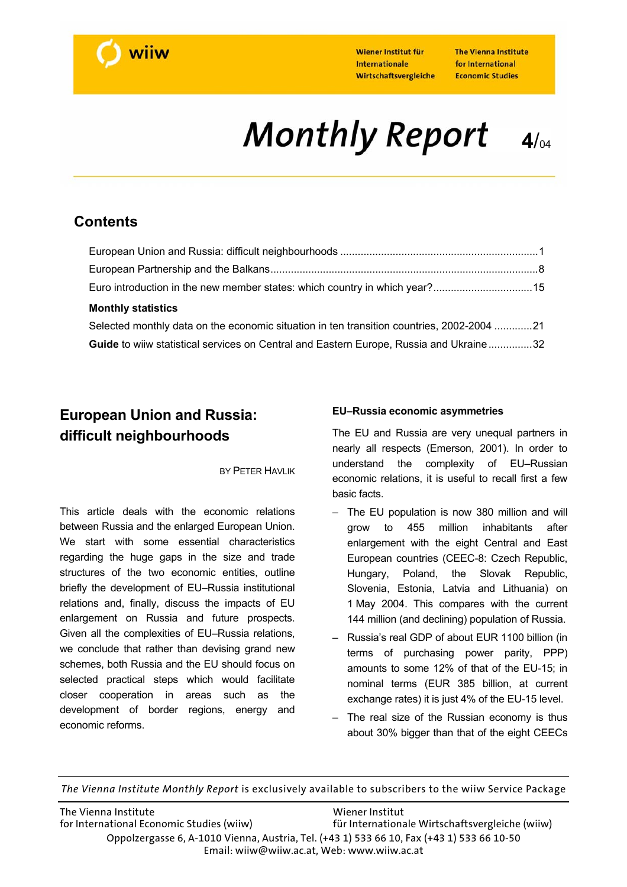wiiw

Wiener Institut für Internationale Wirtschaftsvergleiche

The Vienna Institute for International Economic Studies

# Monthly Report 4/04

## Contents

European Union and Russia: difficult neighbourhoods ....................1

European Partnership and the Balkans....................8

Euro introduction in the new member states: which country in which year?....................15

**Monthly statistics**

Selected monthly data on the economic situation in ten transition countries, 2002-2004 ....................21

**Guide** to wiiw statistical services on Central and Eastern Europe, Russia and Ukraine....................32

## European Union and Russia: difficult neighbourhoods

BY PETER HAVLIK

This article deals with the economic relations between Russia and the enlarged European Union. We start with some essential characteristics regarding the huge gaps in the size and trade structures of the two economic entities, outline briefly the development of EU–Russia institutional relations and, finally, discuss the impacts of EU enlargement on Russia and future prospects. Given all the complexities of EU–Russia relations, we conclude that rather than devising grand new schemes, both Russia and the EU should focus on selected practical steps which would facilitate closer cooperation in areas such as the development of border regions, energy and economic reforms.

### EU–Russia economic asymmetries

The EU and Russia are very unequal partners in nearly all respects (Emerson, 2001). In order to understand the complexity of EU–Russian economic relations, it is useful to recall first a few basic facts.

- The EU population is now 380 million and will grow to 455 million inhabitants after enlargement with the eight Central and East European countries (CEEC-8: Czech Republic, Hungary, Poland, the Slovak Republic, Slovenia, Estonia, Latvia and Lithuania) on 1 May 2004. This compares with the current 144 million (and declining) population of Russia.
- Russia's real GDP of about EUR 1100 billion (in terms of purchasing power parity, PPP) amounts to some 12% of that of the EU-15; in nominal terms (EUR 385 billion, at current exchange rates) it is just 4% of the EU-15 level.
- The real size of the Russian economy is thus about 30% bigger than that of the eight CEECs

*The Vienna Institute Monthly Report* is exclusively available to subscribers to the wiiw Service Package

The Vienna Institute for International Economic Studies (wiiw)
Wiener Institut für Internationale Wirtschaftsvergleiche (wiiw)
Oppolzergasse 6, A-1010 Vienna, Austria, Tel. (+43 1) 533 66 10, Fax (+43 1) 533 66 10-50
Email: wiiw@wiiw.ac.at, Web: www.wiiw.ac.at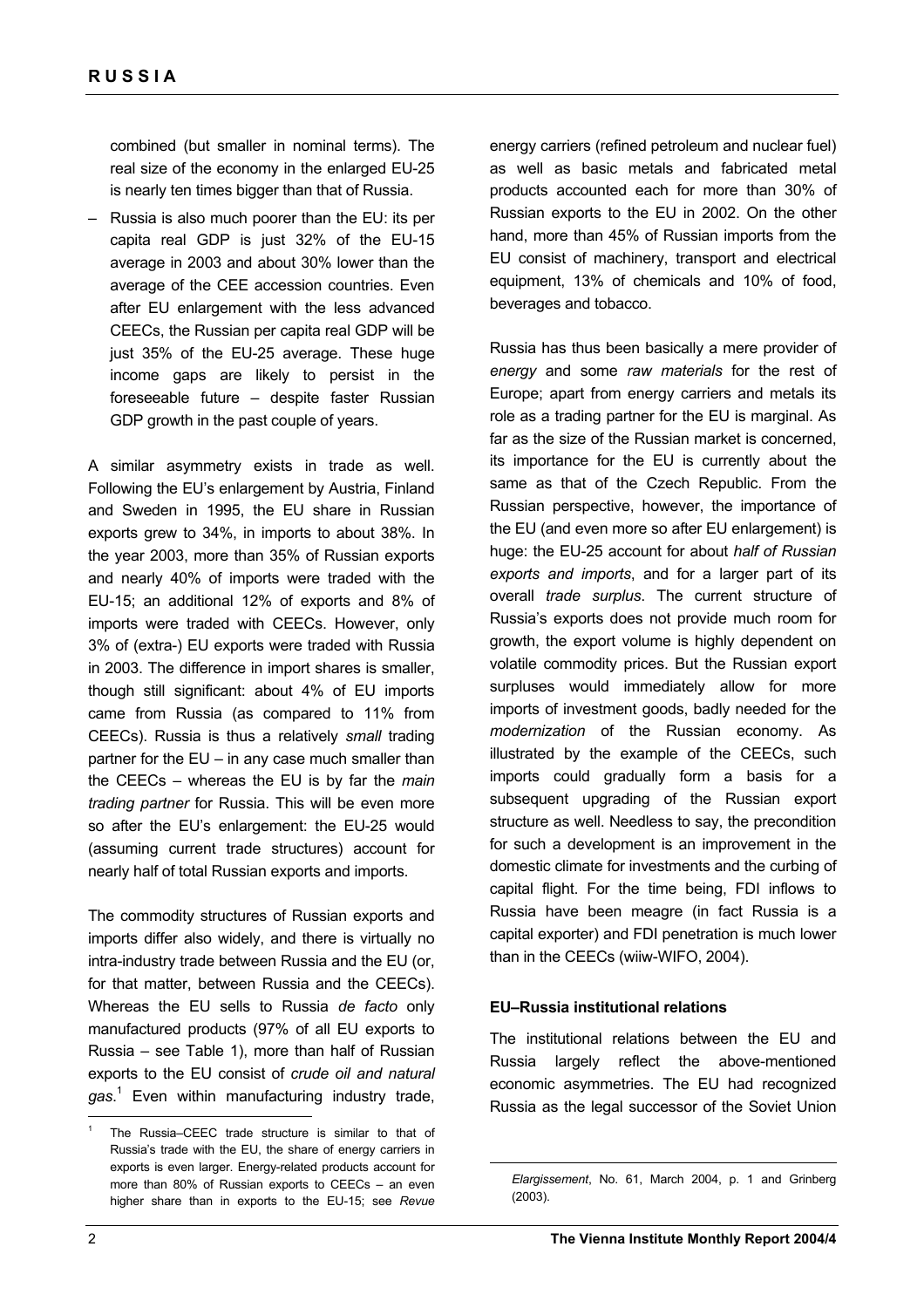combined (but smaller in nominal terms). The real size of the economy in the enlarged EU-25 is nearly ten times bigger than that of Russia.

– Russia is also much poorer than the EU: its per capita real GDP is just 32% of the EU-15 average in 2003 and about 30% lower than the average of the CEE accession countries. Even after EU enlargement with the less advanced CEECs, the Russian per capita real GDP will be just 35% of the EU-25 average. These huge income gaps are likely to persist in the foreseeable future – despite faster Russian GDP growth in the past couple of years.

A similar asymmetry exists in trade as well. Following the EU's enlargement by Austria, Finland and Sweden in 1995, the EU share in Russian exports grew to 34%, in imports to about 38%. In the year 2003, more than 35% of Russian exports and nearly 40% of imports were traded with the EU-15; an additional 12% of exports and 8% of imports were traded with CEECs. However, only 3% of (extra-) EU exports were traded with Russia in 2003. The difference in import shares is smaller, though still significant: about 4% of EU imports came from Russia (as compared to 11% from CEECs). Russia is thus a relatively *small* trading partner for the EU – in any case much smaller than the CEECs – whereas the EU is by far the *main trading partner* for Russia. This will be even more so after the EU's enlargement: the EU-25 would (assuming current trade structures) account for nearly half of total Russian exports and imports.

The commodity structures of Russian exports and imports differ also widely, and there is virtually no intra-industry trade between Russia and the EU (or, for that matter, between Russia and the CEECs). Whereas the EU sells to Russia *de facto* only manufactured products (97% of all EU exports to Russia – see Table 1), more than half of Russian exports to the EU consist of *crude oil and natural gas*.[1] Even within manufacturing industry trade, energy carriers (refined petroleum and nuclear fuel) as well as basic metals and fabricated metal products accounted each for more than 30% of Russian exports to the EU in 2002. On the other hand, more than 45% of Russian imports from the EU consist of machinery, transport and electrical equipment, 13% of chemicals and 10% of food, beverages and tobacco.

Russia has thus been basically a mere provider of *energy* and some *raw materials* for the rest of Europe; apart from energy carriers and metals its role as a trading partner for the EU is marginal. As far as the size of the Russian market is concerned, its importance for the EU is currently about the same as that of the Czech Republic. From the Russian perspective, however, the importance of the EU (and even more so after EU enlargement) is huge: the EU-25 account for about *half of Russian exports and imports*, and for a larger part of its overall *trade surplus*. The current structure of Russia's exports does not provide much room for growth, the export volume is highly dependent on volatile commodity prices. But the Russian export surpluses would immediately allow for more imports of investment goods, badly needed for the *modernization* of the Russian economy. As illustrated by the example of the CEECs, such imports could gradually form a basis for a subsequent upgrading of the Russian export structure as well. Needless to say, the precondition for such a development is an improvement in the domestic climate for investments and the curbing of capital flight. For the time being, FDI inflows to Russia have been meagre (in fact Russia is a capital exporter) and FDI penetration is much lower than in the CEECs (wiiw-WIFO, 2004).

## EU–Russia institutional relations

The institutional relations between the EU and Russia largely reflect the above-mentioned economic asymmetries. The EU had recognized Russia as the legal successor of the Soviet Union

---

[1] The Russia–CEEC trade structure is similar to that of Russia's trade with the EU, the share of energy carriers in exports is even larger. Energy-related products account for more than 80% of Russian exports to CEECs – an even higher share than in exports to the EU-15; see *Revue Elargissement*, No. 61, March 2004, p. 1 and Grinberg (2003).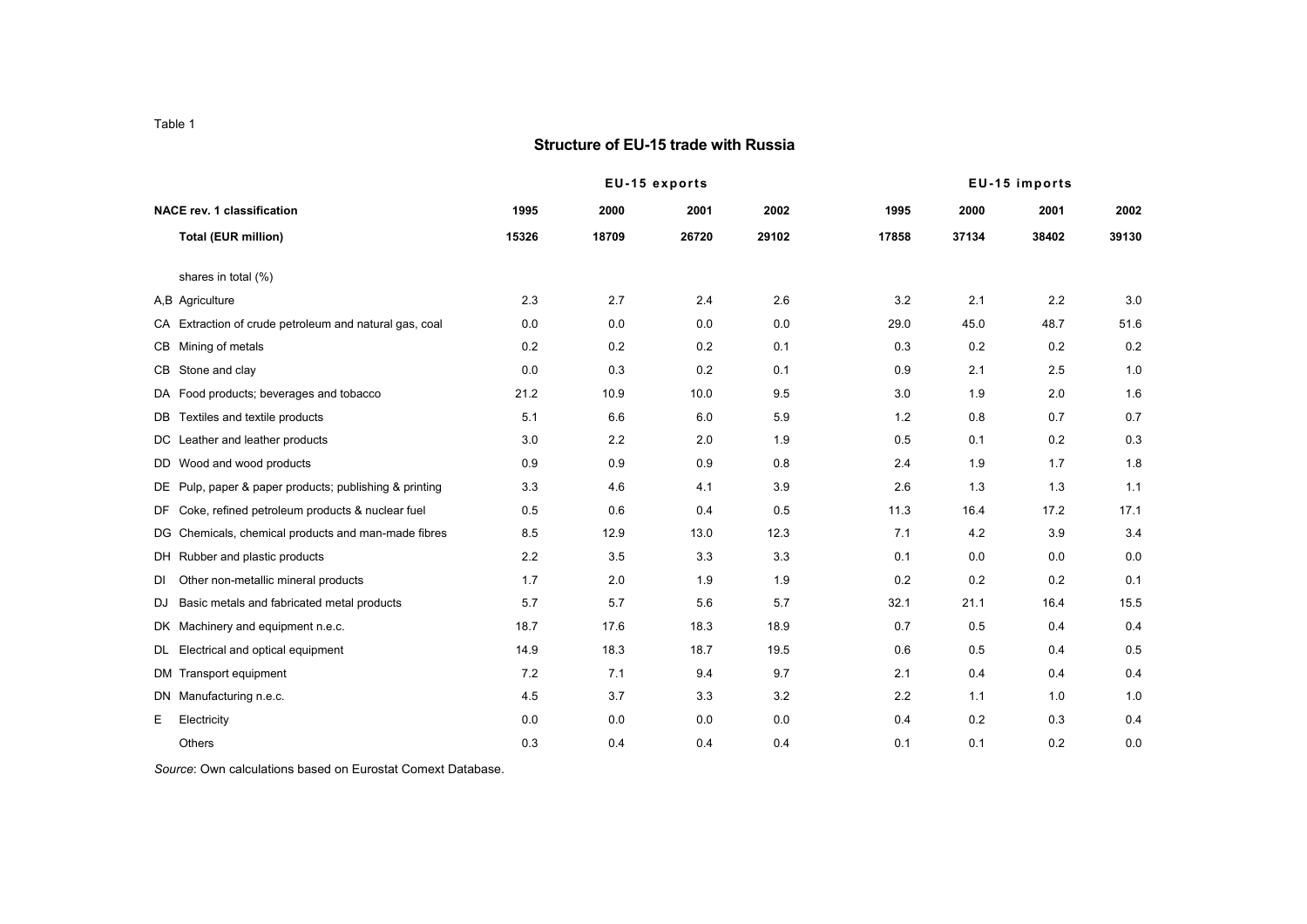Table 1

## Structure of EU-15 trade with Russia

| NACE rev. 1 classification | EU-15 exports | | | | EU-15 imports | | | |
|---|---|---|---|---|---|---|---|---|
| | 1995 | 2000 | 2001 | 2002 | 1995 | 2000 | 2001 | 2002 |
| **Total (EUR million)** | **15326** | **18709** | **26720** | **29102** | **17858** | **37134** | **38402** | **39130** |
| shares in total (%) | | | | | | | | |
| A,B Agriculture | 2.3 | 2.7 | 2.4 | 2.6 | 3.2 | 2.1 | 2.2 | 3.0 |
| CA Extraction of crude petroleum and natural gas, coal | 0.0 | 0.0 | 0.0 | 0.0 | 29.0 | 45.0 | 48.7 | 51.6 |
| CB Mining of metals | 0.2 | 0.2 | 0.2 | 0.1 | 0.3 | 0.2 | 0.2 | 0.2 |
| CB Stone and clay | 0.0 | 0.3 | 0.2 | 0.1 | 0.9 | 2.1 | 2.5 | 1.0 |
| DA Food products; beverages and tobacco | 21.2 | 10.9 | 10.0 | 9.5 | 3.0 | 1.9 | 2.0 | 1.6 |
| DB Textiles and textile products | 5.1 | 6.6 | 6.0 | 5.9 | 1.2 | 0.8 | 0.7 | 0.7 |
| DC Leather and leather products | 3.0 | 2.2 | 2.0 | 1.9 | 0.5 | 0.1 | 0.2 | 0.3 |
| DD Wood and wood products | 0.9 | 0.9 | 0.9 | 0.8 | 2.4 | 1.9 | 1.7 | 1.8 |
| DE Pulp, paper & paper products; publishing & printing | 3.3 | 4.6 | 4.1 | 3.9 | 2.6 | 1.3 | 1.3 | 1.1 |
| DF Coke, refined petroleum products & nuclear fuel | 0.5 | 0.6 | 0.4 | 0.5 | 11.3 | 16.4 | 17.2 | 17.1 |
| DG Chemicals, chemical products and man-made fibres | 8.5 | 12.9 | 13.0 | 12.3 | 7.1 | 4.2 | 3.9 | 3.4 |
| DH Rubber and plastic products | 2.2 | 3.5 | 3.3 | 3.3 | 0.1 | 0.0 | 0.0 | 0.0 |
| DI Other non-metallic mineral products | 1.7 | 2.0 | 1.9 | 1.9 | 0.2 | 0.2 | 0.2 | 0.1 |
| DJ Basic metals and fabricated metal products | 5.7 | 5.7 | 5.6 | 5.7 | 32.1 | 21.1 | 16.4 | 15.5 |
| DK Machinery and equipment n.e.c. | 18.7 | 17.6 | 18.3 | 18.9 | 0.7 | 0.5 | 0.4 | 0.4 |
| DL Electrical and optical equipment | 14.9 | 18.3 | 18.7 | 19.5 | 0.6 | 0.5 | 0.4 | 0.5 |
| DM Transport equipment | 7.2 | 7.1 | 9.4 | 9.7 | 2.1 | 0.4 | 0.4 | 0.4 |
| DN Manufacturing n.e.c. | 4.5 | 3.7 | 3.3 | 3.2 | 2.2 | 1.1 | 1.0 | 1.0 |
| E Electricity | 0.0 | 0.0 | 0.0 | 0.0 | 0.4 | 0.2 | 0.3 | 0.4 |
| Others | 0.3 | 0.4 | 0.4 | 0.4 | 0.1 | 0.1 | 0.2 | 0.0 |

*Source*: Own calculations based on Eurostat Comext Database.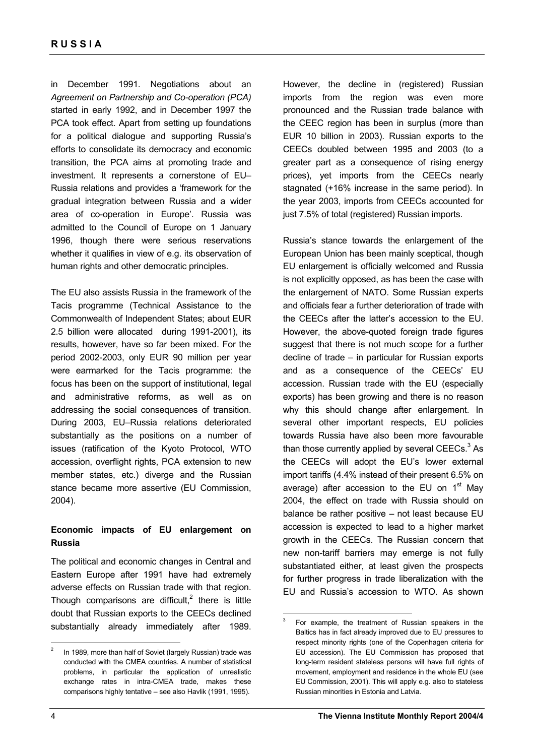in December 1991. Negotiations about an *Agreement on Partnership and Co-operation (PCA)* started in early 1992, and in December 1997 the PCA took effect. Apart from setting up foundations for a political dialogue and supporting Russia's efforts to consolidate its democracy and economic transition, the PCA aims at promoting trade and investment. It represents a cornerstone of EU–Russia relations and provides a 'framework for the gradual integration between Russia and a wider area of co-operation in Europe'. Russia was admitted to the Council of Europe on 1 January 1996, though there were serious reservations whether it qualifies in view of e.g. its observation of human rights and other democratic principles.

The EU also assists Russia in the framework of the Tacis programme (Technical Assistance to the Commonwealth of Independent States; about EUR 2.5 billion were allocated during 1991-2001), its results, however, have so far been mixed. For the period 2002-2003, only EUR 90 million per year were earmarked for the Tacis programme: the focus has been on the support of institutional, legal and administrative reforms, as well as on addressing the social consequences of transition. During 2003, EU–Russia relations deteriorated substantially as the positions on a number of issues (ratification of the Kyoto Protocol, WTO accession, overflight rights, PCA extension to new member states, etc.) diverge and the Russian stance became more assertive (EU Commission, 2004).

### Economic impacts of EU enlargement on Russia

The political and economic changes in Central and Eastern Europe after 1991 have had extremely adverse effects on Russian trade with that region. Though comparisons are difficult,[2] there is little doubt that Russian exports to the CEECs declined substantially already immediately after 1989. However, the decline in (registered) Russian imports from the region was even more pronounced and the Russian trade balance with the CEEC region has been in surplus (more than EUR 10 billion in 2003). Russian exports to the CEECs doubled between 1995 and 2003 (to a greater part as a consequence of rising energy prices), yet imports from the CEECs nearly stagnated (+16% increase in the same period). In the year 2003, imports from CEECs accounted for just 7.5% of total (registered) Russian imports.

Russia's stance towards the enlargement of the European Union has been mainly sceptical, though EU enlargement is officially welcomed and Russia is not explicitly opposed, as has been the case with the enlargement of NATO. Some Russian experts and officials fear a further deterioration of trade with the CEECs after the latter's accession to the EU. However, the above-quoted foreign trade figures suggest that there is not much scope for a further decline of trade – in particular for Russian exports and as a consequence of the CEECs' EU accession. Russian trade with the EU (especially exports) has been growing and there is no reason why this should change after enlargement. In several other important respects, EU policies towards Russia have also been more favourable than those currently applied by several CEECs.[3] As the CEECs will adopt the EU's lower external import tariffs (4.4% instead of their present 6.5% on average) after accession to the EU on 1st May 2004, the effect on trade with Russia should on balance be rather positive – not least because EU accession is expected to lead to a higher market growth in the CEECs. The Russian concern that new non-tariff barriers may emerge is not fully substantiated either, at least given the prospects for further progress in trade liberalization with the EU and Russia's accession to WTO. As shown

---

[2] In 1989, more than half of Soviet (largely Russian) trade was conducted with the CMEA countries. A number of statistical problems, in particular the application of unrealistic exchange rates in intra-CMEA trade, makes these comparisons highly tentative – see also Havlik (1991, 1995).

[3] For example, the treatment of Russian speakers in the Baltics has in fact already improved due to EU pressures to respect minority rights (one of the Copenhagen criteria for EU accession). The EU Commission has proposed that long-term resident stateless persons will have full rights of movement, employment and residence in the whole EU (see EU Commission, 2001). This will apply e.g. also to stateless Russian minorities in Estonia and Latvia.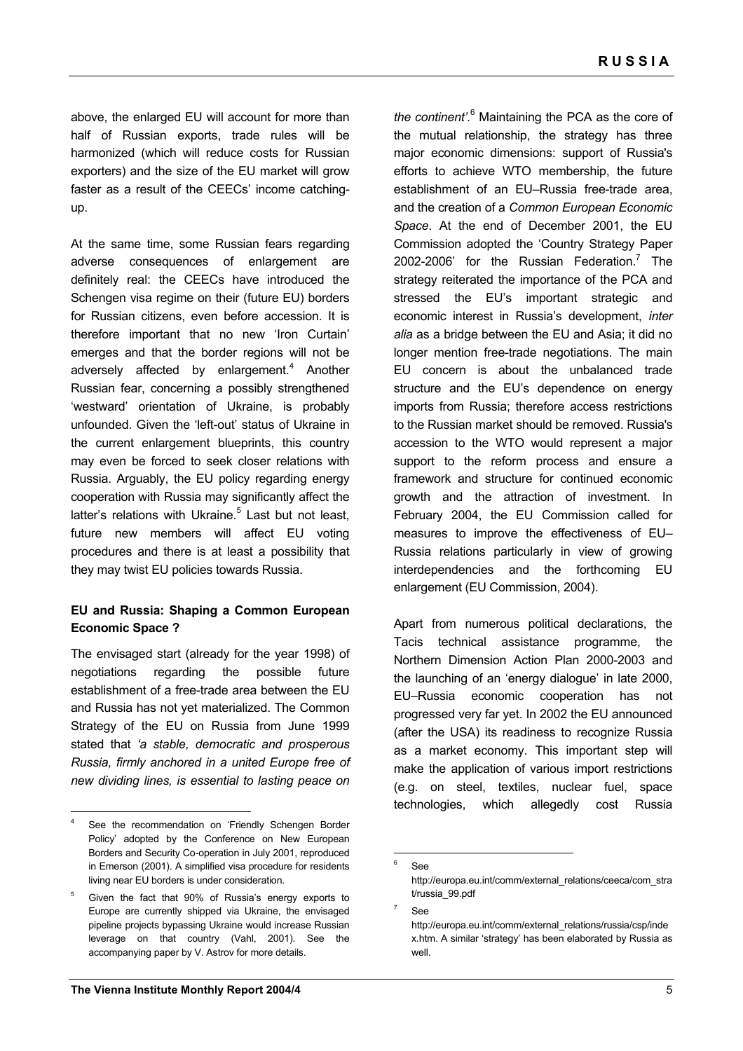above, the enlarged EU will account for more than half of Russian exports, trade rules will be harmonized (which will reduce costs for Russian exporters) and the size of the EU market will grow faster as a result of the CEECs' income catching-up.

At the same time, some Russian fears regarding adverse consequences of enlargement are definitely real: the CEECs have introduced the Schengen visa regime on their (future EU) borders for Russian citizens, even before accession. It is therefore important that no new 'Iron Curtain' emerges and that the border regions will not be adversely affected by enlargement.[4] Another Russian fear, concerning a possibly strengthened 'westward' orientation of Ukraine, is probably unfounded. Given the 'left-out' status of Ukraine in the current enlargement blueprints, this country may even be forced to seek closer relations with Russia. Arguably, the EU policy regarding energy cooperation with Russia may significantly affect the latter's relations with Ukraine.[5] Last but not least, future new members will affect EU voting procedures and there is at least a possibility that they may twist EU policies towards Russia.

**EU and Russia: Shaping a Common European Economic Space ?**

The envisaged start (already for the year 1998) of negotiations regarding the possible future establishment of a free-trade area between the EU and Russia has not yet materialized. The Common Strategy of the EU on Russia from June 1999 stated that *'a stable, democratic and prosperous Russia, firmly anchored in a united Europe free of new dividing lines, is essential to lasting peace on the continent'*.[6] Maintaining the PCA as the core of the mutual relationship, the strategy has three major economic dimensions: support of Russia's efforts to achieve WTO membership, the future establishment of an EU–Russia free-trade area, and the creation of a *Common European Economic Space*. At the end of December 2001, the EU Commission adopted the 'Country Strategy Paper 2002-2006' for the Russian Federation.[7] The strategy reiterated the importance of the PCA and stressed the EU's important strategic and economic interest in Russia's development, *inter alia* as a bridge between the EU and Asia; it did no longer mention free-trade negotiations. The main EU concern is about the unbalanced trade structure and the EU's dependence on energy imports from Russia; therefore access restrictions to the Russian market should be removed. Russia's accession to the WTO would represent a major support to the reform process and ensure a framework and structure for continued economic growth and the attraction of investment. In February 2004, the EU Commission called for measures to improve the effectiveness of EU–Russia relations particularly in view of growing interdependencies and the forthcoming EU enlargement (EU Commission, 2004).

Apart from numerous political declarations, the Tacis technical assistance programme, the Northern Dimension Action Plan 2000-2003 and the launching of an 'energy dialogue' in late 2000, EU–Russia economic cooperation has not progressed very far yet. In 2002 the EU announced (after the USA) its readiness to recognize Russia as a market economy. This important step will make the application of various import restrictions (e.g. on steel, textiles, nuclear fuel, space technologies, which allegedly cost Russia

---

[4] See the recommendation on 'Friendly Schengen Border Policy' adopted by the Conference on New European Borders and Security Co-operation in July 2001, reproduced in Emerson (2001). A simplified visa procedure for residents living near EU borders is under consideration.

[5] Given the fact that 90% of Russia's energy exports to Europe are currently shipped via Ukraine, the envisaged pipeline projects bypassing Ukraine would increase Russian leverage on that country (Vahl, 2001). See the accompanying paper by V. Astrov for more details.

[6] See http://europa.eu.int/comm/external_relations/ceeca/com_strat/russia_99.pdf

[7] See http://europa.eu.int/comm/external_relations/russia/csp/index.htm. A similar 'strategy' has been elaborated by Russia as well.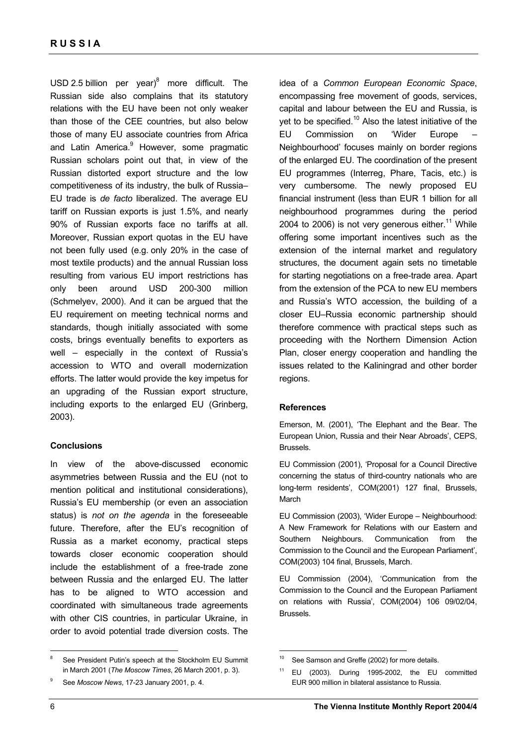USD 2.5 billion per year)[8] more difficult. The Russian side also complains that its statutory relations with the EU have been not only weaker than those of the CEE countries, but also below those of many EU associate countries from Africa and Latin America.[9] However, some pragmatic Russian scholars point out that, in view of the Russian distorted export structure and the low competitiveness of its industry, the bulk of Russia–EU trade is *de facto* liberalized. The average EU tariff on Russian exports is just 1.5%, and nearly 90% of Russian exports face no tariffs at all. Moreover, Russian export quotas in the EU have not been fully used (e.g. only 20% in the case of most textile products) and the annual Russian loss resulting from various EU import restrictions has only been around USD 200-300 million (Schmelyev, 2000). And it can be argued that the EU requirement on meeting technical norms and standards, though initially associated with some costs, brings eventually benefits to exporters as well – especially in the context of Russia's accession to WTO and overall modernization efforts. The latter would provide the key impetus for an upgrading of the Russian export structure, including exports to the enlarged EU (Grinberg, 2003).

**Conclusions**

In view of the above-discussed economic asymmetries between Russia and the EU (not to mention political and institutional considerations), Russia's EU membership (or even an association status) is *not on the agenda* in the foreseeable future. Therefore, after the EU's recognition of Russia as a market economy, practical steps towards closer economic cooperation should include the establishment of a free-trade zone between Russia and the enlarged EU. The latter has to be aligned to WTO accession and coordinated with simultaneous trade agreements with other CIS countries, in particular Ukraine, in order to avoid potential trade diversion costs. The idea of a *Common European Economic Space*, encompassing free movement of goods, services, capital and labour between the EU and Russia, is yet to be specified.[10] Also the latest initiative of the EU Commission on 'Wider Europe – Neighbourhood' focuses mainly on border regions of the enlarged EU. The coordination of the present EU programmes (Interreg, Phare, Tacis, etc.) is very cumbersome. The newly proposed EU financial instrument (less than EUR 1 billion for all neighbourhood programmes during the period 2004 to 2006) is not very generous either.[11] While offering some important incentives such as the extension of the internal market and regulatory structures, the document again sets no timetable for starting negotiations on a free-trade area. Apart from the extension of the PCA to new EU members and Russia's WTO accession, the building of a closer EU–Russia economic partnership should therefore commence with practical steps such as proceeding with the Northern Dimension Action Plan, closer energy cooperation and handling the issues related to the Kaliningrad and other border regions.

**References**

Emerson, M. (2001), 'The Elephant and the Bear. The European Union, Russia and their Near Abroads', CEPS, Brussels.

EU Commission (2001), 'Proposal for a Council Directive concerning the status of third-country nationals who are long-term residents', COM(2001) 127 final, Brussels, March

EU Commission (2003), 'Wider Europe – Neighbourhood: A New Framework for Relations with our Eastern and Southern Neighbours. Communication from the Commission to the Council and the European Parliament', COM(2003) 104 final, Brussels, March.

EU Commission (2004), 'Communication from the Commission to the Council and the European Parliament on relations with Russia', COM(2004) 106 09/02/04, Brussels.

---

[8] See President Putin's speech at the Stockholm EU Summit in March 2001 (*The Moscow Times*, 26 March 2001, p. 3).

[9] See *Moscow News*, 17-23 January 2001, p. 4.

[10] See Samson and Greffe (2002) for more details.

[11] EU (2003). During 1995-2002, the EU committed EUR 900 million in bilateral assistance to Russia.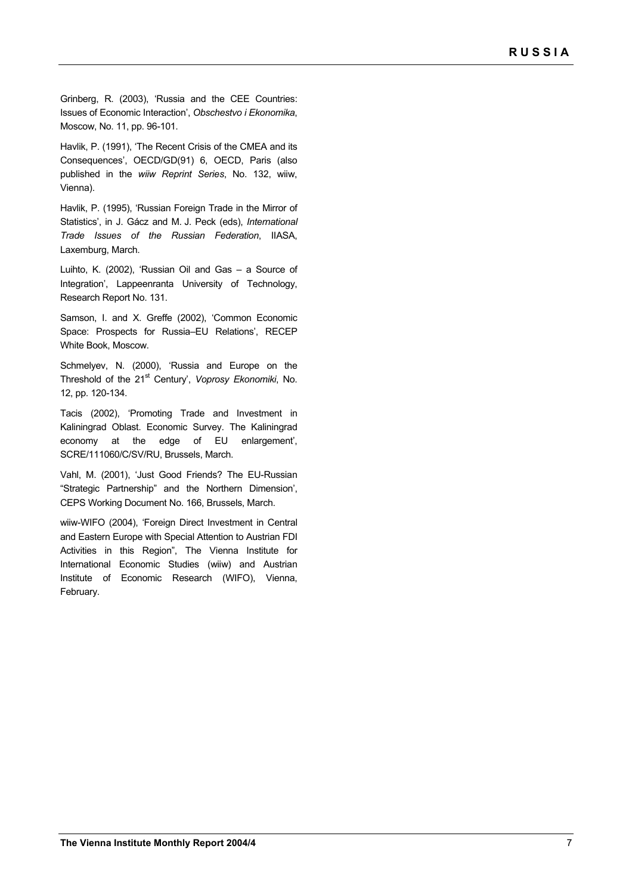Grinberg, R. (2003), 'Russia and the CEE Countries: Issues of Economic Interaction', *Obschestvo i Ekonomika*, Moscow, No. 11, pp. 96-101.

Havlik, P. (1991), 'The Recent Crisis of the CMEA and its Consequences', OECD/GD(91) 6, OECD, Paris (also published in the *wiiw Reprint Series*, No. 132, wiiw, Vienna).

Havlik, P. (1995), 'Russian Foreign Trade in the Mirror of Statistics', in J. Gácz and M. J. Peck (eds), *International Trade Issues of the Russian Federation*, IIASA, Laxemburg, March.

Luihto, K. (2002), 'Russian Oil and Gas – a Source of Integration', Lappeenranta University of Technology, Research Report No. 131.

Samson, I. and X. Greffe (2002), 'Common Economic Space: Prospects for Russia–EU Relations', RECEP White Book, Moscow.

Schmelyev, N. (2000), 'Russia and Europe on the Threshold of the 21st Century', *Voprosy Ekonomiki*, No. 12, pp. 120-134.

Tacis (2002), 'Promoting Trade and Investment in Kaliningrad Oblast. Economic Survey. The Kaliningrad economy at the edge of EU enlargement', SCRE/111060/C/SV/RU, Brussels, March.

Vahl, M. (2001), 'Just Good Friends? The EU-Russian "Strategic Partnership" and the Northern Dimension', CEPS Working Document No. 166, Brussels, March.

wiiw-WIFO (2004), 'Foreign Direct Investment in Central and Eastern Europe with Special Attention to Austrian FDI Activities in this Region", The Vienna Institute for International Economic Studies (wiiw) and Austrian Institute of Economic Research (WIFO), Vienna, February.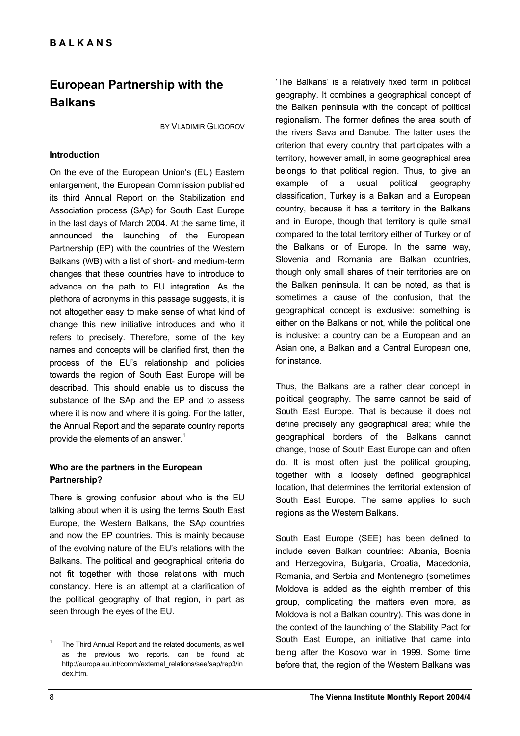# European Partnership with the Balkans

BY VLADIMIR GLIGOROV

### Introduction

On the eve of the European Union's (EU) Eastern enlargement, the European Commission published its third Annual Report on the Stabilization and Association process (SAp) for South East Europe in the last days of March 2004. At the same time, it announced the launching of the European Partnership (EP) with the countries of the Western Balkans (WB) with a list of short- and medium-term changes that these countries have to introduce to advance on the path to EU integration. As the plethora of acronyms in this passage suggests, it is not altogether easy to make sense of what kind of change this new initiative introduces and who it refers to precisely. Therefore, some of the key names and concepts will be clarified first, then the process of the EU's relationship and policies towards the region of South East Europe will be described. This should enable us to discuss the substance of the SAp and the EP and to assess where it is now and where it is going. For the latter, the Annual Report and the separate country reports provide the elements of an answer.[1]

### Who are the partners in the European Partnership?

There is growing confusion about who is the EU talking about when it is using the terms South East Europe, the Western Balkans, the SAp countries and now the EP countries. This is mainly because of the evolving nature of the EU's relations with the Balkans. The political and geographical criteria do not fit together with those relations with much constancy. Here is an attempt at a clarification of the political geography of that region, in part as seen through the eyes of the EU.

'The Balkans' is a relatively fixed term in political geography. It combines a geographical concept of the Balkan peninsula with the concept of political regionalism. The former defines the area south of the rivers Sava and Danube. The latter uses the criterion that every country that participates with a territory, however small, in some geographical area belongs to that political region. Thus, to give an example of a usual political geography classification, Turkey is a Balkan and a European country, because it has a territory in the Balkans and in Europe, though that territory is quite small compared to the total territory either of Turkey or of the Balkans or of Europe. In the same way, Slovenia and Romania are Balkan countries, though only small shares of their territories are on the Balkan peninsula. It can be noted, as that is sometimes a cause of the confusion, that the geographical concept is exclusive: something is either on the Balkans or not, while the political one is inclusive: a country can be a European and an Asian one, a Balkan and a Central European one, for instance.

Thus, the Balkans are a rather clear concept in political geography. The same cannot be said of South East Europe. That is because it does not define precisely any geographical area; while the geographical borders of the Balkans cannot change, those of South East Europe can and often do. It is most often just the political grouping, together with a loosely defined geographical location, that determines the territorial extension of South East Europe. The same applies to such regions as the Western Balkans.

South East Europe (SEE) has been defined to include seven Balkan countries: Albania, Bosnia and Herzegovina, Bulgaria, Croatia, Macedonia, Romania, and Serbia and Montenegro (sometimes Moldova is added as the eighth member of this group, complicating the matters even more, as Moldova is not a Balkan country). This was done in the context of the launching of the Stability Pact for South East Europe, an initiative that came into being after the Kosovo war in 1999. Some time before that, the region of the Western Balkans was

---

[1] The Third Annual Report and the related documents, as well as the previous two reports, can be found at: http://europa.eu.int/comm/external_relations/see/sap/rep3/index.htm.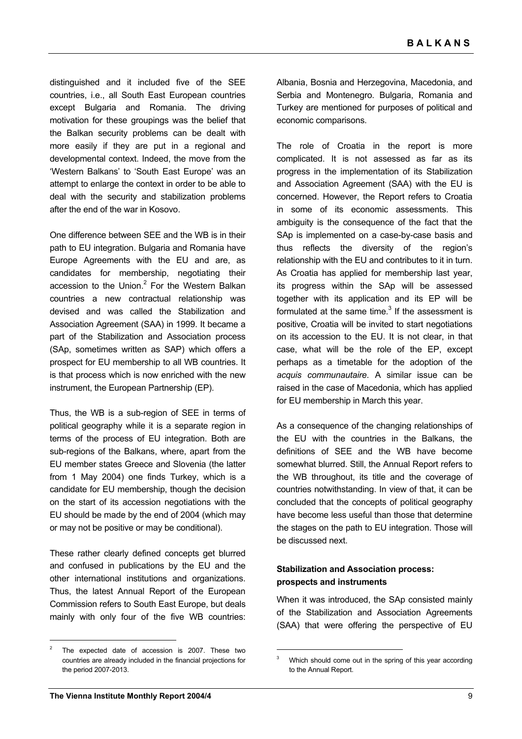distinguished and it included five of the SEE countries, i.e., all South East European countries except Bulgaria and Romania. The driving motivation for these groupings was the belief that the Balkan security problems can be dealt with more easily if they are put in a regional and developmental context. Indeed, the move from the 'Western Balkans' to 'South East Europe' was an attempt to enlarge the context in order to be able to deal with the security and stabilization problems after the end of the war in Kosovo.

One difference between SEE and the WB is in their path to EU integration. Bulgaria and Romania have Europe Agreements with the EU and are, as candidates for membership, negotiating their accession to the Union.[2] For the Western Balkan countries a new contractual relationship was devised and was called the Stabilization and Association Agreement (SAA) in 1999. It became a part of the Stabilization and Association process (SAp, sometimes written as SAP) which offers a prospect for EU membership to all WB countries. It is that process which is now enriched with the new instrument, the European Partnership (EP).

Thus, the WB is a sub-region of SEE in terms of political geography while it is a separate region in terms of the process of EU integration. Both are sub-regions of the Balkans, where, apart from the EU member states Greece and Slovenia (the latter from 1 May 2004) one finds Turkey, which is a candidate for EU membership, though the decision on the start of its accession negotiations with the EU should be made by the end of 2004 (which may or may not be positive or may be conditional).

These rather clearly defined concepts get blurred and confused in publications by the EU and the other international institutions and organizations. Thus, the latest Annual Report of the European Commission refers to South East Europe, but deals mainly with only four of the five WB countries: Albania, Bosnia and Herzegovina, Macedonia, and Serbia and Montenegro. Bulgaria, Romania and Turkey are mentioned for purposes of political and economic comparisons.

The role of Croatia in the report is more complicated. It is not assessed as far as its progress in the implementation of its Stabilization and Association Agreement (SAA) with the EU is concerned. However, the Report refers to Croatia in some of its economic assessments. This ambiguity is the consequence of the fact that the SAp is implemented on a case-by-case basis and thus reflects the diversity of the region's relationship with the EU and contributes to it in turn. As Croatia has applied for membership last year, its progress within the SAp will be assessed together with its application and its EP will be formulated at the same time.[3] If the assessment is positive, Croatia will be invited to start negotiations on its accession to the EU. It is not clear, in that case, what will be the role of the EP, except perhaps as a timetable for the adoption of the *acquis communautaire*. A similar issue can be raised in the case of Macedonia, which has applied for EU membership in March this year.

As a consequence of the changing relationships of the EU with the countries in the Balkans, the definitions of SEE and the WB have become somewhat blurred. Still, the Annual Report refers to the WB throughout, its title and the coverage of countries notwithstanding. In view of that, it can be concluded that the concepts of political geography have become less useful than those that determine the stages on the path to EU integration. Those will be discussed next.

**Stabilization and Association process: prospects and instruments**

When it was introduced, the SAp consisted mainly of the Stabilization and Association Agreements (SAA) that were offering the perspective of EU

---

[2] The expected date of accession is 2007. These two countries are already included in the financial projections for the period 2007-2013.

[3] Which should come out in the spring of this year according to the Annual Report.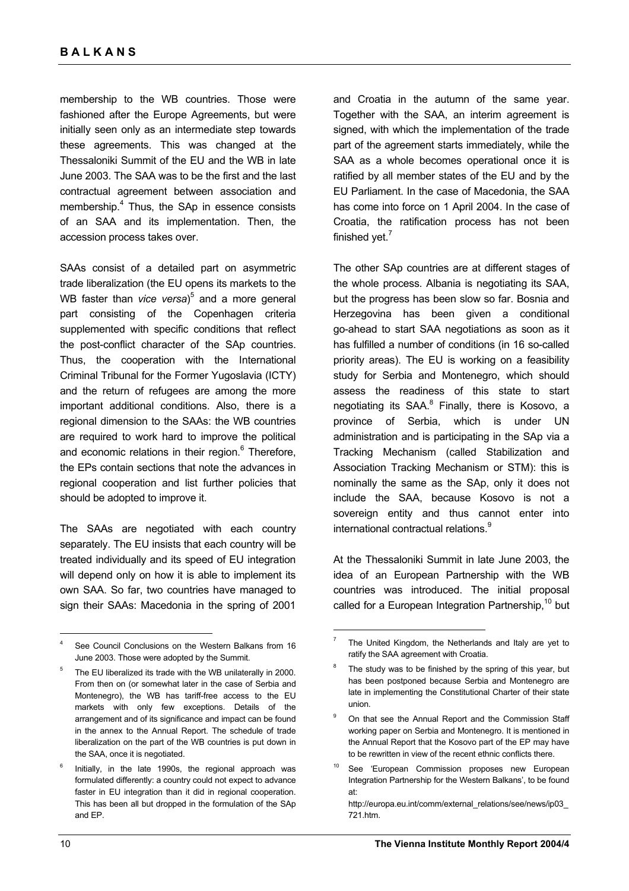membership to the WB countries. Those were fashioned after the Europe Agreements, but were initially seen only as an intermediate step towards these agreements. This was changed at the Thessaloniki Summit of the EU and the WB in late June 2003. The SAA was to be the first and the last contractual agreement between association and membership.[4] Thus, the SAp in essence consists of an SAA and its implementation. Then, the accession process takes over.

SAAs consist of a detailed part on asymmetric trade liberalization (the EU opens its markets to the WB faster than *vice versa*)[5] and a more general part consisting of the Copenhagen criteria supplemented with specific conditions that reflect the post-conflict character of the SAp countries. Thus, the cooperation with the International Criminal Tribunal for the Former Yugoslavia (ICTY) and the return of refugees are among the more important additional conditions. Also, there is a regional dimension to the SAAs: the WB countries are required to work hard to improve the political and economic relations in their region.[6] Therefore, the EPs contain sections that note the advances in regional cooperation and list further policies that should be adopted to improve it.

The SAAs are negotiated with each country separately. The EU insists that each country will be treated individually and its speed of EU integration will depend only on how it is able to implement its own SAA. So far, two countries have managed to sign their SAAs: Macedonia in the spring of 2001 and Croatia in the autumn of the same year. Together with the SAA, an interim agreement is signed, with which the implementation of the trade part of the agreement starts immediately, while the SAA as a whole becomes operational once it is ratified by all member states of the EU and by the EU Parliament. In the case of Macedonia, the SAA has come into force on 1 April 2004. In the case of Croatia, the ratification process has not been finished yet.[7]

The other SAp countries are at different stages of the whole process. Albania is negotiating its SAA, but the progress has been slow so far. Bosnia and Herzegovina has been given a conditional go-ahead to start SAA negotiations as soon as it has fulfilled a number of conditions (in 16 so-called priority areas). The EU is working on a feasibility study for Serbia and Montenegro, which should assess the readiness of this state to start negotiating its SAA.[8] Finally, there is Kosovo, a province of Serbia, which is under UN administration and is participating in the SAp via a Tracking Mechanism (called Stabilization and Association Tracking Mechanism or STM): this is nominally the same as the SAp, only it does not include the SAA, because Kosovo is not a sovereign entity and thus cannot enter into international contractual relations.[9]

At the Thessaloniki Summit in late June 2003, the idea of an European Partnership with the WB countries was introduced. The initial proposal called for a European Integration Partnership,[10] but

---

[4] See Council Conclusions on the Western Balkans from 16 June 2003. Those were adopted by the Summit.

[5] The EU liberalized its trade with the WB unilaterally in 2000. From then on (or somewhat later in the case of Serbia and Montenegro), the WB has tariff-free access to the EU markets with only few exceptions. Details of the arrangement and of its significance and impact can be found in the annex to the Annual Report. The schedule of trade liberalization on the part of the WB countries is put down in the SAA, once it is negotiated.

[6] Initially, in the late 1990s, the regional approach was formulated differently: a country could not expect to advance faster in EU integration than it did in regional cooperation. This has been all but dropped in the formulation of the SAp and EP.

[7] The United Kingdom, the Netherlands and Italy are yet to ratify the SAA agreement with Croatia.

[8] The study was to be finished by the spring of this year, but has been postponed because Serbia and Montenegro are late in implementing the Constitutional Charter of their state union.

[9] On that see the Annual Report and the Commission Staff working paper on Serbia and Montenegro. It is mentioned in the Annual Report that the Kosovo part of the EP may have to be rewritten in view of the recent ethnic conflicts there.

[10] See 'European Commission proposes new European Integration Partnership for the Western Balkans', to be found at: http://europa.eu.int/comm/external_relations/see/news/ip03_721.htm.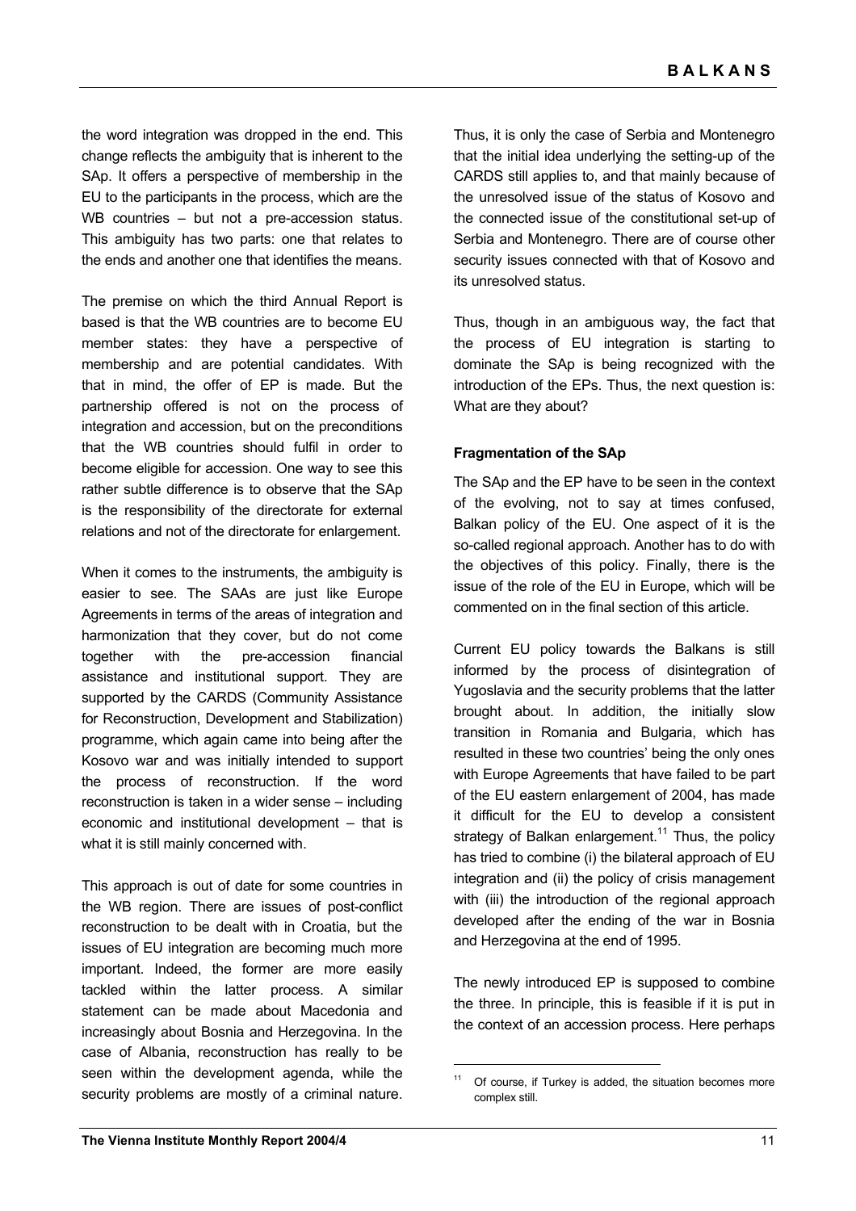the word integration was dropped in the end. This change reflects the ambiguity that is inherent to the SAp. It offers a perspective of membership in the EU to the participants in the process, which are the WB countries – but not a pre-accession status. This ambiguity has two parts: one that relates to the ends and another one that identifies the means.

The premise on which the third Annual Report is based is that the WB countries are to become EU member states: they have a perspective of membership and are potential candidates. With that in mind, the offer of EP is made. But the partnership offered is not on the process of integration and accession, but on the preconditions that the WB countries should fulfil in order to become eligible for accession. One way to see this rather subtle difference is to observe that the SAp is the responsibility of the directorate for external relations and not of the directorate for enlargement.

When it comes to the instruments, the ambiguity is easier to see. The SAAs are just like Europe Agreements in terms of the areas of integration and harmonization that they cover, but do not come together with the pre-accession financial assistance and institutional support. They are supported by the CARDS (Community Assistance for Reconstruction, Development and Stabilization) programme, which again came into being after the Kosovo war and was initially intended to support the process of reconstruction. If the word reconstruction is taken in a wider sense – including economic and institutional development – that is what it is still mainly concerned with.

This approach is out of date for some countries in the WB region. There are issues of post-conflict reconstruction to be dealt with in Croatia, but the issues of EU integration are becoming much more important. Indeed, the former are more easily tackled within the latter process. A similar statement can be made about Macedonia and increasingly about Bosnia and Herzegovina. In the case of Albania, reconstruction has really to be seen within the development agenda, while the security problems are mostly of a criminal nature. Thus, it is only the case of Serbia and Montenegro that the initial idea underlying the setting-up of the CARDS still applies to, and that mainly because of the unresolved issue of the status of Kosovo and the connected issue of the constitutional set-up of Serbia and Montenegro. There are of course other security issues connected with that of Kosovo and its unresolved status.

Thus, though in an ambiguous way, the fact that the process of EU integration is starting to dominate the SAp is being recognized with the introduction of the EPs. Thus, the next question is: What are they about?

**Fragmentation of the SAp**

The SAp and the EP have to be seen in the context of the evolving, not to say at times confused, Balkan policy of the EU. One aspect of it is the so-called regional approach. Another has to do with the objectives of this policy. Finally, there is the issue of the role of the EU in Europe, which will be commented on in the final section of this article.

Current EU policy towards the Balkans is still informed by the process of disintegration of Yugoslavia and the security problems that the latter brought about. In addition, the initially slow transition in Romania and Bulgaria, which has resulted in these two countries' being the only ones with Europe Agreements that have failed to be part of the EU eastern enlargement of 2004, has made it difficult for the EU to develop a consistent strategy of Balkan enlargement.[11] Thus, the policy has tried to combine (i) the bilateral approach of EU integration and (ii) the policy of crisis management with (iii) the introduction of the regional approach developed after the ending of the war in Bosnia and Herzegovina at the end of 1995.

The newly introduced EP is supposed to combine the three. In principle, this is feasible if it is put in the context of an accession process. Here perhaps

[11] Of course, if Turkey is added, the situation becomes more complex still.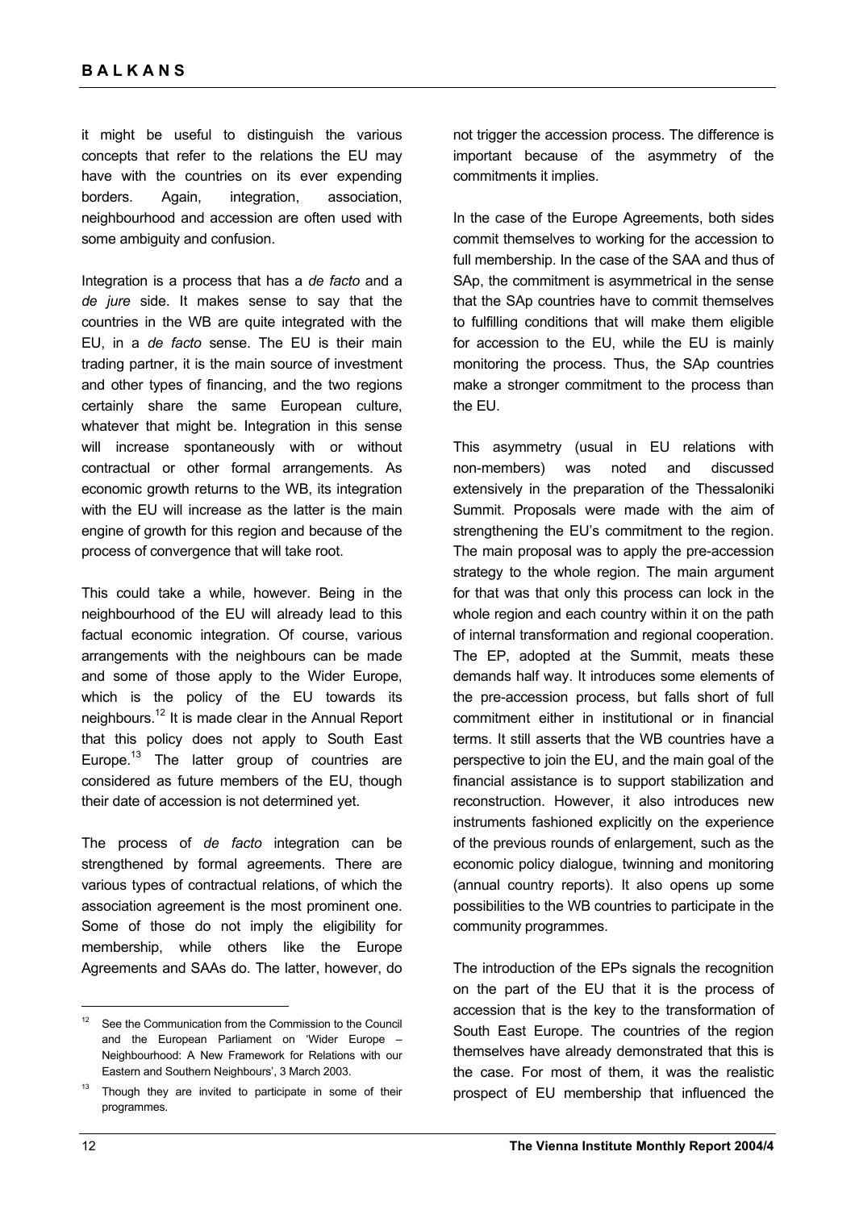it might be useful to distinguish the various concepts that refer to the relations the EU may have with the countries on its ever expending borders. Again, integration, association, neighbourhood and accession are often used with some ambiguity and confusion.

Integration is a process that has a *de facto* and a *de jure* side. It makes sense to say that the countries in the WB are quite integrated with the EU, in a *de facto* sense. The EU is their main trading partner, it is the main source of investment and other types of financing, and the two regions certainly share the same European culture, whatever that might be. Integration in this sense will increase spontaneously with or without contractual or other formal arrangements. As economic growth returns to the WB, its integration with the EU will increase as the latter is the main engine of growth for this region and because of the process of convergence that will take root.

This could take a while, however. Being in the neighbourhood of the EU will already lead to this factual economic integration. Of course, various arrangements with the neighbours can be made and some of those apply to the Wider Europe, which is the policy of the EU towards its neighbours.[12] It is made clear in the Annual Report that this policy does not apply to South East Europe.[13] The latter group of countries are considered as future members of the EU, though their date of accession is not determined yet.

The process of *de facto* integration can be strengthened by formal agreements. There are various types of contractual relations, of which the association agreement is the most prominent one. Some of those do not imply the eligibility for membership, while others like the Europe Agreements and SAAs do. The latter, however, do not trigger the accession process. The difference is important because of the asymmetry of the commitments it implies.

In the case of the Europe Agreements, both sides commit themselves to working for the accession to full membership. In the case of the SAA and thus of SAp, the commitment is asymmetrical in the sense that the SAp countries have to commit themselves to fulfilling conditions that will make them eligible for accession to the EU, while the EU is mainly monitoring the process. Thus, the SAp countries make a stronger commitment to the process than the EU.

This asymmetry (usual in EU relations with non-members) was noted and discussed extensively in the preparation of the Thessaloniki Summit. Proposals were made with the aim of strengthening the EU's commitment to the region. The main proposal was to apply the pre-accession strategy to the whole region. The main argument for that was that only this process can lock in the whole region and each country within it on the path of internal transformation and regional cooperation. The EP, adopted at the Summit, meats these demands half way. It introduces some elements of the pre-accession process, but falls short of full commitment either in institutional or in financial terms. It still asserts that the WB countries have a perspective to join the EU, and the main goal of the financial assistance is to support stabilization and reconstruction. However, it also introduces new instruments fashioned explicitly on the experience of the previous rounds of enlargement, such as the economic policy dialogue, twinning and monitoring (annual country reports). It also opens up some possibilities to the WB countries to participate in the community programmes.

The introduction of the EPs signals the recognition on the part of the EU that it is the process of accession that is the key to the transformation of South East Europe. The countries of the region themselves have already demonstrated that this is the case. For most of them, it was the realistic prospect of EU membership that influenced the

---

[12] See the Communication from the Commission to the Council and the European Parliament on 'Wider Europe – Neighbourhood: A New Framework for Relations with our Eastern and Southern Neighbours', 3 March 2003.

[13] Though they are invited to participate in some of their programmes.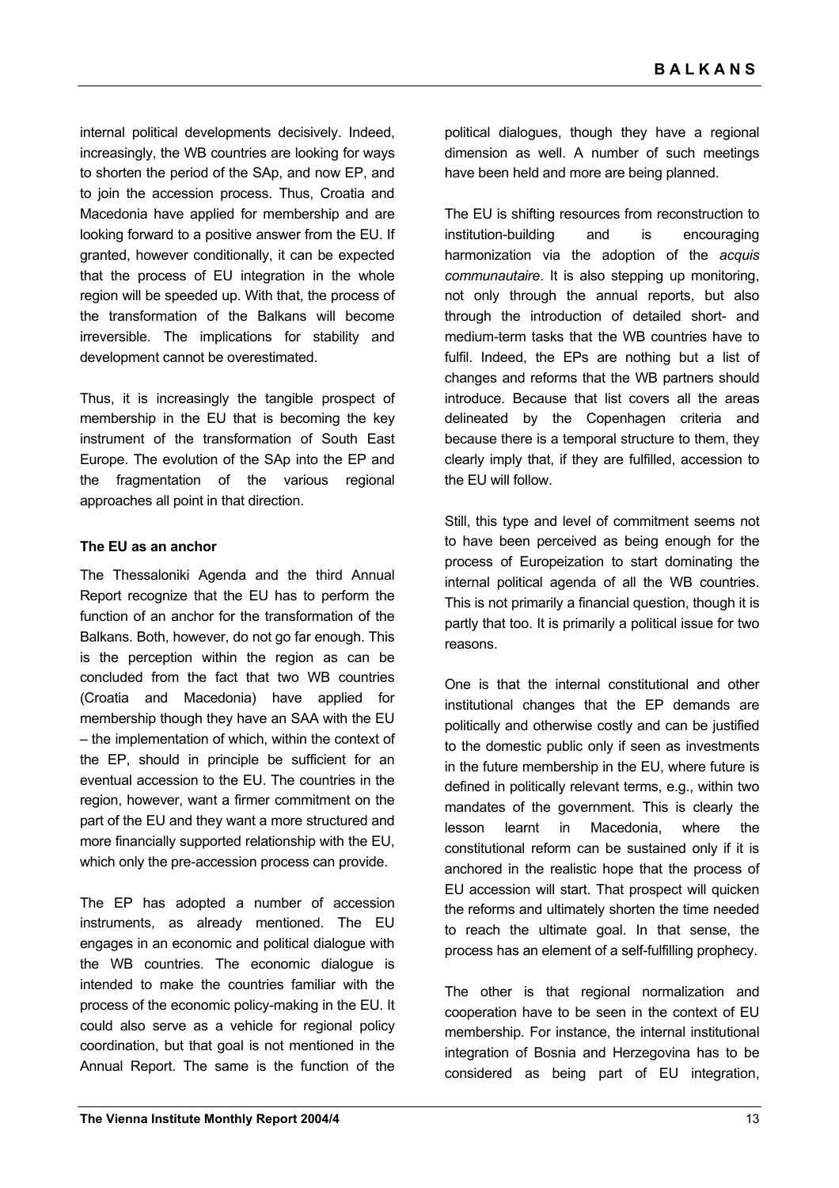internal political developments decisively. Indeed, increasingly, the WB countries are looking for ways to shorten the period of the SAp, and now EP, and to join the accession process. Thus, Croatia and Macedonia have applied for membership and are looking forward to a positive answer from the EU. If granted, however conditionally, it can be expected that the process of EU integration in the whole region will be speeded up. With that, the process of the transformation of the Balkans will become irreversible. The implications for stability and development cannot be overestimated.

Thus, it is increasingly the tangible prospect of membership in the EU that is becoming the key instrument of the transformation of South East Europe. The evolution of the SAp into the EP and the fragmentation of the various regional approaches all point in that direction.

**The EU as an anchor**

The Thessaloniki Agenda and the third Annual Report recognize that the EU has to perform the function of an anchor for the transformation of the Balkans. Both, however, do not go far enough. This is the perception within the region as can be concluded from the fact that two WB countries (Croatia and Macedonia) have applied for membership though they have an SAA with the EU – the implementation of which, within the context of the EP, should in principle be sufficient for an eventual accession to the EU. The countries in the region, however, want a firmer commitment on the part of the EU and they want a more structured and more financially supported relationship with the EU, which only the pre-accession process can provide.

The EP has adopted a number of accession instruments, as already mentioned. The EU engages in an economic and political dialogue with the WB countries. The economic dialogue is intended to make the countries familiar with the process of the economic policy-making in the EU. It could also serve as a vehicle for regional policy coordination, but that goal is not mentioned in the Annual Report. The same is the function of the political dialogues, though they have a regional dimension as well. A number of such meetings have been held and more are being planned.

The EU is shifting resources from reconstruction to institution-building and is encouraging harmonization via the adoption of the *acquis communautaire*. It is also stepping up monitoring, not only through the annual reports, but also through the introduction of detailed short- and medium-term tasks that the WB countries have to fulfil. Indeed, the EPs are nothing but a list of changes and reforms that the WB partners should introduce. Because that list covers all the areas delineated by the Copenhagen criteria and because there is a temporal structure to them, they clearly imply that, if they are fulfilled, accession to the EU will follow.

Still, this type and level of commitment seems not to have been perceived as being enough for the process of Europeization to start dominating the internal political agenda of all the WB countries. This is not primarily a financial question, though it is partly that too. It is primarily a political issue for two reasons.

One is that the internal constitutional and other institutional changes that the EP demands are politically and otherwise costly and can be justified to the domestic public only if seen as investments in the future membership in the EU, where future is defined in politically relevant terms, e.g., within two mandates of the government. This is clearly the lesson learnt in Macedonia, where the constitutional reform can be sustained only if it is anchored in the realistic hope that the process of EU accession will start. That prospect will quicken the reforms and ultimately shorten the time needed to reach the ultimate goal. In that sense, the process has an element of a self-fulfilling prophecy.

The other is that regional normalization and cooperation have to be seen in the context of EU membership. For instance, the internal institutional integration of Bosnia and Herzegovina has to be considered as being part of EU integration,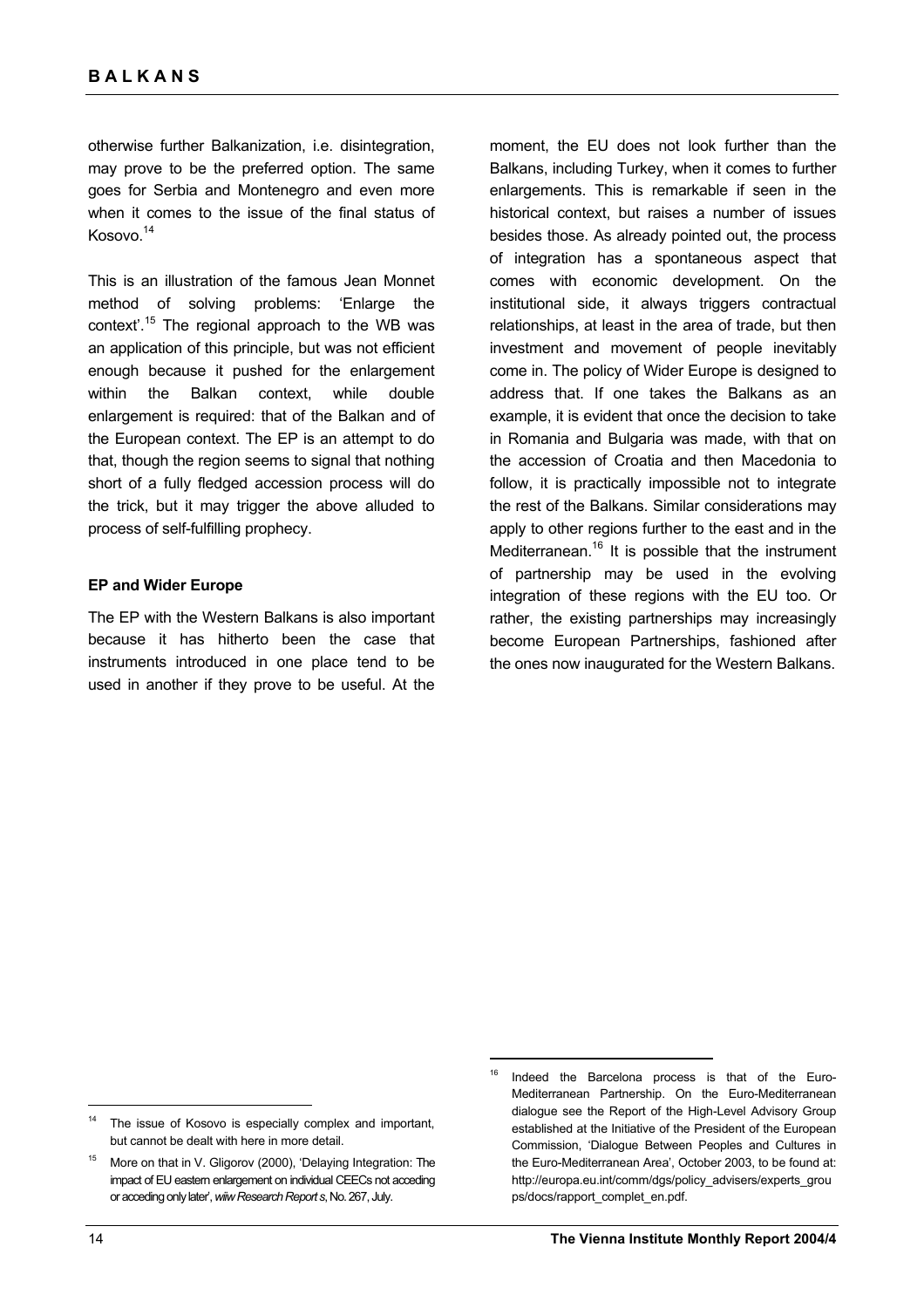otherwise further Balkanization, i.e. disintegration, may prove to be the preferred option. The same goes for Serbia and Montenegro and even more when it comes to the issue of the final status of Kosovo.[14]

This is an illustration of the famous Jean Monnet method of solving problems: 'Enlarge the context'.[15] The regional approach to the WB was an application of this principle, but was not efficient enough because it pushed for the enlargement within the Balkan context, while double enlargement is required: that of the Balkan and of the European context. The EP is an attempt to do that, though the region seems to signal that nothing short of a fully fledged accession process will do the trick, but it may trigger the above alluded to process of self-fulfilling prophecy.

**EP and Wider Europe**

The EP with the Western Balkans is also important because it has hitherto been the case that instruments introduced in one place tend to be used in another if they prove to be useful. At the moment, the EU does not look further than the Balkans, including Turkey, when it comes to further enlargements. This is remarkable if seen in the historical context, but raises a number of issues besides those. As already pointed out, the process of integration has a spontaneous aspect that comes with economic development. On the institutional side, it always triggers contractual relationships, at least in the area of trade, but then investment and movement of people inevitably come in. The policy of Wider Europe is designed to address that. If one takes the Balkans as an example, it is evident that once the decision to take in Romania and Bulgaria was made, with that on the accession of Croatia and then Macedonia to follow, it is practically impossible not to integrate the rest of the Balkans. Similar considerations may apply to other regions further to the east and in the Mediterranean.[16] It is possible that the instrument of partnership may be used in the evolving integration of these regions with the EU too. Or rather, the existing partnerships may increasingly become European Partnerships, fashioned after the ones now inaugurated for the Western Balkans.

---

[14] The issue of Kosovo is especially complex and important, but cannot be dealt with here in more detail.

[15] More on that in V. Gligorov (2000), 'Delaying Integration: The impact of EU eastern enlargement on individual CEECs not acceding or acceding only later', *wiiw Research Reports*, No. 267, July.

[16] Indeed the Barcelona process is that of the Euro-Mediterranean Partnership. On the Euro-Mediterranean dialogue see the Report of the High-Level Advisory Group established at the Initiative of the President of the European Commission, 'Dialogue Between Peoples and Cultures in the Euro-Mediterranean Area', October 2003, to be found at: http://europa.eu.int/comm/dgs/policy_advisers/experts_groups/docs/rapport_complet_en.pdf.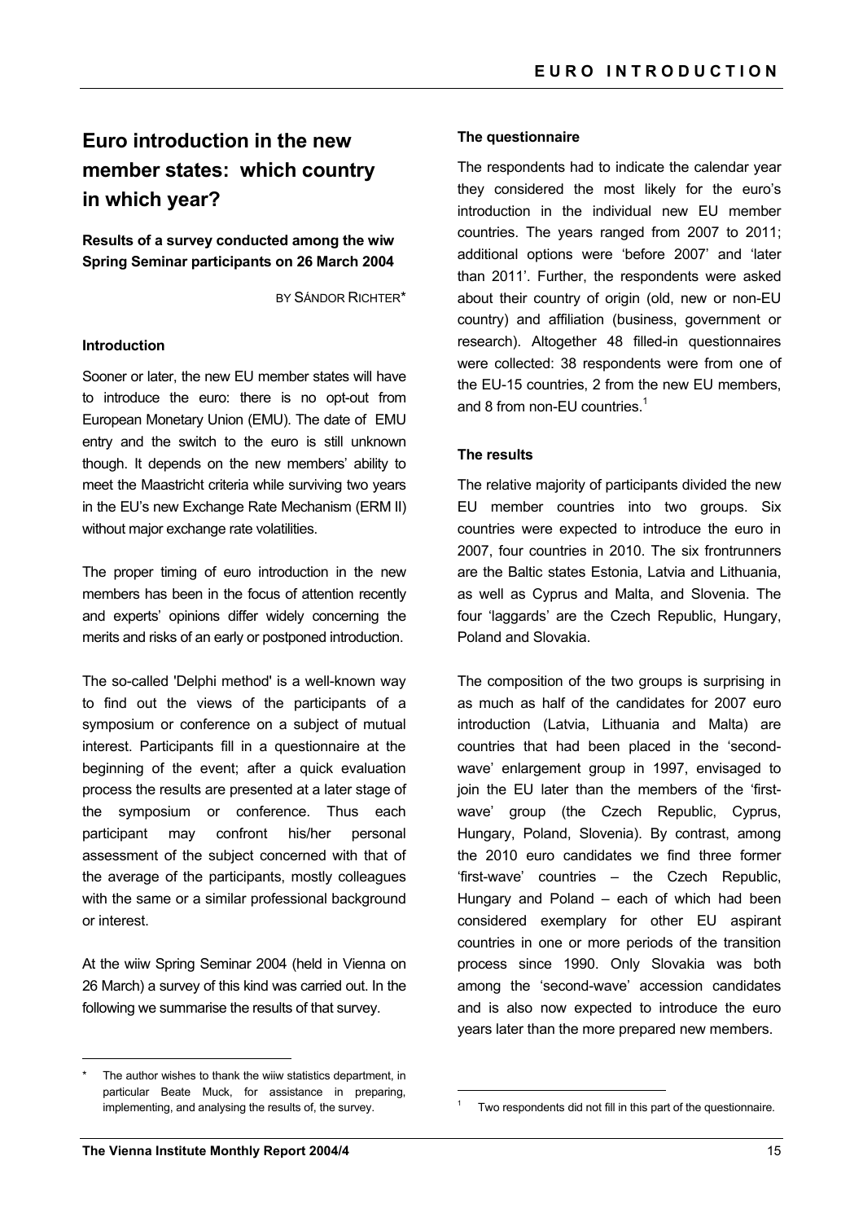# Euro introduction in the new member states: which country in which year?

**Results of a survey conducted among the wiiw Spring Seminar participants on 26 March 2004**

BY SÁNDOR RICHTER*

### Introduction

Sooner or later, the new EU member states will have to introduce the euro: there is no opt-out from European Monetary Union (EMU). The date of EMU entry and the switch to the euro is still unknown though. It depends on the new members' ability to meet the Maastricht criteria while surviving two years in the EU's new Exchange Rate Mechanism (ERM II) without major exchange rate volatilities.

The proper timing of euro introduction in the new members has been in the focus of attention recently and experts' opinions differ widely concerning the merits and risks of an early or postponed introduction.

The so-called 'Delphi method' is a well-known way to find out the views of the participants of a symposium or conference on a subject of mutual interest. Participants fill in a questionnaire at the beginning of the event; after a quick evaluation process the results are presented at a later stage of the symposium or conference. Thus each participant may confront his/her personal assessment of the subject concerned with that of the average of the participants, mostly colleagues with the same or a similar professional background or interest.

At the wiiw Spring Seminar 2004 (held in Vienna on 26 March) a survey of this kind was carried out. In the following we summarise the results of that survey.

### The questionnaire

The respondents had to indicate the calendar year they considered the most likely for the euro's introduction in the individual new EU member countries. The years ranged from 2007 to 2011; additional options were 'before 2007' and 'later than 2011'. Further, the respondents were asked about their country of origin (old, new or non-EU country) and affiliation (business, government or research). Altogether 48 filled-in questionnaires were collected: 38 respondents were from one of the EU-15 countries, 2 from the new EU members, and 8 from non-EU countries.[1]

### The results

The relative majority of participants divided the new EU member countries into two groups. Six countries were expected to introduce the euro in 2007, four countries in 2010. The six frontrunners are the Baltic states Estonia, Latvia and Lithuania, as well as Cyprus and Malta, and Slovenia. The four 'laggards' are the Czech Republic, Hungary, Poland and Slovakia.

The composition of the two groups is surprising in as much as half of the candidates for 2007 euro introduction (Latvia, Lithuania and Malta) are countries that had been placed in the 'second-wave' enlargement group in 1997, envisaged to join the EU later than the members of the 'first-wave' group (the Czech Republic, Cyprus, Hungary, Poland, Slovenia). By contrast, among the 2010 euro candidates we find three former 'first-wave' countries – the Czech Republic, Hungary and Poland – each of which had been considered exemplary for other EU aspirant countries in one or more periods of the transition process since 1990. Only Slovakia was both among the 'second-wave' accession candidates and is also now expected to introduce the euro years later than the more prepared new members.

---

\* The author wishes to thank the wiiw statistics department, in particular Beate Muck, for assistance in preparing, implementing, and analysing the results of, the survey.

[1] Two respondents did not fill in this part of the questionnaire.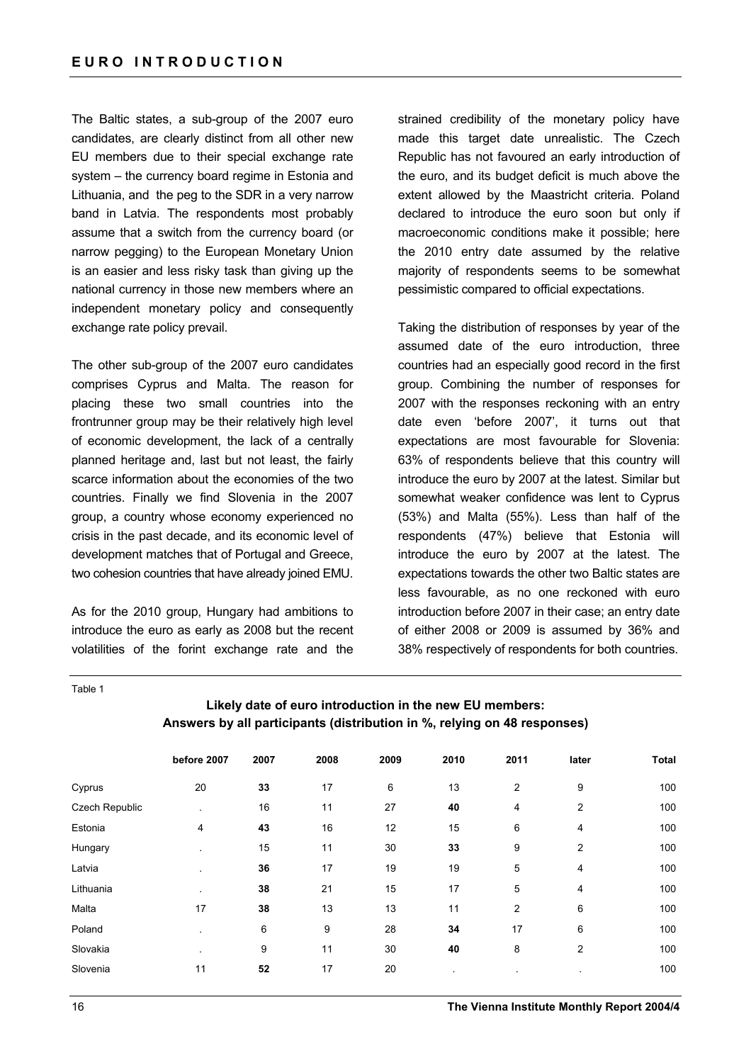The Baltic states, a sub-group of the 2007 euro candidates, are clearly distinct from all other new EU members due to their special exchange rate system – the currency board regime in Estonia and Lithuania, and the peg to the SDR in a very narrow band in Latvia. The respondents most probably assume that a switch from the currency board (or narrow pegging) to the European Monetary Union is an easier and less risky task than giving up the national currency in those new members where an independent monetary policy and consequently exchange rate policy prevail.

The other sub-group of the 2007 euro candidates comprises Cyprus and Malta. The reason for placing these two small countries into the frontrunner group may be their relatively high level of economic development, the lack of a centrally planned heritage and, last but not least, the fairly scarce information about the economies of the two countries. Finally we find Slovenia in the 2007 group, a country whose economy experienced no crisis in the past decade, and its economic level of development matches that of Portugal and Greece, two cohesion countries that have already joined EMU.

As for the 2010 group, Hungary had ambitions to introduce the euro as early as 2008 but the recent volatilities of the forint exchange rate and the strained credibility of the monetary policy have made this target date unrealistic. The Czech Republic has not favoured an early introduction of the euro, and its budget deficit is much above the extent allowed by the Maastricht criteria. Poland declared to introduce the euro soon but only if macroeconomic conditions make it possible; here the 2010 entry date assumed by the relative majority of respondents seems to be somewhat pessimistic compared to official expectations.

Taking the distribution of responses by year of the assumed date of the euro introduction, three countries had an especially good record in the first group. Combining the number of responses for 2007 with the responses reckoning with an entry date even 'before 2007', it turns out that expectations are most favourable for Slovenia: 63% of respondents believe that this country will introduce the euro by 2007 at the latest. Similar but somewhat weaker confidence was lent to Cyprus (53%) and Malta (55%). Less than half of the respondents (47%) believe that Estonia will introduce the euro by 2007 at the latest. The expectations towards the other two Baltic states are less favourable, as no one reckoned with euro introduction before 2007 in their case; an entry date of either 2008 or 2009 is assumed by 36% and 38% respectively of respondents for both countries.

Table 1

**Likely date of euro introduction in the new EU members: Answers by all participants (distribution in %, relying on 48 responses)**

| | before 2007 | 2007 | 2008 | 2009 | 2010 | 2011 | later | Total |
|---|---|---|---|---|---|---|---|---|
| Cyprus | 20 | **33** | 17 | 6 | 13 | 2 | 9 | 100 |
| Czech Republic | . | 16 | 11 | 27 | **40** | 4 | 2 | 100 |
| Estonia | 4 | **43** | 16 | 12 | 15 | 6 | 4 | 100 |
| Hungary | . | 15 | 11 | 30 | **33** | 9 | 2 | 100 |
| Latvia | . | **36** | 17 | 19 | 19 | 5 | 4 | 100 |
| Lithuania | . | **38** | 21 | 15 | 17 | 5 | 4 | 100 |
| Malta | 17 | **38** | 13 | 13 | 11 | 2 | 6 | 100 |
| Poland | . | 6 | 9 | 28 | **34** | 17 | 6 | 100 |
| Slovakia | . | 9 | 11 | 30 | **40** | 8 | 2 | 100 |
| Slovenia | 11 | **52** | 17 | 20 | . | . | . | 100 |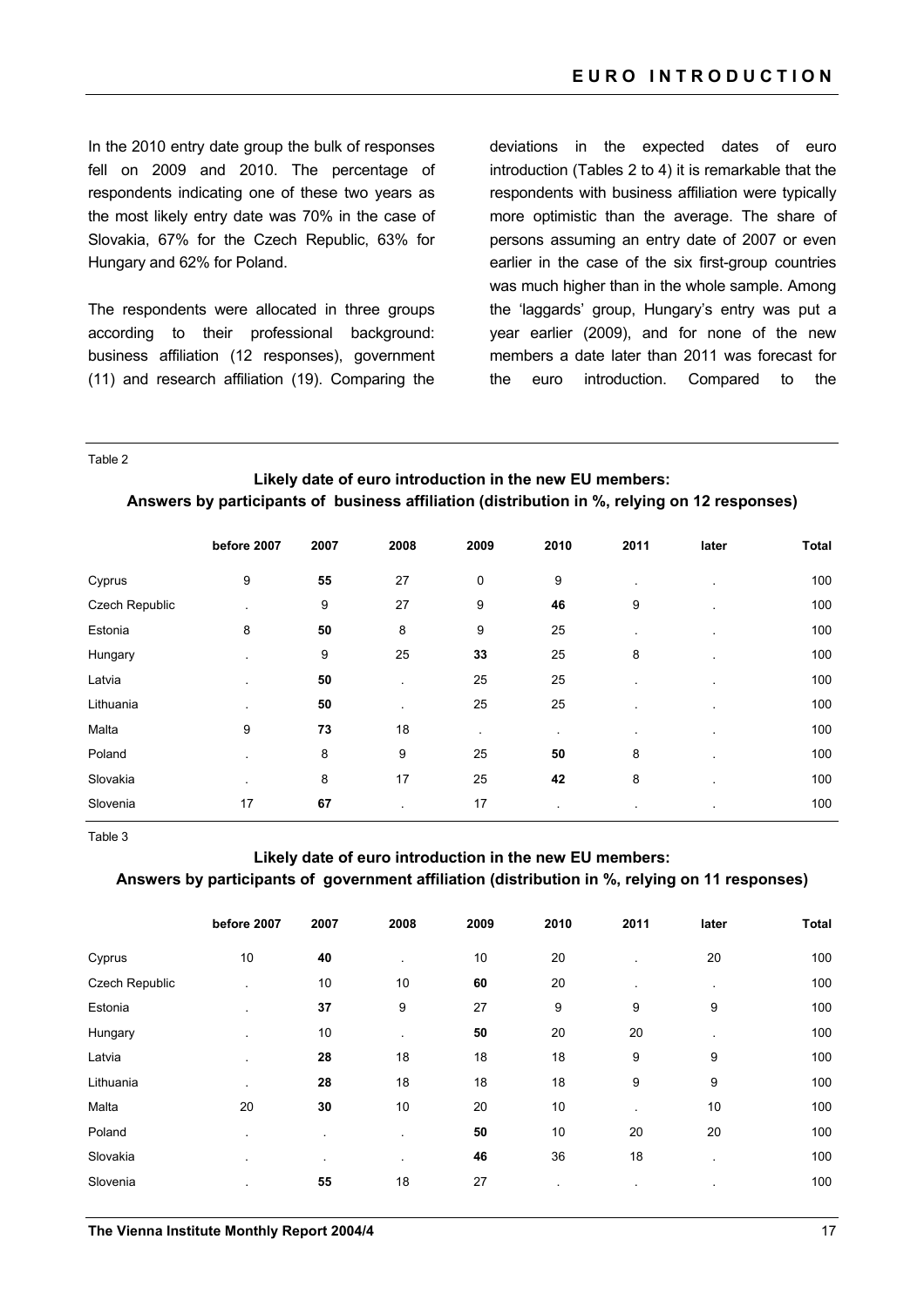In the 2010 entry date group the bulk of responses fell on 2009 and 2010. The percentage of respondents indicating one of these two years as the most likely entry date was 70% in the case of Slovakia, 67% for the Czech Republic, 63% for Hungary and 62% for Poland.

The respondents were allocated in three groups according to their professional background: business affiliation (12 responses), government (11) and research affiliation (19). Comparing the deviations in the expected dates of euro introduction (Tables 2 to 4) it is remarkable that the respondents with business affiliation were typically more optimistic than the average. The share of persons assuming an entry date of 2007 or even earlier in the case of the six first-group countries was much higher than in the whole sample. Among the 'laggards' group, Hungary's entry was put a year earlier (2009), and for none of the new members a date later than 2011 was forecast for the euro introduction. Compared to the

Table 2

**Likely date of euro introduction in the new EU members:**
**Answers by participants of business affiliation (distribution in %, relying on 12 responses)**

| | before 2007 | 2007 | 2008 | 2009 | 2010 | 2011 | later | Total |
|---|---|---|---|---|---|---|---|---|
| Cyprus | 9 | **55** | 27 | 0 | 9 | . | . | 100 |
| Czech Republic | . | 9 | 27 | 9 | **46** | 9 | . | 100 |
| Estonia | 8 | **50** | 8 | 9 | 25 | . | . | 100 |
| Hungary | . | 9 | 25 | **33** | 25 | 8 | . | 100 |
| Latvia | . | **50** | . | 25 | 25 | . | . | 100 |
| Lithuania | . | **50** | . | 25 | 25 | . | . | 100 |
| Malta | 9 | **73** | 18 | . | . | . | . | 100 |
| Poland | . | 8 | 9 | 25 | **50** | 8 | . | 100 |
| Slovakia | . | 8 | 17 | 25 | **42** | 8 | . | 100 |
| Slovenia | 17 | **67** | . | 17 | . | . | . | 100 |

Table 3

**Likely date of euro introduction in the new EU members:**
**Answers by participants of government affiliation (distribution in %, relying on 11 responses)**

| | before 2007 | 2007 | 2008 | 2009 | 2010 | 2011 | later | Total |
|---|---|---|---|---|---|---|---|---|
| Cyprus | 10 | **40** | . | 10 | 20 | . | 20 | 100 |
| Czech Republic | . | 10 | 10 | **60** | 20 | . | . | 100 |
| Estonia | . | **37** | 9 | 27 | 9 | 9 | 9 | 100 |
| Hungary | . | 10 | . | **50** | 20 | 20 | . | 100 |
| Latvia | . | **28** | 18 | 18 | 18 | 9 | 9 | 100 |
| Lithuania | . | **28** | 18 | 18 | 18 | 9 | 9 | 100 |
| Malta | 20 | **30** | 10 | 20 | 10 | . | 10 | 100 |
| Poland | . | . | . | **50** | 10 | 20 | 20 | 100 |
| Slovakia | . | . | . | **46** | 36 | 18 | . | 100 |
| Slovenia | . | **55** | 18 | 27 | . | . | . | 100 |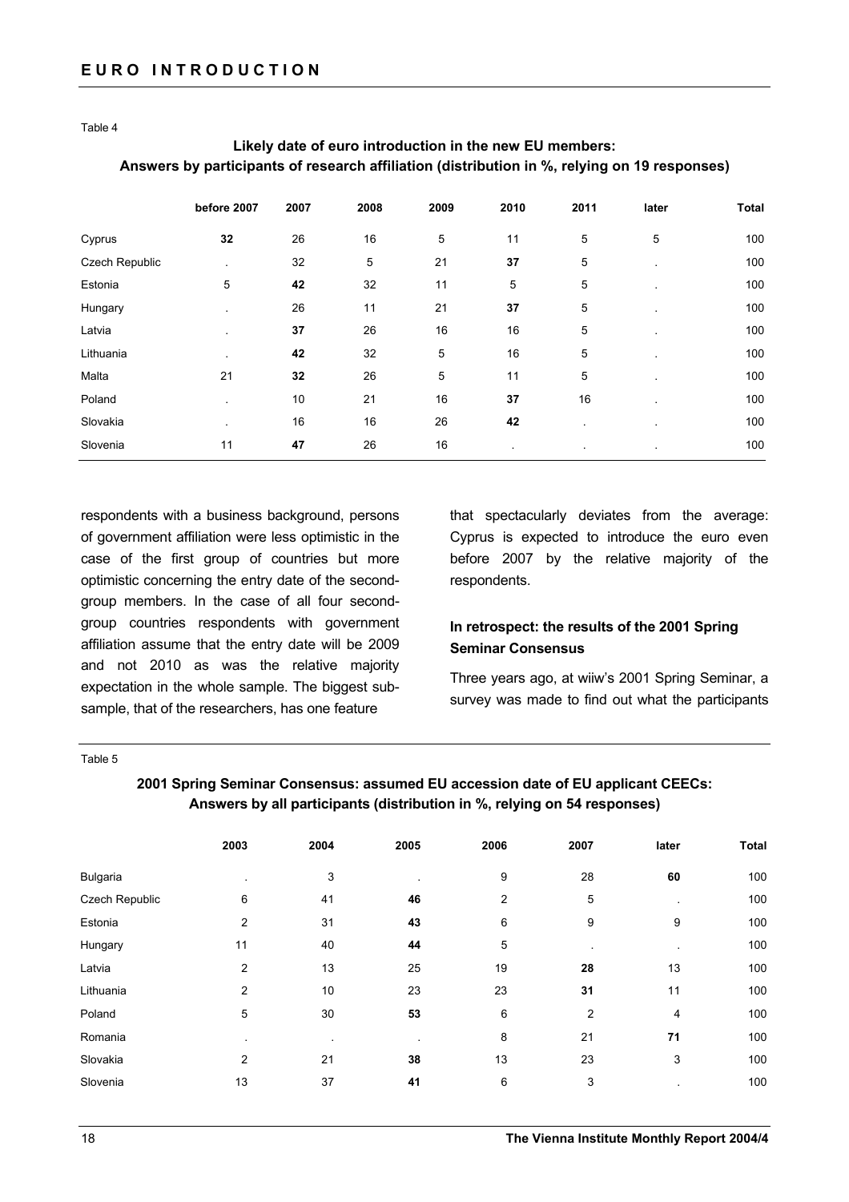Table 4

**Likely date of euro introduction in the new EU members: Answers by participants of research affiliation (distribution in %, relying on 19 responses)**

| | before 2007 | 2007 | 2008 | 2009 | 2010 | 2011 | later | Total |
|---|---|---|---|---|---|---|---|---|
| Cyprus | **32** | 26 | 16 | 5 | 11 | 5 | 5 | 100 |
| Czech Republic | . | 32 | 5 | 21 | **37** | 5 | . | 100 |
| Estonia | 5 | **42** | 32 | 11 | 5 | 5 | . | 100 |
| Hungary | . | 26 | 11 | 21 | **37** | 5 | . | 100 |
| Latvia | . | **37** | 26 | 16 | 16 | 5 | . | 100 |
| Lithuania | . | **42** | 32 | 5 | 16 | 5 | . | 100 |
| Malta | 21 | **32** | 26 | 5 | 11 | 5 | . | 100 |
| Poland | . | 10 | 21 | 16 | **37** | 16 | . | 100 |
| Slovakia | . | 16 | 16 | 26 | **42** | . | . | 100 |
| Slovenia | 11 | **47** | 26 | 16 | . | . | . | 100 |

respondents with a business background, persons of government affiliation were less optimistic in the case of the first group of countries but more optimistic concerning the entry date of the second-group members. In the case of all four second-group countries respondents with government affiliation assume that the entry date will be 2009 and not 2010 as was the relative majority expectation in the whole sample. The biggest sub-sample, that of the researchers, has one feature that spectacularly deviates from the average: Cyprus is expected to introduce the euro even before 2007 by the relative majority of the respondents.

### In retrospect: the results of the 2001 Spring Seminar Consensus

Three years ago, at wiiw's 2001 Spring Seminar, a survey was made to find out what the participants

Table 5

**2001 Spring Seminar Consensus: assumed EU accession date of EU applicant CEECs: Answers by all participants (distribution in %, relying on 54 responses)**

| | 2003 | 2004 | 2005 | 2006 | 2007 | later | Total |
|---|---|---|---|---|---|---|---|
| Bulgaria | . | 3 | . | 9 | 28 | **60** | 100 |
| Czech Republic | 6 | 41 | **46** | 2 | 5 | . | 100 |
| Estonia | 2 | 31 | **43** | 6 | 9 | 9 | 100 |
| Hungary | 11 | 40 | **44** | 5 | . | . | 100 |
| Latvia | 2 | 13 | 25 | 19 | **28** | 13 | 100 |
| Lithuania | 2 | 10 | 23 | 23 | **31** | 11 | 100 |
| Poland | 5 | 30 | **53** | 6 | 2 | 4 | 100 |
| Romania | . | . | . | 8 | 21 | **71** | 100 |
| Slovakia | 2 | 21 | **38** | 13 | 23 | 3 | 100 |
| Slovenia | 13 | 37 | **41** | 6 | 3 | . | 100 |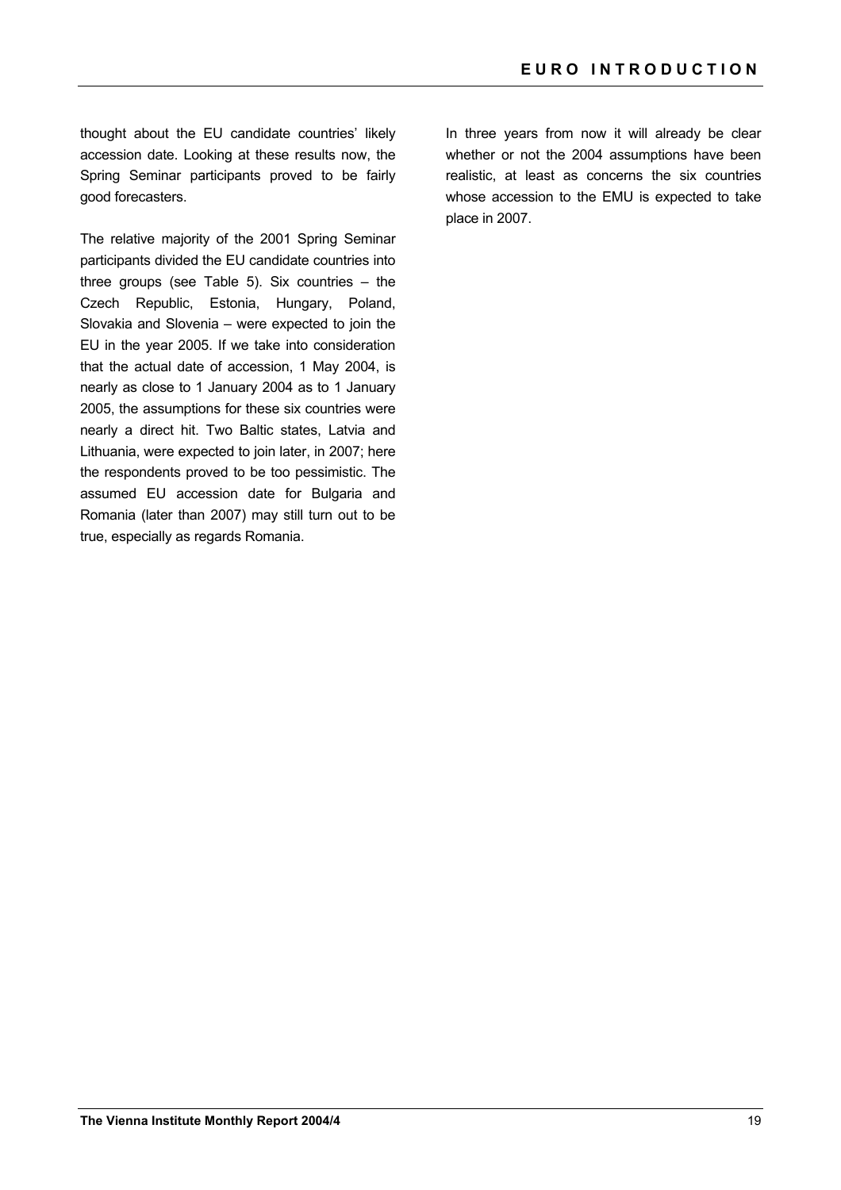thought about the EU candidate countries' likely accession date. Looking at these results now, the Spring Seminar participants proved to be fairly good forecasters.

The relative majority of the 2001 Spring Seminar participants divided the EU candidate countries into three groups (see Table 5). Six countries – the Czech Republic, Estonia, Hungary, Poland, Slovakia and Slovenia – were expected to join the EU in the year 2005. If we take into consideration that the actual date of accession, 1 May 2004, is nearly as close to 1 January 2004 as to 1 January 2005, the assumptions for these six countries were nearly a direct hit. Two Baltic states, Latvia and Lithuania, were expected to join later, in 2007; here the respondents proved to be too pessimistic. The assumed EU accession date for Bulgaria and Romania (later than 2007) may still turn out to be true, especially as regards Romania.

In three years from now it will already be clear whether or not the 2004 assumptions have been realistic, at least as concerns the six countries whose accession to the EMU is expected to take place in 2007.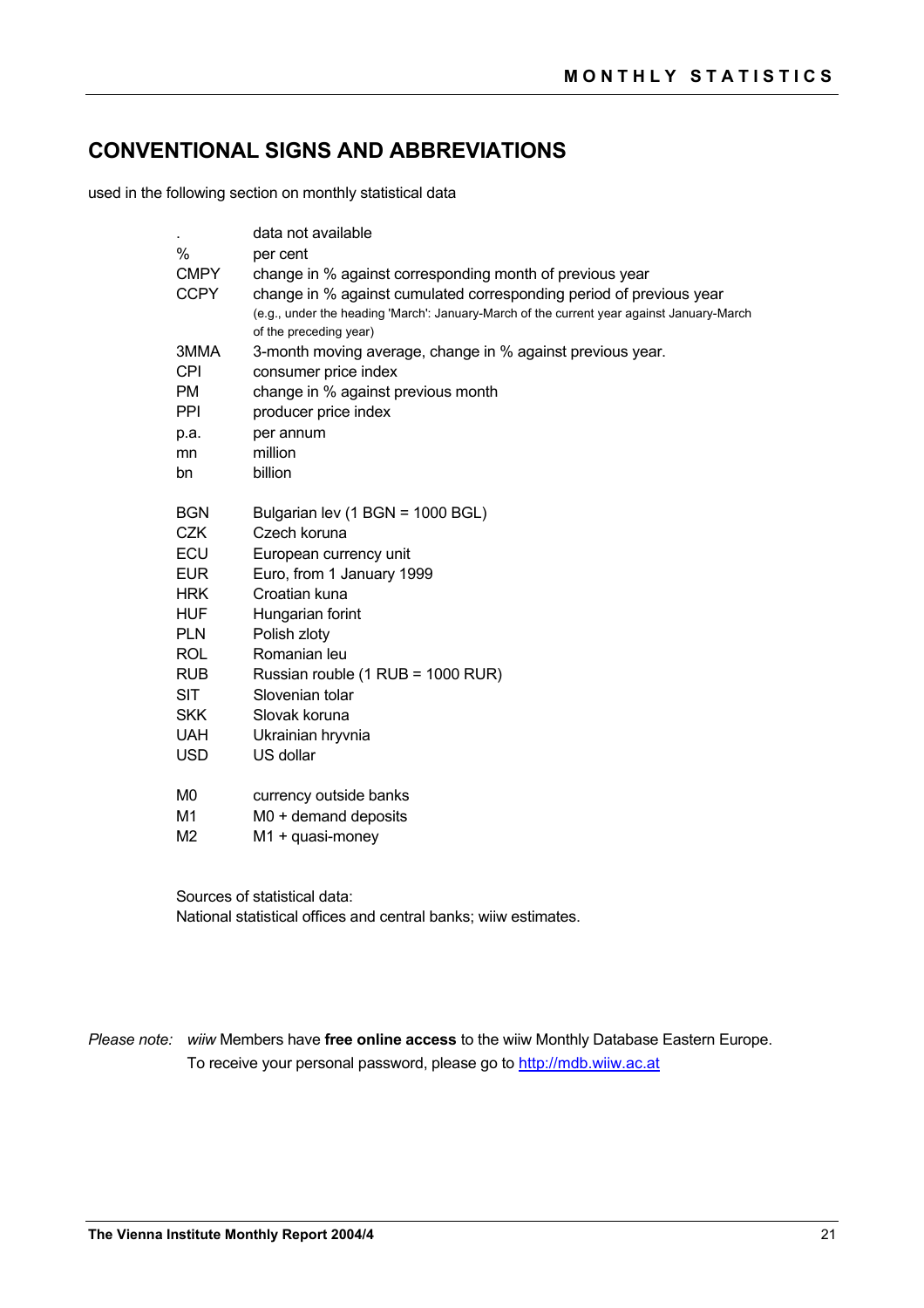# CONVENTIONAL SIGNS AND ABBREVIATIONS

used in the following section on monthly statistical data

| | |
|---|---|
| . | data not available |
| % | per cent |
| CMPY | change in % against corresponding month of previous year |
| CCPY | change in % against cumulated corresponding period of previous year (e.g., under the heading 'March': January-March of the current year against January-March of the preceding year) |
| 3MMA | 3-month moving average, change in % against previous year. |
| CPI | consumer price index |
| PM | change in % against previous month |
| PPI | producer price index |
| p.a. | per annum |
| mn | million |
| bn | billion |

| | |
|---|---|
| BGN | Bulgarian lev (1 BGN = 1000 BGL) |
| CZK | Czech koruna |
| ECU | European currency unit |
| EUR | Euro, from 1 January 1999 |
| HRK | Croatian kuna |
| HUF | Hungarian forint |
| PLN | Polish zloty |
| ROL | Romanian leu |
| RUB | Russian rouble (1 RUB = 1000 RUR) |
| SIT | Slovenian tolar |
| SKK | Slovak koruna |
| UAH | Ukrainian hryvnia |
| USD | US dollar |

| | |
|---|---|
| M0 | currency outside banks |
| M1 | M0 + demand deposits |
| M2 | M1 + quasi-money |

Sources of statistical data:
National statistical offices and central banks; wiiw estimates.

*Please note:* *wiiw* Members have **free online access** to the wiiw Monthly Database Eastern Europe. To receive your personal password, please go to http://mdb.wiiw.ac.at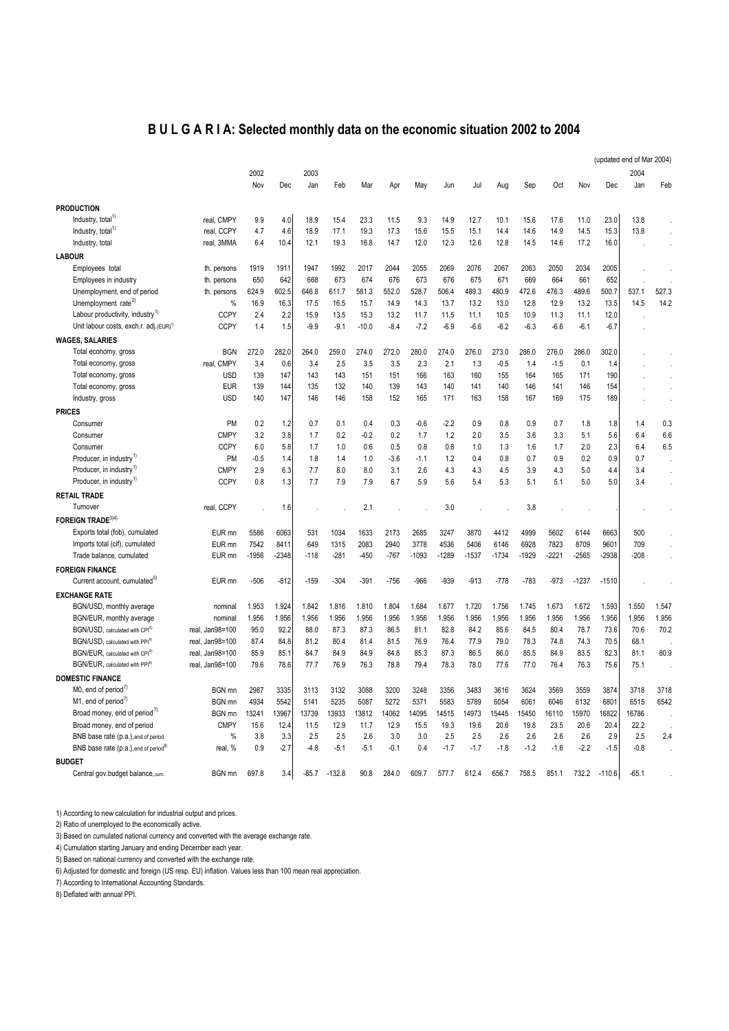# B U L G A R I A: Selected monthly data on the economic situation 2002 to 2004

(updated end of Mar 2004)

| | | 2002 | | 2003 | | | | | | | | | | | | 2004 | |
|---|---|---|---|---|---|---|---|---|---|---|---|---|---|---|---|---|---|
| | | Nov | Dec | Jan | Feb | Mar | Apr | May | Jun | Jul | Aug | Sep | Oct | Nov | Dec | Jan | Feb |
| **PRODUCTION** | | | | | | | | | | | | | | | | | |
| Industry, total[1] | real, CMPY | 9.9 | 4.0 | 18.9 | 15.4 | 23.3 | 11.5 | 9.3 | 14.9 | 12.7 | 10.1 | 15.6 | 17.6 | 11.0 | 23.0 | 13.8 | . |
| Industry, total[1] | real, CCPY | 4.7 | 4.6 | 18.9 | 17.1 | 19.3 | 17.3 | 15.6 | 15.5 | 15.1 | 14.4 | 14.6 | 14.9 | 14.5 | 15.3 | 13.8 | . |
| Industry, total | real, 3MMA | 6.4 | 10.4 | 12.1 | 19.3 | 16.8 | 14.7 | 12.0 | 12.3 | 12.6 | 12.8 | 14.5 | 14.6 | 17.2 | 16.0 | . | . |
| **LABOUR** | | | | | | | | | | | | | | | | | |
| Employees total | th. persons | 1919 | 1911 | 1947 | 1992 | 2017 | 2044 | 2055 | 2069 | 2076 | 2067 | 2063 | 2050 | 2034 | 2005 | . | . |
| Employees in industry | th. persons | 650 | 642 | 668 | 673 | 674 | 676 | 673 | 676 | 675 | 671 | 669 | 664 | 661 | 652 | . | . |
| Unemployment, end of period | th. persons | 624.9 | 602.5 | 646.8 | 611.7 | 581.3 | 552.0 | 528.7 | 506.4 | 489.3 | 480.9 | 472.6 | 476.3 | 489.6 | 500.7 | 537.1 | 527.3 |
| Unemployment rate[2] | % | 16.9 | 16.3 | 17.5 | 16.5 | 15.7 | 14.9 | 14.3 | 13.7 | 13.2 | 13.0 | 12.8 | 12.9 | 13.2 | 13.5 | 14.5 | 14.2 |
| Labour productivity, industry[1] | CCPY | 2.4 | 2.2 | 15.9 | 13.5 | 15.3 | 13.2 | 11.7 | 11.5 | 11.1 | 10.5 | 10.9 | 11.3 | 11.1 | 12.0 | . | |
| Unit labour costs, exch.r. adj.(EUR)[1] | CCPY | 1.4 | 1.5 | -9.9 | -9.1 | -10.0 | -8.4 | -7.2 | -6.9 | -6.6 | -6.2 | -6.3 | -6.6 | -6.1 | -6.7 | . | |
| **WAGES, SALARIES** | | | | | | | | | | | | | | | | | |
| Total economy, gross | BGN | 272.0 | 282.0 | 264.0 | 259.0 | 274.0 | 272.0 | 280.0 | 274.0 | 276.0 | 273.0 | 286.0 | 276.0 | 286.0 | 302.0 | . | . |
| Total economy, gross | real, CMPY | 3.4 | 0.6 | 3.4 | 2.5 | 3.5 | 3.5 | 2.3 | 2.1 | 1.3 | -0.5 | 1.4 | -1.5 | 0.1 | 1.4 | . | . |
| Total economy, gross | USD | 139 | 147 | 143 | 143 | 151 | 151 | 166 | 163 | 160 | 155 | 164 | 165 | 171 | 190 | . | . |
| Total economy, gross | EUR | 139 | 144 | 135 | 132 | 140 | 139 | 143 | 140 | 141 | 140 | 146 | 141 | 146 | 154 | . | . |
| Industry, gross | USD | 140 | 147 | 146 | 146 | 158 | 152 | 165 | 171 | 163 | 158 | 167 | 169 | 175 | 189 | . | . |
| **PRICES** | | | | | | | | | | | | | | | | | |
| Consumer | PM | 0.2 | 1.2 | 0.7 | 0.1 | 0.4 | 0.3 | -0.6 | -2.2 | 0.9 | 0.8 | 0.9 | 0.7 | 1.8 | 1.8 | 1.4 | 0.3 |
| Consumer | CMPY | 3.2 | 3.8 | 1.7 | 0.2 | -0.2 | 0.2 | 1.7 | 1.2 | 2.0 | 3.5 | 3.6 | 3.3 | 5.1 | 5.6 | 6.4 | 6.6 |
| Consumer | CCPY | 6.0 | 5.8 | 1.7 | 1.0 | 0.6 | 0.5 | 0.8 | 0.8 | 1.0 | 1.3 | 1.6 | 1.7 | 2.0 | 2.3 | 6.4 | 6.5 |
| Producer, in industry[1] | PM | -0.5 | 1.4 | 1.8 | 1.4 | 1.0 | -3.6 | -1.1 | 1.2 | 0.4 | 0.8 | 0.7 | 0.9 | 0.2 | 0.9 | 0.7 | . |
| Producer, in industry[1] | CMPY | 2.9 | 6.3 | 7.7 | 8.0 | 8.0 | 3.1 | 2.6 | 4.3 | 4.3 | 4.5 | 3.9 | 4.3 | 5.0 | 4.4 | 3.4 | . |
| Producer, in industry[1] | CCPY | 0.8 | 1.3 | 7.7 | 7.9 | 7.9 | 6.7 | 5.9 | 5.6 | 5.4 | 5.3 | 5.1 | 5.1 | 5.0 | 5.0 | 3.4 | . |
| **RETAIL TRADE** | | | | | | | | | | | | | | | | | |
| Turnover | real, CCPY | . | 1.6 | . | . | 2.1 | . | . | 3.0 | . | . | 3.8 | . | . | . | . | . |
| **FOREIGN TRADE**[3][4] | | | | | | | | | | | | | | | | | |
| Exports total (fob), cumulated | EUR mn | 5586 | 6063 | 531 | 1034 | 1633 | 2173 | 2685 | 3247 | 3870 | 4412 | 4999 | 5602 | 6144 | 6663 | 500 | . |
| Imports total (cif), cumulated | EUR mn | 7542 | 8411 | 649 | 1315 | 2083 | 2940 | 3778 | 4536 | 5406 | 6146 | 6928 | 7823 | 8709 | 9601 | 709 | . |
| Trade balance, cumulated | EUR mn | -1956 | -2348 | -118 | -281 | -450 | -767 | -1093 | -1289 | -1537 | -1734 | -1929 | -2221 | -2565 | -2938 | -208 | . |
| **FOREIGN FINANCE** | | | | | | | | | | | | | | | | | |
| Current account, cumulated[5] | EUR mn | -506 | -812 | -159 | -304 | -391 | -756 | -966 | -939 | -913 | -778 | -783 | -973 | -1237 | -1510 | . | . |
| **EXCHANGE RATE** | | | | | | | | | | | | | | | | | |
| BGN/USD, monthly average | nominal | 1.953 | 1.924 | 1.842 | 1.816 | 1.810 | 1.804 | 1.684 | 1.677 | 1.720 | 1.756 | 1.745 | 1.673 | 1.672 | 1.593 | 1.550 | 1.547 |
| BGN/EUR, monthly average | nominal | 1.956 | 1.956 | 1.956 | 1.956 | 1.956 | 1.956 | 1.956 | 1.956 | 1.956 | 1.956 | 1.956 | 1.956 | 1.956 | 1.956 | 1.956 | 1.956 |
| BGN/USD, calculated with CPI[6] | real, Jan98=100 | 95.0 | 92.2 | 88.0 | 87.3 | 87.3 | 86.5 | 81.1 | 82.8 | 84.2 | 85.6 | 84.5 | 80.4 | 78.7 | 73.6 | 70.6 | 70.2 |
| BGN/USD, calculated with PPI[6] | real, Jan98=100 | 87.4 | 84.8 | 81.2 | 80.4 | 81.4 | 81.5 | 76.9 | 76.4 | 77.9 | 79.0 | 78.3 | 74.8 | 74.3 | 70.5 | 68.1 | . |
| BGN/EUR, calculated with CPI[6] | real, Jan98=100 | 85.9 | 85.1 | 84.7 | 84.9 | 84.9 | 84.8 | 85.3 | 87.3 | 86.5 | 86.0 | 85.5 | 84.9 | 83.5 | 82.3 | 81.1 | 80.9 |
| BGN/EUR, calculated with PPI[6] | real, Jan98=100 | 79.6 | 78.6 | 77.7 | 76.9 | 76.3 | 78.8 | 79.4 | 78.3 | 78.0 | 77.6 | 77.0 | 76.4 | 76.3 | 75.6 | 75.1 | . |
| **DOMESTIC FINANCE** | | | | | | | | | | | | | | | | | |
| M0, end of period[7] | BGN mn | 2987 | 3335 | 3113 | 3132 | 3088 | 3200 | 3248 | 3356 | 3483 | 3616 | 3624 | 3569 | 3559 | 3874 | 3718 | 3718 |
| M1, end of period[7] | BGN mn | 4934 | 5542 | 5141 | 5235 | 5087 | 5272 | 5371 | 5583 | 5789 | 6054 | 6061 | 6046 | 6132 | 6801 | 6515 | 6542 |
| Broad money, end of period[7] | BGN mn | 13241 | 13967 | 13739 | 13933 | 13812 | 14062 | 14095 | 14515 | 14973 | 15445 | 15450 | 16110 | 15970 | 16822 | 16786 | . |
| Broad money, end of period | CMPY | 15.6 | 12.4 | 11.5 | 12.9 | 11.7 | 12.9 | 15.5 | 19.3 | 19.6 | 20.6 | 19.8 | 23.5 | 20.6 | 20.4 | 22.2 | . |
| BNB base rate (p.a.),end of period | % | 3.8 | 3.3 | 2.5 | 2.5 | 2.6 | 3.0 | 3.0 | 2.5 | 2.5 | 2.6 | 2.6 | 2.6 | 2.6 | 2.9 | 2.5 | 2.4 |
| BNB base rate (p.a.),end of period[8] | real, % | 0.9 | -2.7 | -4.8 | -5.1 | -5.1 | -0.1 | 0.4 | -1.7 | -1.7 | -1.8 | -1.2 | -1.6 | -2.2 | -1.5 | -0.8 | . |
| **BUDGET** | | | | | | | | | | | | | | | | | |
| Central gov.budget balance, cum. | BGN mn | 697.8 | 3.4 | -85.7 | -132.8 | 90.8 | 284.0 | 609.7 | 577.7 | 612.4 | 656.7 | 758.5 | 851.1 | 732.2 | -110.6 | -65.1 | . |

1) According to new calculation for industrial output and prices.

2) Ratio of unemployed to the economically active.

3) Based on cumulated national currency and converted with the average exchange rate.

4) Cumulation starting January and ending December each year.

5) Based on national currency and converted with the exchange rate.

6) Adjusted for domestic and foreign (US resp. EU) inflation. Values less than 100 mean real appreciation.

7) According to International Accounting Standards.

8) Deflated with annual PPI.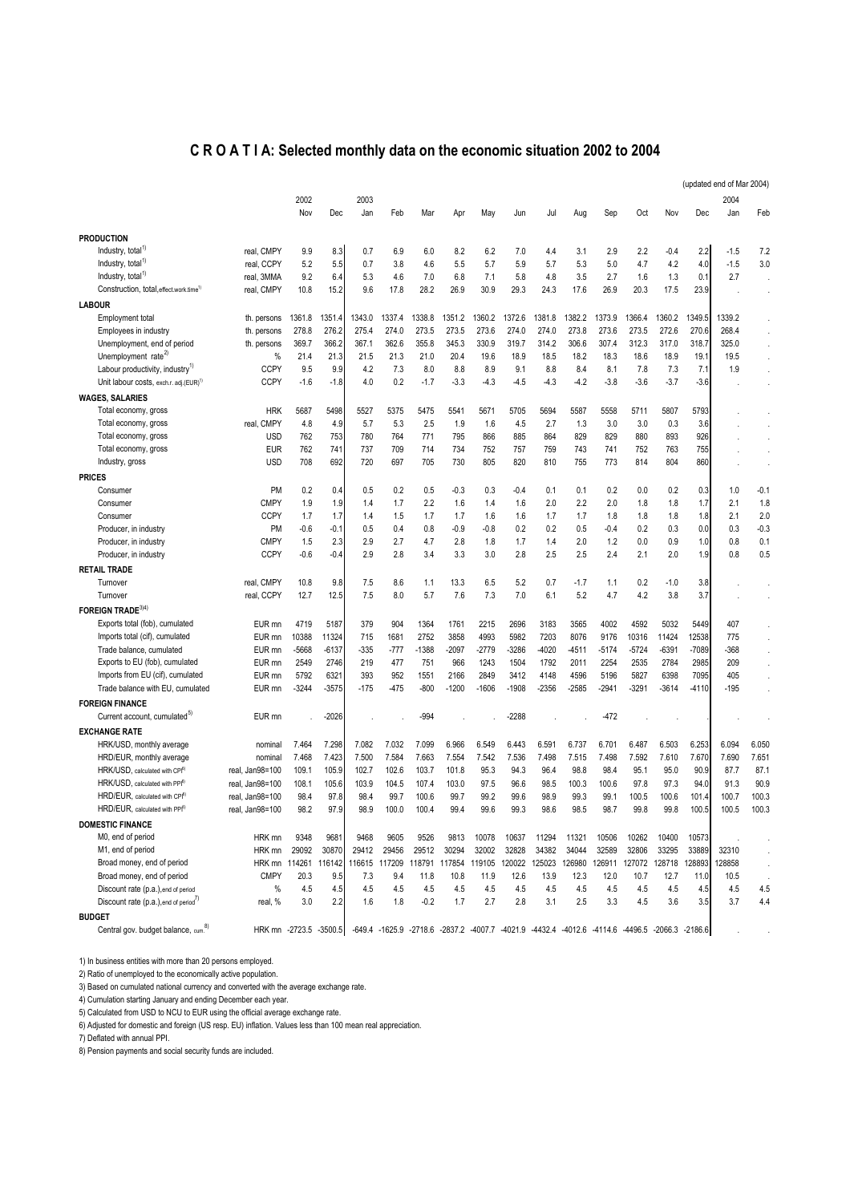# C R O A T I A: Selected monthly data on the economic situation 2002 to 2004

(updated end of Mar 2004)

| | | 2002 | | 2003 | | | | | | | | | | | | 2004 | |
|---|---|---|---|---|---|---|---|---|---|---|---|---|---|---|---|---|---|
| | | Nov | Dec | Jan | Feb | Mar | Apr | May | Jun | Jul | Aug | Sep | Oct | Nov | Dec | Jan | Feb |
| **PRODUCTION** | | | | | | | | | | | | | | | | | |
| Industry, total[1] | real, CMPY | 9.9 | 8.3 | 0.7 | 6.9 | 6.0 | 8.2 | 6.2 | 7.0 | 4.4 | 3.1 | 2.9 | 2.2 | -0.4 | 2.2 | -1.5 | 7.2 |
| Industry, total[1] | real, CCPY | 5.2 | 5.5 | 0.7 | 3.8 | 4.6 | 5.5 | 5.7 | 5.9 | 5.7 | 5.3 | 5.0 | 4.7 | 4.2 | 4.0 | -1.5 | 3.0 |
| Industry, total[1] | real, 3MMA | 9.2 | 6.4 | 5.3 | 4.6 | 7.0 | 6.8 | 7.1 | 5.8 | 4.8 | 3.5 | 2.7 | 1.6 | 1.3 | 0.1 | 2.7 | . |
| Construction, total, effect.work.time[1] | real, CMPY | 10.8 | 15.2 | 9.6 | 17.8 | 28.2 | 26.9 | 30.9 | 29.3 | 24.3 | 17.6 | 26.9 | 20.3 | 17.5 | 23.9 | . | . |
| **LABOUR** | | | | | | | | | | | | | | | | | |
| Employment total | th. persons | 1361.8 | 1351.4 | 1343.0 | 1337.4 | 1338.8 | 1351.2 | 1360.2 | 1372.6 | 1381.8 | 1382.2 | 1373.9 | 1366.4 | 1360.2 | 1349.5 | 1339.2 | . |
| Employees in industry | th. persons | 278.8 | 276.2 | 275.4 | 274.0 | 273.5 | 273.5 | 273.6 | 274.0 | 274.0 | 273.8 | 273.6 | 273.5 | 272.6 | 270.6 | 268.4 | . |
| Unemployment, end of period | th. persons | 369.7 | 366.2 | 367.1 | 362.6 | 355.8 | 345.3 | 330.9 | 319.7 | 314.2 | 306.6 | 307.4 | 312.3 | 317.0 | 318.7 | 325.0 | . |
| Unemployment rate[2] | % | 21.4 | 21.3 | 21.5 | 21.3 | 21.0 | 20.4 | 19.6 | 18.9 | 18.5 | 18.2 | 18.3 | 18.6 | 18.9 | 19.1 | 19.5 | . |
| Labour productivity, industry[1] | CCPY | 9.5 | 9.9 | 4.2 | 7.3 | 8.0 | 8.8 | 8.9 | 9.1 | 8.8 | 8.4 | 8.1 | 7.8 | 7.3 | 7.1 | 1.9 | . |
| Unit labour costs, exch.r. adj.(EUR)[1] | CCPY | -1.6 | -1.8 | 4.0 | 0.2 | -1.7 | -3.3 | -4.3 | -4.5 | -4.3 | -4.2 | -3.8 | -3.6 | -3.7 | -3.6 | . | . |
| **WAGES, SALARIES** | | | | | | | | | | | | | | | | | |
| Total economy, gross | HRK | 5687 | 5498 | 5527 | 5375 | 5475 | 5541 | 5671 | 5705 | 5694 | 5587 | 5558 | 5711 | 5807 | 5793 | . | . |
| Total economy, gross | real, CMPY | 4.8 | 4.9 | 5.7 | 5.3 | 2.5 | 1.9 | 1.6 | 4.5 | 2.7 | 1.3 | 3.0 | 3.0 | 0.3 | 3.6 | . | . |
| Total economy, gross | USD | 762 | 753 | 780 | 764 | 771 | 795 | 866 | 885 | 864 | 829 | 829 | 880 | 893 | 926 | . | . |
| Total economy, gross | EUR | 762 | 741 | 737 | 709 | 714 | 734 | 752 | 757 | 759 | 743 | 741 | 752 | 763 | 755 | . | . |
| Industry, gross | USD | 708 | 692 | 720 | 697 | 705 | 730 | 805 | 820 | 810 | 755 | 773 | 814 | 804 | 860 | . | . |
| **PRICES** | | | | | | | | | | | | | | | | | |
| Consumer | PM | 0.2 | 0.4 | 0.5 | 0.2 | 0.5 | -0.3 | 0.3 | -0.4 | 0.1 | 0.1 | 0.2 | 0.0 | 0.2 | 0.3 | 1.0 | -0.1 |
| Consumer | CMPY | 1.9 | 1.9 | 1.4 | 1.7 | 2.2 | 1.6 | 1.4 | 1.6 | 2.0 | 2.2 | 2.0 | 1.8 | 1.8 | 1.7 | 2.1 | 1.8 |
| Consumer | CCPY | 1.7 | 1.7 | 1.4 | 1.5 | 1.7 | 1.7 | 1.6 | 1.6 | 1.7 | 1.7 | 1.8 | 1.8 | 1.8 | 1.8 | 2.1 | 2.0 |
| Producer, in industry | PM | -0.6 | -0.1 | 0.5 | 0.4 | 0.8 | -0.9 | -0.8 | 0.2 | 0.2 | 0.5 | -0.4 | 0.2 | 0.3 | 0.0 | 0.3 | -0.3 |
| Producer, in industry | CMPY | 1.5 | 2.3 | 2.9 | 2.7 | 4.7 | 2.8 | 1.8 | 1.7 | 1.4 | 2.0 | 1.2 | 0.0 | 0.9 | 1.0 | 0.8 | 0.1 |
| Producer, in industry | CCPY | -0.6 | -0.4 | 2.9 | 2.8 | 3.4 | 3.3 | 3.0 | 2.8 | 2.5 | 2.5 | 2.4 | 2.1 | 2.0 | 1.9 | 0.8 | 0.5 |
| **RETAIL TRADE** | | | | | | | | | | | | | | | | | |
| Turnover | real, CMPY | 10.8 | 9.8 | 7.5 | 8.6 | 1.1 | 13.3 | 6.5 | 5.2 | 0.7 | -1.7 | 1.1 | 0.2 | -1.0 | 3.8 | . | . |
| Turnover | real, CCPY | 12.7 | 12.5 | 7.5 | 8.0 | 5.7 | 7.6 | 7.3 | 7.0 | 6.1 | 5.2 | 4.7 | 4.2 | 3.8 | 3.7 | . | . |
| **FOREIGN TRADE**[3][4] | | | | | | | | | | | | | | | | | |
| Exports total (fob), cumulated | EUR mn | 4719 | 5187 | 379 | 904 | 1364 | 1761 | 2215 | 2696 | 3183 | 3565 | 4002 | 4592 | 5032 | 5449 | 407 | . |
| Imports total (cif), cumulated | EUR mn | 10388 | 11324 | 715 | 1681 | 2752 | 3858 | 4993 | 5982 | 7203 | 8076 | 9176 | 10316 | 11424 | 12538 | 775 | . |
| Trade balance, cumulated | EUR mn | -5668 | -6137 | -335 | -777 | -1388 | -2097 | -2779 | -3286 | -4020 | -4511 | -5174 | -5724 | -6391 | -7089 | -368 | . |
| Exports to EU (fob), cumulated | EUR mn | 2549 | 2746 | 219 | 477 | 751 | 966 | 1243 | 1504 | 1792 | 2011 | 2254 | 2535 | 2784 | 2985 | 209 | . |
| Imports from EU (cif), cumulated | EUR mn | 5792 | 6321 | 393 | 952 | 1551 | 2166 | 2849 | 3412 | 4148 | 4596 | 5196 | 5827 | 6398 | 7095 | 405 | . |
| Trade balance with EU, cumulated | EUR mn | -3244 | -3575 | -175 | -475 | -800 | -1200 | -1606 | -1908 | -2356 | -2585 | -2941 | -3291 | -3614 | -4110 | -195 | . |
| **FOREIGN FINANCE** | | | | | | | | | | | | | | | | | |
| Current account, cumulated[5] | EUR mn | . | -2026 | . | . | -994 | . | . | -2288 | . | . | -472 | . | . | . | . | . |
| **EXCHANGE RATE** | | | | | | | | | | | | | | | | | |
| HRK/USD, monthly average | nominal | 7.464 | 7.298 | 7.082 | 7.032 | 7.099 | 6.966 | 6.549 | 6.443 | 6.591 | 6.737 | 6.701 | 6.487 | 6.503 | 6.253 | 6.094 | 6.050 |
| HRD/EUR, monthly average | nominal | 7.468 | 7.423 | 7.500 | 7.584 | 7.663 | 7.554 | 7.542 | 7.536 | 7.498 | 7.515 | 7.498 | 7.592 | 7.610 | 7.670 | 7.690 | 7.651 |
| HRK/USD, calculated with CPI[6] | real, Jan98=100 | 109.1 | 105.9 | 102.7 | 102.6 | 103.7 | 101.8 | 95.3 | 94.3 | 96.4 | 98.8 | 98.4 | 95.1 | 95.0 | 90.9 | 87.7 | 87.1 |
| HRK/USD, calculated with PPI[6] | real, Jan98=100 | 108.1 | 105.6 | 103.9 | 104.5 | 107.4 | 103.0 | 97.5 | 96.6 | 98.5 | 100.3 | 100.6 | 97.8 | 97.3 | 94.0 | 91.3 | 90.9 |
| HRD/EUR, calculated with CPI[6] | real, Jan98=100 | 98.4 | 97.8 | 98.4 | 99.7 | 100.6 | 99.7 | 99.2 | 99.6 | 98.9 | 99.3 | 99.1 | 100.5 | 100.6 | 101.4 | 100.7 | 100.3 |
| HRD/EUR, calculated with PPI[6] | real, Jan98=100 | 98.2 | 97.9 | 98.9 | 100.0 | 100.4 | 99.4 | 99.6 | 99.3 | 98.6 | 98.5 | 98.7 | 99.8 | 99.8 | 100.5 | 100.5 | 100.3 |
| **DOMESTIC FINANCE** | | | | | | | | | | | | | | | | | |
| M0, end of period | HRK mn | 9348 | 9681 | 9468 | 9605 | 9526 | 9813 | 10078 | 10637 | 11294 | 11321 | 10506 | 10262 | 10400 | 10573 | . | . |
| M1, end of period | HRK mn | 29092 | 30870 | 29412 | 29456 | 29512 | 30294 | 32002 | 32828 | 34382 | 34044 | 32589 | 32806 | 33295 | 33889 | 32310 | . |
| Broad money, end of period | HRK mn | 114261 | 116142 | 116615 | 117209 | 118791 | 117854 | 119105 | 120022 | 125023 | 126980 | 126911 | 127072 | 128718 | 128893 | 128858 | . |
| Broad money, end of period | CMPY | 20.3 | 9.5 | 7.3 | 9.4 | 11.8 | 10.8 | 11.9 | 12.6 | 13.9 | 12.3 | 12.0 | 10.7 | 12.7 | 11.0 | 10.5 | . |
| Discount rate (p.a.), end of period | % | 4.5 | 4.5 | 4.5 | 4.5 | 4.5 | 4.5 | 4.5 | 4.5 | 4.5 | 4.5 | 4.5 | 4.5 | 4.5 | 4.5 | 4.5 | 4.5 |
| Discount rate (p.a.), end of period[7] | real, % | 3.0 | 2.2 | 1.6 | 1.8 | -0.2 | 1.7 | 2.7 | 2.8 | 3.1 | 2.5 | 3.3 | 4.5 | 3.6 | 3.5 | 3.7 | 4.4 |
| **BUDGET** | | | | | | | | | | | | | | | | | |
| Central gov. budget balance, cum.[8] | HRK mn | -2723.5 | -3500.5 | -649.4 | -1625.9 | -2718.6 | -2837.2 | -4007.7 | -4021.9 | -4432.4 | -4012.6 | -4114.6 | -4496.5 | -2066.3 | -2186.6 | . | . |

1) In business entities with more than 20 persons employed.

2) Ratio of unemployed to the economically active population.

3) Based on cumulated national currency and converted with the average exchange rate.

4) Cumulation starting January and ending December each year.

5) Calculated from USD to NCU to EUR using the official average exchange rate.

6) Adjusted for domestic and foreign (US resp. EU) inflation. Values less than 100 mean real appreciation.

7) Deflated with annual PPI.

8) Pension payments and social security funds are included.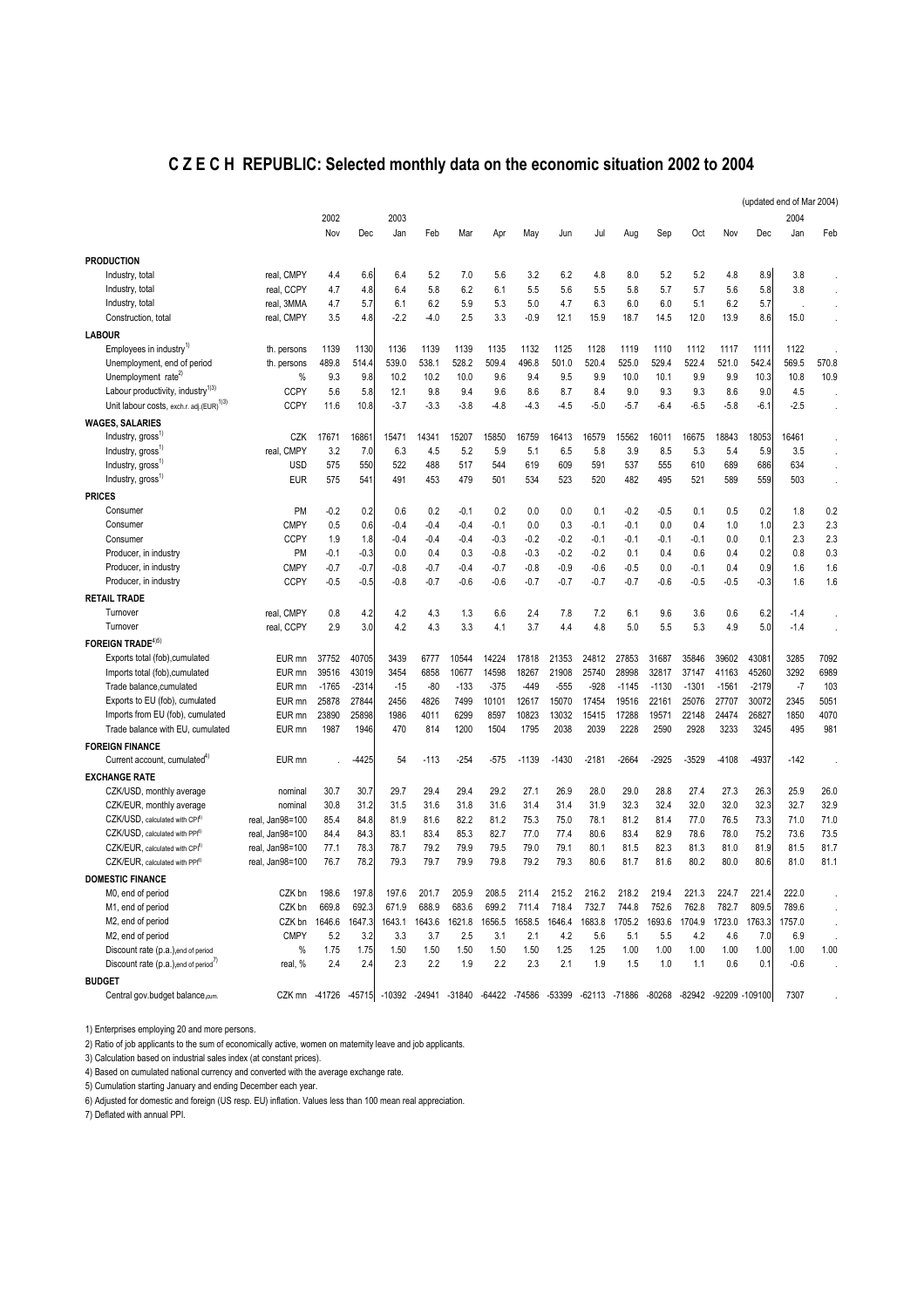# C Z E C H REPUBLIC: Selected monthly data on the economic situation 2002 to 2004

(updated end of Mar 2004)

| | | 2002 | | 2003 | | | | | | | | | | | | 2004 | |
|---|---|---|---|---|---|---|---|---|---|---|---|---|---|---|---|---|---|
| | | Nov | Dec | Jan | Feb | Mar | Apr | May | Jun | Jul | Aug | Sep | Oct | Nov | Dec | Jan | Feb |
| **PRODUCTION** | | | | | | | | | | | | | | | | | |
| Industry, total | real, CMPY | 4.4 | 6.6 | 6.4 | 5.2 | 7.0 | 5.6 | 3.2 | 6.2 | 4.8 | 8.0 | 5.2 | 5.2 | 4.8 | 8.9 | 3.8 | . |
| Industry, total | real, CCPY | 4.7 | 4.8 | 6.4 | 5.8 | 6.2 | 6.1 | 5.5 | 5.6 | 5.5 | 5.8 | 5.7 | 5.7 | 5.6 | 5.8 | 3.8 | . |
| Industry, total | real, 3MMA | 4.7 | 5.7 | 6.1 | 6.2 | 5.9 | 5.3 | 5.0 | 4.7 | 6.3 | 6.0 | 6.0 | 5.1 | 6.2 | 5.7 | . | . |
| Construction, total | real, CMPY | 3.5 | 4.8 | -2.2 | -4.0 | 2.5 | 3.3 | -0.9 | 12.1 | 15.9 | 18.7 | 14.5 | 12.0 | 13.9 | 8.6 | 15.0 | . |
| **LABOUR** | | | | | | | | | | | | | | | | | |
| Employees in industry[1] | th. persons | 1139 | 1130 | 1136 | 1139 | 1139 | 1135 | 1132 | 1125 | 1128 | 1119 | 1110 | 1112 | 1117 | 1111 | 1122 | . |
| Unemployment, end of period | th. persons | 489.8 | 514.4 | 539.0 | 538.1 | 528.2 | 509.4 | 496.8 | 501.0 | 520.4 | 525.0 | 529.4 | 522.4 | 521.0 | 542.4 | 569.5 | 570.8 |
| Unemployment rate[2] | % | 9.3 | 9.8 | 10.2 | 10.2 | 10.0 | 9.6 | 9.4 | 9.5 | 9.9 | 10.0 | 10.1 | 9.9 | 9.9 | 10.3 | 10.8 | 10.9 |
| Labour productivity, industry[1)3)] | CCPY | 5.6 | 5.8 | 12.1 | 9.8 | 9.4 | 9.6 | 8.6 | 8.7 | 8.4 | 9.0 | 9.3 | 9.3 | 8.6 | 9.0 | 4.5 | . |
| Unit labour costs, exch.r. adj.(EUR)[1)3)] | CCPY | 11.6 | 10.8 | -3.7 | -3.3 | -3.8 | -4.8 | -4.3 | -4.5 | -5.0 | -5.7 | -6.4 | -6.5 | -5.8 | -6.1 | -2.5 | . |
| **WAGES, SALARIES** | | | | | | | | | | | | | | | | | |
| Industry, gross[1] | CZK | 17671 | 16861 | 15471 | 14341 | 15207 | 15850 | 16759 | 16413 | 16579 | 15562 | 16011 | 16675 | 18843 | 18053 | 16461 | . |
| Industry, gross[1] | real, CMPY | 3.2 | 7.0 | 6.3 | 4.5 | 5.2 | 5.9 | 5.1 | 6.5 | 5.8 | 3.9 | 8.5 | 5.3 | 5.4 | 5.9 | 3.5 | . |
| Industry, gross[1] | USD | 575 | 550 | 522 | 488 | 517 | 544 | 619 | 609 | 591 | 537 | 555 | 610 | 689 | 686 | 634 | . |
| Industry, gross[1] | EUR | 575 | 541 | 491 | 453 | 479 | 501 | 534 | 523 | 520 | 482 | 495 | 521 | 589 | 559 | 503 | . |
| **PRICES** | | | | | | | | | | | | | | | | | |
| Consumer | PM | -0.2 | 0.2 | 0.6 | 0.2 | -0.1 | 0.2 | 0.0 | 0.0 | 0.1 | -0.2 | -0.5 | 0.1 | 0.5 | 0.2 | 1.8 | 0.2 |
| Consumer | CMPY | 0.5 | 0.6 | -0.4 | -0.4 | -0.4 | -0.1 | 0.0 | 0.3 | -0.1 | -0.1 | 0.0 | 0.4 | 1.0 | 1.0 | 2.3 | 2.3 |
| Consumer | CCPY | 1.9 | 1.8 | -0.4 | -0.4 | -0.4 | -0.3 | -0.2 | -0.2 | -0.1 | -0.1 | -0.1 | -0.1 | 0.0 | 0.1 | 2.3 | 2.3 |
| Producer, in industry | PM | -0.1 | -0.3 | 0.0 | 0.4 | 0.3 | -0.8 | -0.3 | -0.2 | -0.2 | 0.1 | 0.4 | 0.6 | 0.4 | 0.2 | 0.8 | 0.3 |
| Producer, in industry | CMPY | -0.7 | -0.7 | -0.8 | -0.7 | -0.4 | -0.7 | -0.8 | -0.9 | -0.6 | -0.5 | 0.0 | -0.1 | 0.4 | 0.9 | 1.6 | 1.6 |
| Producer, in industry | CCPY | -0.5 | -0.5 | -0.8 | -0.7 | -0.6 | -0.6 | -0.7 | -0.7 | -0.7 | -0.7 | -0.6 | -0.5 | -0.5 | -0.3 | 1.6 | 1.6 |
| **RETAIL TRADE** | | | | | | | | | | | | | | | | | |
| Turnover | real, CMPY | 0.8 | 4.2 | 4.2 | 4.3 | 1.3 | 6.6 | 2.4 | 7.8 | 7.2 | 6.1 | 9.6 | 3.6 | 0.6 | 6.2 | -1.4 | . |
| Turnover | real, CCPY | 2.9 | 3.0 | 4.2 | 4.3 | 3.3 | 4.1 | 3.7 | 4.4 | 4.8 | 5.0 | 5.5 | 5.3 | 4.9 | 5.0 | -1.4 | . |
| **FOREIGN TRADE**[4)5)] | | | | | | | | | | | | | | | | | |
| Exports total (fob),cumulated | EUR mn | 37752 | 40705 | 3439 | 6777 | 10544 | 14224 | 17818 | 21353 | 24812 | 27853 | 31687 | 35846 | 39602 | 43081 | 3285 | 7092 |
| Imports total (fob),cumulated | EUR mn | 39516 | 43019 | 3454 | 6858 | 10677 | 14598 | 18267 | 21908 | 25740 | 28998 | 32817 | 37147 | 41163 | 45260 | 3292 | 6989 |
| Trade balance,cumulated | EUR mn | -1765 | -2314 | -15 | -80 | -133 | -375 | -449 | -555 | -928 | -1145 | -1130 | -1301 | -1561 | -2179 | -7 | 103 |
| Exports to EU (fob), cumulated | EUR mn | 25878 | 27844 | 2456 | 4826 | 7499 | 10101 | 12617 | 15070 | 17454 | 19516 | 22161 | 25076 | 27707 | 30072 | 2345 | 5051 |
| Imports from EU (fob), cumulated | EUR mn | 23890 | 25898 | 1986 | 4011 | 6299 | 8597 | 10823 | 13032 | 15415 | 17288 | 19571 | 22148 | 24474 | 26827 | 1850 | 4070 |
| Trade balance with EU, cumulated | EUR mn | 1987 | 1946 | 470 | 814 | 1200 | 1504 | 1795 | 2038 | 2039 | 2228 | 2590 | 2928 | 3233 | 3245 | 495 | 981 |
| **FOREIGN FINANCE** | | | | | | | | | | | | | | | | | |
| Current account, cumulated[4] | EUR mn | . | -4425 | 54 | -113 | -254 | -575 | -1139 | -1430 | -2181 | -2664 | -2925 | -3529 | -4108 | -4937 | -142 | . |
| **EXCHANGE RATE** | | | | | | | | | | | | | | | | | |
| CZK/USD, monthly average | nominal | 30.7 | 30.7 | 29.7 | 29.4 | 29.4 | 29.2 | 27.1 | 26.9 | 28.0 | 29.0 | 28.8 | 27.4 | 27.3 | 26.3 | 25.9 | 26.0 |
| CZK/EUR, monthly average | nominal | 30.8 | 31.2 | 31.5 | 31.6 | 31.8 | 31.6 | 31.4 | 31.4 | 31.9 | 32.3 | 32.4 | 32.0 | 32.0 | 32.3 | 32.7 | 32.9 |
| CZK/USD, calculated with CPI[6] | real, Jan98=100 | 85.4 | 84.8 | 81.9 | 81.6 | 82.2 | 81.2 | 75.3 | 75.0 | 78.1 | 81.2 | 81.4 | 77.0 | 76.5 | 73.3 | 71.0 | 71.0 |
| CZK/USD, calculated with PPI[6] | real, Jan98=100 | 84.4 | 84.3 | 83.1 | 83.4 | 85.3 | 82.7 | 77.0 | 77.4 | 80.6 | 83.4 | 82.9 | 78.6 | 78.0 | 75.2 | 73.6 | 73.5 |
| CZK/EUR, calculated with CPI[6] | real, Jan98=100 | 77.1 | 78.3 | 78.7 | 79.2 | 79.9 | 79.5 | 79.0 | 79.1 | 80.1 | 81.5 | 82.3 | 81.3 | 81.0 | 81.9 | 81.5 | 81.7 |
| CZK/EUR, calculated with PPI[6] | real, Jan98=100 | 76.7 | 78.2 | 79.3 | 79.7 | 79.9 | 79.8 | 79.2 | 79.3 | 80.6 | 81.7 | 81.6 | 80.2 | 80.0 | 80.6 | 81.0 | 81.1 |
| **DOMESTIC FINANCE** | | | | | | | | | | | | | | | | | |
| M0, end of period | CZK bn | 198.6 | 197.8 | 197.6 | 201.7 | 205.9 | 208.5 | 211.4 | 215.2 | 216.2 | 218.2 | 219.4 | 221.3 | 224.7 | 221.4 | 222.0 | . |
| M1, end of period | CZK bn | 669.8 | 692.3 | 671.9 | 688.9 | 683.6 | 699.2 | 711.4 | 718.4 | 732.7 | 744.8 | 752.6 | 762.8 | 782.7 | 809.5 | 789.6 | . |
| M2, end of period | CZK bn | 1646.6 | 1647.3 | 1643.1 | 1643.6 | 1621.8 | 1656.5 | 1658.5 | 1646.4 | 1683.8 | 1705.2 | 1693.6 | 1704.9 | 1723.0 | 1763.3 | 1757.0 | . |
| M2, end of period | CMPY | 5.2 | 3.2 | 3.3 | 3.7 | 2.5 | 3.1 | 2.1 | 4.2 | 5.6 | 5.1 | 5.5 | 4.2 | 4.6 | 7.0 | 6.9 | . |
| Discount rate (p.a.),end of period | % | 1.75 | 1.75 | 1.50 | 1.50 | 1.50 | 1.50 | 1.50 | 1.25 | 1.25 | 1.00 | 1.00 | 1.00 | 1.00 | 1.00 | 1.00 | 1.00 |
| Discount rate (p.a.),end of period[7] | real, % | 2.4 | 2.4 | 2.3 | 2.2 | 1.9 | 2.2 | 2.3 | 2.1 | 1.9 | 1.5 | 1.0 | 1.1 | 0.6 | 0.1 | -0.6 | . |
| **BUDGET** | | | | | | | | | | | | | | | | | |
| Central gov.budget balance,cum. | CZK mn | -41726 | -45715 | -10392 | -24941 | -31840 | -64422 | -74586 | -53399 | -62113 | -71886 | -80268 | -82942 | -92209 | -109100 | 7307 | . |

1) Enterprises employing 20 and more persons.

2) Ratio of job applicants to the sum of economically active, women on maternity leave and job applicants.

3) Calculation based on industrial sales index (at constant prices).

4) Based on cumulated national currency and converted with the average exchange rate.

5) Cumulation starting January and ending December each year.

6) Adjusted for domestic and foreign (US resp. EU) inflation. Values less than 100 mean real appreciation.

7) Deflated with annual PPI.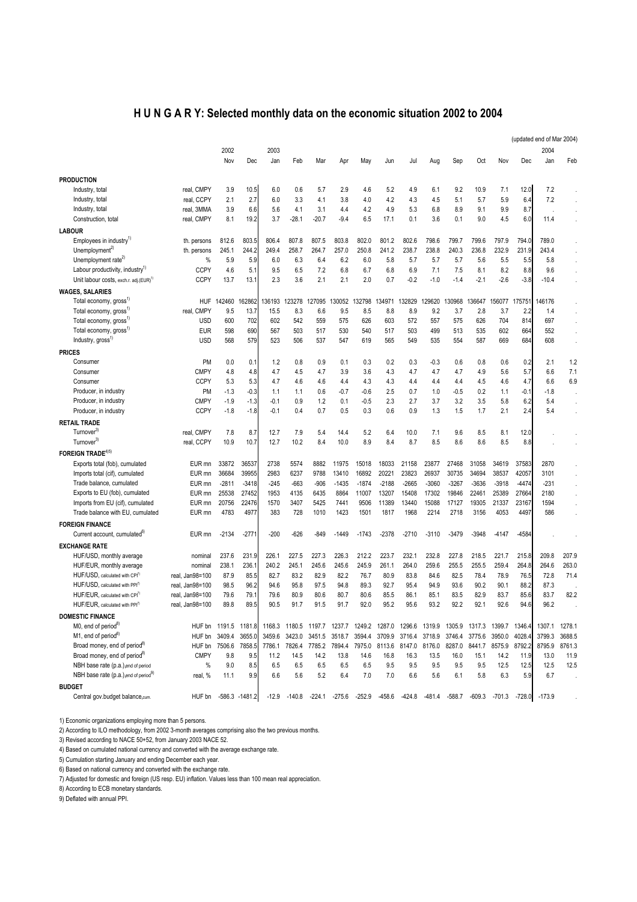# H U N G A R Y: Selected monthly data on the economic situation 2002 to 2004

(updated end of Mar 2004)

| | | 2002 | | 2003 | | | | | | | | | | | | 2004 | |
|---|---|---|---|---|---|---|---|---|---|---|---|---|---|---|---|---|---|
| | | Nov | Dec | Jan | Feb | Mar | Apr | May | Jun | Jul | Aug | Sep | Oct | Nov | Dec | Jan | Feb |
| **PRODUCTION** | | | | | | | | | | | | | | | | | |
| Industry, total | real, CMPY | 3.9 | 10.5 | 6.0 | 0.6 | 5.7 | 2.9 | 4.6 | 5.2 | 4.9 | 6.1 | 9.2 | 10.9 | 7.1 | 12.0 | 7.2 | . |
| Industry, total | real, CCPY | 2.1 | 2.7 | 6.0 | 3.3 | 4.1 | 3.8 | 4.0 | 4.2 | 4.3 | 4.5 | 5.1 | 5.7 | 5.9 | 6.4 | 7.2 | . |
| Industry, total | real, 3MMA | 3.9 | 6.6 | 5.6 | 4.1 | 3.1 | 4.4 | 4.2 | 4.9 | 5.3 | 6.8 | 8.9 | 9.1 | 9.9 | 8.7 | . | . |
| Construction, total | real, CMPY | 8.1 | 19.2 | 3.7 | -28.1 | -20.7 | -9.4 | 6.5 | 17.1 | 0.1 | 3.6 | 0.1 | 9.0 | 4.5 | 6.0 | 11.4 | . |
| **LABOUR** | | | | | | | | | | | | | | | | | |
| Employees in industry[1] | th. persons | 812.6 | 803.5 | 806.4 | 807.8 | 807.5 | 803.8 | 802.0 | 801.2 | 802.6 | 798.6 | 799.7 | 799.6 | 797.9 | 794.0 | 789.0 | . |
| Unemployment[2] | th. persons | 245.1 | 244.2 | 249.4 | 258.7 | 264.7 | 257.0 | 250.8 | 241.2 | 238.7 | 238.8 | 240.3 | 236.8 | 232.9 | 231.9 | 243.4 | . |
| Unemployment rate[2] | % | 5.9 | 5.9 | 6.0 | 6.3 | 6.4 | 6.2 | 6.0 | 5.8 | 5.7 | 5.7 | 5.7 | 5.6 | 5.5 | 5.5 | 5.8 | . |
| Labour productivity, industry[1] | CCPY | 4.6 | 5.1 | 9.5 | 6.5 | 7.2 | 6.8 | 6.7 | 6.8 | 6.9 | 7.1 | 7.5 | 8.1 | 8.2 | 8.8 | 9.6 | . |
| Unit labour costs, exch.r. adj.(EUR)[1] | CCPY | 13.7 | 13.1 | 2.3 | 3.6 | 2.1 | 2.1 | 2.0 | 0.7 | -0.2 | -1.0 | -1.4 | -2.1 | -2.6 | -3.8 | -10.4 | . |
| **WAGES, SALARIES** | | | | | | | | | | | | | | | | | |
| Total economy, gross[1] | HUF | 142460 | 162862 | 136193 | 123278 | 127095 | 130052 | 132798 | 134971 | 132829 | 129620 | 130968 | 136647 | 156077 | 175751 | 146176 | . |
| Total economy, gross[1] | real, CMPY | 9.5 | 13.7 | 15.5 | 8.3 | 6.6 | 9.5 | 8.5 | 8.8 | 8.9 | 9.2 | 3.7 | 2.8 | 3.7 | 2.2 | 1.4 | . |
| Total economy, gross[1] | USD | 600 | 702 | 602 | 542 | 559 | 575 | 626 | 603 | 572 | 557 | 575 | 626 | 704 | 814 | 697 | . |
| Total economy, gross[1] | EUR | 598 | 690 | 567 | 503 | 517 | 530 | 540 | 517 | 503 | 499 | 513 | 535 | 602 | 664 | 552 | . |
| Industry, gross[1] | USD | 568 | 579 | 523 | 506 | 537 | 547 | 619 | 565 | 549 | 535 | 554 | 587 | 669 | 684 | 608 | . |
| **PRICES** | | | | | | | | | | | | | | | | | |
| Consumer | PM | 0.0 | 0.1 | 1.2 | 0.8 | 0.9 | 0.1 | 0.3 | 0.2 | 0.3 | -0.3 | 0.6 | 0.8 | 0.6 | 0.2 | 2.1 | 1.2 |
| Consumer | CMPY | 4.8 | 4.8 | 4.7 | 4.5 | 4.7 | 3.9 | 3.6 | 4.3 | 4.7 | 4.7 | 4.7 | 4.9 | 5.6 | 5.7 | 6.6 | 7.1 |
| Consumer | CCPY | 5.3 | 5.3 | 4.7 | 4.6 | 4.6 | 4.4 | 4.3 | 4.3 | 4.4 | 4.4 | 4.4 | 4.5 | 4.6 | 4.7 | 6.6 | 6.9 |
| Producer, in industry | PM | -1.3 | -0.3 | 1.1 | 1.1 | 0.6 | -0.7 | -0.6 | 2.5 | 0.7 | 1.0 | -0.5 | 0.2 | 1.1 | -0.1 | -1.8 | . |
| Producer, in industry | CMPY | -1.9 | -1.3 | -0.1 | 0.9 | 1.2 | 0.1 | -0.5 | 2.3 | 2.7 | 3.7 | 3.2 | 3.5 | 5.8 | 6.2 | 5.4 | . |
| Producer, in industry | CCPY | -1.8 | -1.8 | -0.1 | 0.4 | 0.7 | 0.5 | 0.3 | 0.6 | 0.9 | 1.3 | 1.5 | 1.7 | 2.1 | 2.4 | 5.4 | . |
| **RETAIL TRADE** | | | | | | | | | | | | | | | | | |
| Turnover[3] | real, CMPY | 7.8 | 8.7 | 12.7 | 7.9 | 5.4 | 14.4 | 5.2 | 6.4 | 10.0 | 7.1 | 9.6 | 8.5 | 8.1 | 12.0 | . | . |
| Turnover[3] | real, CCPY | 10.9 | 10.7 | 12.7 | 10.2 | 8.4 | 10.0 | 8.9 | 8.4 | 8.7 | 8.5 | 8.6 | 8.6 | 8.5 | 8.8 | . | . |
| **FOREIGN TRADE**[4][5] | | | | | | | | | | | | | | | | | |
| Exports total (fob), cumulated | EUR mn | 33872 | 36537 | 2738 | 5574 | 8882 | 11975 | 15018 | 18033 | 21158 | 23877 | 27468 | 31058 | 34619 | 37583 | 2870 | . |
| Imports total (cif), cumulated | EUR mn | 36684 | 39955 | 2983 | 6237 | 9788 | 13410 | 16892 | 20221 | 23823 | 26937 | 30735 | 34694 | 38537 | 42057 | 3101 | . |
| Trade balance, cumulated | EUR mn | -2811 | -3418 | -245 | -663 | -906 | -1435 | -1874 | -2188 | -2665 | -3060 | -3267 | -3636 | -3918 | -4474 | -231 | . |
| Exports to EU (fob), cumulated | EUR mn | 25538 | 27452 | 1953 | 4135 | 6435 | 8864 | 11007 | 13207 | 15408 | 17302 | 19846 | 22461 | 25389 | 27664 | 2180 | . |
| Imports from EU (cif), cumulated | EUR mn | 20756 | 22476 | 1570 | 3407 | 5425 | 7441 | 9506 | 11389 | 13440 | 15088 | 17127 | 19305 | 21337 | 23167 | 1594 | . |
| Trade balance with EU, cumulated | EUR mn | 4783 | 4977 | 383 | 728 | 1010 | 1423 | 1501 | 1817 | 1968 | 2214 | 2718 | 3156 | 4053 | 4497 | 586 | . |
| **FOREIGN FINANCE** | | | | | | | | | | | | | | | | | |
| Current account, cumulated[6] | EUR mn | -2134 | -2771 | -200 | -626 | -849 | -1449 | -1743 | -2378 | -2710 | -3110 | -3479 | -3948 | -4147 | -4584 | . | . |
| **EXCHANGE RATE** | | | | | | | | | | | | | | | | | |
| HUF/USD, monthly average | nominal | 237.6 | 231.9 | 226.1 | 227.5 | 227.3 | 226.3 | 212.2 | 223.7 | 232.1 | 232.8 | 227.8 | 218.5 | 221.7 | 215.8 | 209.8 | 207.9 |
| HUF/EUR, monthly average | nominal | 238.1 | 236.1 | 240.2 | 245.1 | 245.6 | 245.6 | 245.9 | 261.1 | 264.0 | 259.6 | 255.5 | 255.5 | 259.4 | 264.8 | 264.6 | 263.0 |
| HUF/USD, calculated with CPI[7] | real, Jan98=100 | 87.9 | 85.5 | 82.7 | 83.2 | 82.9 | 82.2 | 76.7 | 80.9 | 83.8 | 84.6 | 82.5 | 78.4 | 78.9 | 76.5 | 72.8 | 71.4 |
| HUF/USD, calculated with PPI[7] | real, Jan98=100 | 98.5 | 96.2 | 94.6 | 95.8 | 97.5 | 94.8 | 89.3 | 92.7 | 95.4 | 94.9 | 93.6 | 90.2 | 90.1 | 88.2 | 87.3 | . |
| HUF/EUR, calculated with CPI[7] | real, Jan98=100 | 79.6 | 79.1 | 79.6 | 80.9 | 80.6 | 80.7 | 80.6 | 85.5 | 86.1 | 85.1 | 83.5 | 82.9 | 83.7 | 85.6 | 83.7 | 82.2 |
| HUF/EUR, calculated with PPI[7] | real, Jan98=100 | 89.8 | 89.5 | 90.5 | 91.7 | 91.5 | 91.7 | 92.0 | 95.2 | 95.6 | 93.2 | 92.2 | 92.1 | 92.6 | 94.6 | 96.2 | . |
| **DOMESTIC FINANCE** | | | | | | | | | | | | | | | | | |
| M0, end of period[8] | HUF bn | 1191.5 | 1181.8 | 1168.3 | 1180.5 | 1197.7 | 1237.7 | 1249.2 | 1287.0 | 1296.6 | 1319.9 | 1305.9 | 1317.3 | 1399.7 | 1346.4 | 1307.1 | 1278.1 |
| M1, end of period[8] | HUF bn | 3409.4 | 3655.0 | 3459.6 | 3423.0 | 3451.5 | 3518.7 | 3594.4 | 3709.9 | 3716.4 | 3718.9 | 3746.4 | 3775.6 | 3950.0 | 4028.4 | 3799.3 | 3688.5 |
| Broad money, end of period[8] | HUF bn | 7506.6 | 7858.5 | 7786.1 | 7826.4 | 7785.2 | 7894.4 | 7975.0 | 8113.6 | 8147.0 | 8176.0 | 8287.0 | 8441.7 | 8575.9 | 8792.2 | 8795.9 | 8761.3 |
| Broad money, end of period[8] | CMPY | 9.8 | 9.5 | 11.2 | 14.5 | 14.2 | 13.8 | 14.6 | 16.8 | 16.3 | 13.5 | 16.0 | 15.1 | 14.2 | 11.9 | 13.0 | 11.9 |
| NBH base rate (p.a.),end of period | % | 9.0 | 8.5 | 6.5 | 6.5 | 6.5 | 6.5 | 6.5 | 9.5 | 9.5 | 9.5 | 9.5 | 9.5 | 12.5 | 12.5 | 12.5 | 12.5 |
| NBH base rate (p.a.),end of period[9] | real, % | 11.1 | 9.9 | 6.6 | 5.6 | 5.2 | 6.4 | 7.0 | 7.0 | 6.6 | 5.6 | 6.1 | 5.8 | 6.3 | 5.9 | 6.7 | . |
| **BUDGET** | | | | | | | | | | | | | | | | | |
| Central gov.budget balance,cum. | HUF bn | -586.3 | -1481.2 | -12.9 | -140.8 | -224.1 | -275.6 | -252.9 | -458.6 | -424.8 | -481.4 | -588.7 | -609.3 | -701.3 | -728.0 | -173.9 | . |

1) Economic organizations employing more than 5 persons.

2) According to ILO methodology, from 2002 3-month averages comprising also the two previous months.

3) Revised according to NACE 50+52, from January 2003 NACE 52.

4) Based on cumulated national currency and converted with the average exchange rate.

5) Cumulation starting January and ending December each year.

6) Based on national currency and converted with the exchange rate.

7) Adjusted for domestic and foreign (US resp. EU) inflation. Values less than 100 mean real appreciation.

8) According to ECB monetary standards.

9) Deflated with annual PPI.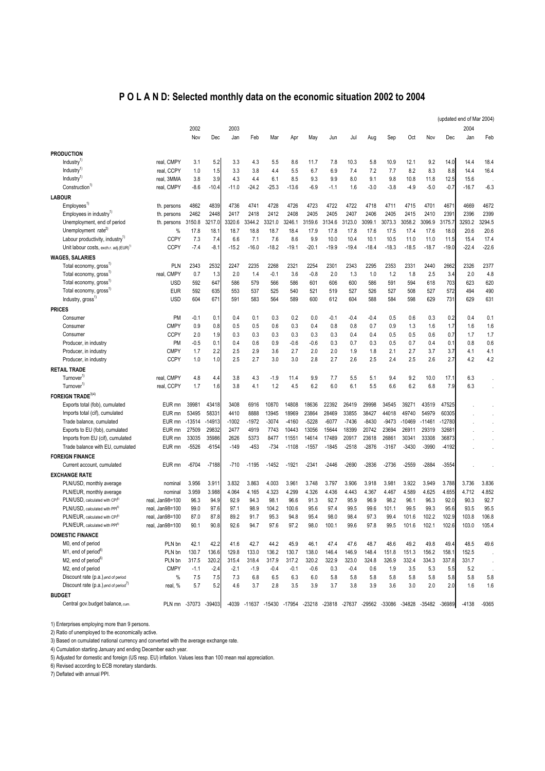# P O L A N D: Selected monthly data on the economic situation 2002 to 2004

(updated end of Mar 2004)

| | | 2002 | | 2003 | | | | | | | | | | | | 2004 | |
|---|---|---|---|---|---|---|---|---|---|---|---|---|---|---|---|---|---|
| | | Nov | Dec | Jan | Feb | Mar | Apr | May | Jun | Jul | Aug | Sep | Oct | Nov | Dec | Jan | Feb |
| **PRODUCTION** | | | | | | | | | | | | | | | | | |
| Industry[1] | real, CMPY | 3.1 | 5.2 | 3.3 | 4.3 | 5.5 | 8.6 | 11.7 | 7.8 | 10.3 | 5.8 | 10.9 | 12.1 | 9.2 | 14.0 | 14.4 | 18.4 |
| Industry[1] | real, CCPY | 1.0 | 1.5 | 3.3 | 3.8 | 4.4 | 5.5 | 6.7 | 6.9 | 7.4 | 7.2 | 7.7 | 8.2 | 8.3 | 8.8 | 14.4 | 16.4 |
| Industry[1] | real, 3MMA | 3.8 | 3.9 | 4.3 | 4.4 | 6.1 | 8.5 | 9.3 | 9.9 | 8.0 | 9.1 | 9.8 | 10.8 | 11.8 | 12.5 | 15.6 | . |
| Construction[1] | real, CMPY | -8.6 | -10.4 | -11.0 | -24.2 | -25.3 | -13.6 | -6.9 | -1.1 | 1.6 | -3.0 | -3.8 | -4.9 | -5.0 | -0.7 | -16.7 | -6.3 |
| **LABOUR** | | | | | | | | | | | | | | | | | |
| Employees[1] | th. persons | 4862 | 4839 | 4736 | 4741 | 4728 | 4726 | 4723 | 4722 | 4722 | 4718 | 4711 | 4715 | 4701 | 4671 | 4669 | 4672 |
| Employees in industry[1] | th. persons | 2462 | 2448 | 2417 | 2418 | 2412 | 2408 | 2405 | 2405 | 2407 | 2406 | 2405 | 2415 | 2410 | 2391 | 2396 | 2399 |
| Unemployment, end of period | th. persons | 3150.8 | 3217.0 | 3320.6 | 3344.2 | 3321.0 | 3246.1 | 3159.6 | 3134.6 | 3123.0 | 3099.1 | 3073.3 | 3058.2 | 3096.9 | 3175.7 | 3293.2 | 3294.5 |
| Unemployment rate[2] | % | 17.8 | 18.1 | 18.7 | 18.8 | 18.7 | 18.4 | 17.9 | 17.8 | 17.8 | 17.6 | 17.5 | 17.4 | 17.6 | 18.0 | 20.6 | 20.6 |
| Labour productivity, industry[1] | CCPY | 7.3 | 7.4 | 6.6 | 7.1 | 7.6 | 8.6 | 9.9 | 10.0 | 10.4 | 10.1 | 10.5 | 11.0 | 11.0 | 11.5 | 15.4 | 17.4 |
| Unit labour costs, exch.r. adj.(EUR)[1] | CCPY | -7.4 | -8.1 | -15.2 | -16.0 | -18.2 | -19.1 | -20.1 | -19.9 | -19.4 | -18.4 | -18.3 | -18.5 | -18.7 | -19.0 | -22.4 | -22.6 |
| **WAGES, SALARIES** | | | | | | | | | | | | | | | | | |
| Total economy, gross[1] | PLN | 2343 | 2532 | 2247 | 2235 | 2268 | 2321 | 2254 | 2301 | 2343 | 2295 | 2353 | 2331 | 2440 | 2662 | 2326 | 2377 |
| Total economy, gross[1] | real, CMPY | 0.7 | 1.3 | 2.0 | 1.4 | -0.1 | 3.6 | -0.8 | 2.0 | 1.3 | 1.0 | 1.2 | 1.8 | 2.5 | 3.4 | 2.0 | 4.8 |
| Total economy, gross[1] | USD | 592 | 647 | 586 | 579 | 566 | 586 | 601 | 606 | 600 | 586 | 591 | 594 | 618 | 703 | 623 | 620 |
| Total economy, gross[1] | EUR | 592 | 635 | 553 | 537 | 525 | 540 | 521 | 519 | 527 | 526 | 527 | 508 | 527 | 572 | 494 | 490 |
| Industry, gross[1] | USD | 604 | 671 | 591 | 583 | 564 | 589 | 600 | 612 | 604 | 588 | 584 | 598 | 629 | 731 | 629 | 631 |
| **PRICES** | | | | | | | | | | | | | | | | | |
| Consumer | PM | -0.1 | 0.1 | 0.4 | 0.1 | 0.3 | 0.2 | 0.0 | -0.1 | -0.4 | -0.4 | 0.5 | 0.6 | 0.3 | 0.2 | 0.4 | 0.1 |
| Consumer | CMPY | 0.9 | 0.8 | 0.5 | 0.5 | 0.6 | 0.3 | 0.4 | 0.8 | 0.8 | 0.7 | 0.9 | 1.3 | 1.6 | 1.7 | 1.6 | 1.6 |
| Consumer | CCPY | 2.0 | 1.9 | 0.3 | 0.3 | 0.3 | 0.3 | 0.3 | 0.3 | 0.4 | 0.4 | 0.5 | 0.5 | 0.6 | 0.7 | 1.7 | 1.7 |
| Producer, in industry | PM | -0.5 | 0.1 | 0.4 | 0.6 | 0.9 | -0.6 | -0.6 | 0.3 | 0.7 | 0.3 | 0.5 | 0.7 | 0.4 | 0.1 | 0.8 | 0.6 |
| Producer, in industry | CMPY | 1.7 | 2.2 | 2.5 | 2.9 | 3.6 | 2.7 | 2.0 | 2.0 | 1.9 | 1.8 | 2.1 | 2.7 | 3.7 | 3.7 | 4.1 | 4.1 |
| Producer, in industry | CCPY | 1.0 | 1.0 | 2.5 | 2.7 | 3.0 | 3.0 | 2.8 | 2.7 | 2.6 | 2.5 | 2.4 | 2.5 | 2.6 | 2.7 | 4.2 | 4.2 |
| **RETAIL TRADE** | | | | | | | | | | | | | | | | | |
| Turnover[1] | real, CMPY | 4.8 | 4.4 | 3.8 | 4.3 | -1.9 | 11.4 | 9.9 | 7.7 | 5.5 | 5.1 | 9.4 | 9.2 | 10.0 | 17.1 | 6.3 | . |
| Turnover[1] | real, CCPY | 1.7 | 1.6 | 3.8 | 4.1 | 1.2 | 4.5 | 6.2 | 6.0 | 6.1 | 5.5 | 6.6 | 6.2 | 6.8 | 7.9 | 6.3 | . |
| **FOREIGN TRADE**[3][4] | | | | | | | | | | | | | | | | | |
| Exports total (fob), cumulated | EUR mn | 39981 | 43418 | 3408 | 6916 | 10870 | 14808 | 18636 | 22392 | 26419 | 29998 | 34545 | 39271 | 43519 | 47525 | . | . |
| Imports total (cif), cumulated | EUR mn | 53495 | 58331 | 4410 | 8888 | 13945 | 18969 | 23864 | 28469 | 33855 | 38427 | 44018 | 49740 | 54979 | 60305 | . | . |
| Trade balance, cumulated | EUR mn | -13514 | -14913 | -1002 | -1972 | -3074 | -4160 | -5228 | -6077 | -7436 | -8430 | -9473 | -10469 | -11461 | -12780 | . | . |
| Exports to EU (fob), cumulated | EUR mn | 27509 | 29832 | 2477 | 4919 | 7743 | 10443 | 13056 | 15644 | 18399 | 20742 | 23694 | 26911 | 29319 | 32681 | . | . |
| Imports from EU (cif), cumulated | EUR mn | 33035 | 35986 | 2626 | 5373 | 8477 | 11551 | 14614 | 17489 | 20917 | 23618 | 26861 | 30341 | 33308 | 36873 | . | . |
| Trade balance with EU, cumulated | EUR mn | -5526 | -6154 | -149 | -453 | -734 | -1108 | -1557 | -1845 | -2518 | -2876 | -3167 | -3430 | -3990 | -4192 | . | . |
| **FOREIGN FINANCE** | | | | | | | | | | | | | | | | | |
| Current account, cumulated | EUR mn | -6704 | -7188 | -710 | -1195 | -1452 | -1921 | -2341 | -2446 | -2690 | -2836 | -2736 | -2559 | -2884 | -3554 | . | . |
| **EXCHANGE RATE** | | | | | | | | | | | | | | | | | |
| PLN/USD, monthly average | nominal | 3.956 | 3.911 | 3.832 | 3.863 | 4.003 | 3.961 | 3.748 | 3.797 | 3.906 | 3.918 | 3.981 | 3.922 | 3.949 | 3.788 | 3.736 | 3.836 |
| PLN/EUR, monthly average | nominal | 3.959 | 3.988 | 4.064 | 4.165 | 4.323 | 4.299 | 4.326 | 4.436 | 4.443 | 4.367 | 4.467 | 4.589 | 4.625 | 4.655 | 4.712 | 4.852 |
| PLN/USD, calculated with CPI[5] | real, Jan98=100 | 96.3 | 94.9 | 92.9 | 94.3 | 98.1 | 96.6 | 91.3 | 92.7 | 95.9 | 96.9 | 98.2 | 96.1 | 96.3 | 92.0 | 90.3 | 92.7 |
| PLN/USD, calculated with PPI[5] | real, Jan98=100 | 99.0 | 97.6 | 97.1 | 98.9 | 104.2 | 100.6 | 95.6 | 97.4 | 99.5 | 99.6 | 101.1 | 99.5 | 99.3 | 95.6 | 93.5 | 95.5 |
| PLN/EUR, calculated with CPI[5] | real, Jan98=100 | 87.0 | 87.8 | 89.2 | 91.7 | 95.3 | 94.8 | 95.4 | 98.0 | 98.4 | 97.3 | 99.4 | 101.6 | 102.2 | 102.9 | 103.8 | 106.8 |
| PLN/EUR, calculated with PPI[5] | real, Jan98=100 | 90.1 | 90.8 | 92.6 | 94.7 | 97.6 | 97.2 | 98.0 | 100.1 | 99.6 | 97.8 | 99.5 | 101.6 | 102.1 | 102.6 | 103.0 | 105.4 |
| **DOMESTIC FINANCE** | | | | | | | | | | | | | | | | | |
| M0, end of period | PLN bn | 42.1 | 42.2 | 41.6 | 42.7 | 44.2 | 45.9 | 46.1 | 47.4 | 47.6 | 48.7 | 48.6 | 49.2 | 49.8 | 49.4 | 48.5 | 49.6 |
| M1, end of period[6] | PLN bn | 130.7 | 136.6 | 129.8 | 133.0 | 136.2 | 130.7 | 138.0 | 146.4 | 146.9 | 148.4 | 151.8 | 151.3 | 156.2 | 158.1 | 152.5 | . |
| M2, end of period[6] | PLN bn | 317.5 | 320.2 | 315.4 | 318.4 | 317.9 | 317.2 | 320.2 | 322.9 | 323.0 | 324.8 | 326.9 | 332.4 | 334.3 | 337.8 | 331.7 | . |
| M2, end of period | CMPY | -1.1 | -2.4 | -2.1 | -1.9 | -0.4 | -0.1 | -0.6 | 0.3 | -0.4 | 0.6 | 1.9 | 3.5 | 5.3 | 5.5 | 5.2 | . |
| Discount rate (p.a.),end of period | % | 7.5 | 7.5 | 7.3 | 6.8 | 6.5 | 6.3 | 6.0 | 5.8 | 5.8 | 5.8 | 5.8 | 5.8 | 5.8 | 5.8 | 5.8 | 5.8 |
| Discount rate (p.a.),end of period[7] | real, % | 5.7 | 5.2 | 4.6 | 3.7 | 2.8 | 3.5 | 3.9 | 3.7 | 3.8 | 3.9 | 3.6 | 3.0 | 2.0 | 2.0 | 1.6 | 1.6 |
| **BUDGET** | | | | | | | | | | | | | | | | | |
| Central gov.budget balance, cum. | PLN mn | -37073 | -39403 | -4039 | -11637 | -15430 | -17954 | -23218 | -23818 | -27637 | -29562 | -33086 | -34828 | -35482 | -36989 | -4138 | -9365 |

1) Enterprises employing more than 9 persons.

2) Ratio of unemployed to the economically active.

3) Based on cumulated national currency and converted with the average exchange rate.

4) Cumulation starting January and ending December each year.

5) Adjusted for domestic and foreign (US resp. EU) inflation. Values less than 100 mean real appreciation.

6) Revised according to ECB monetary standards.

7) Deflated with annual PPI.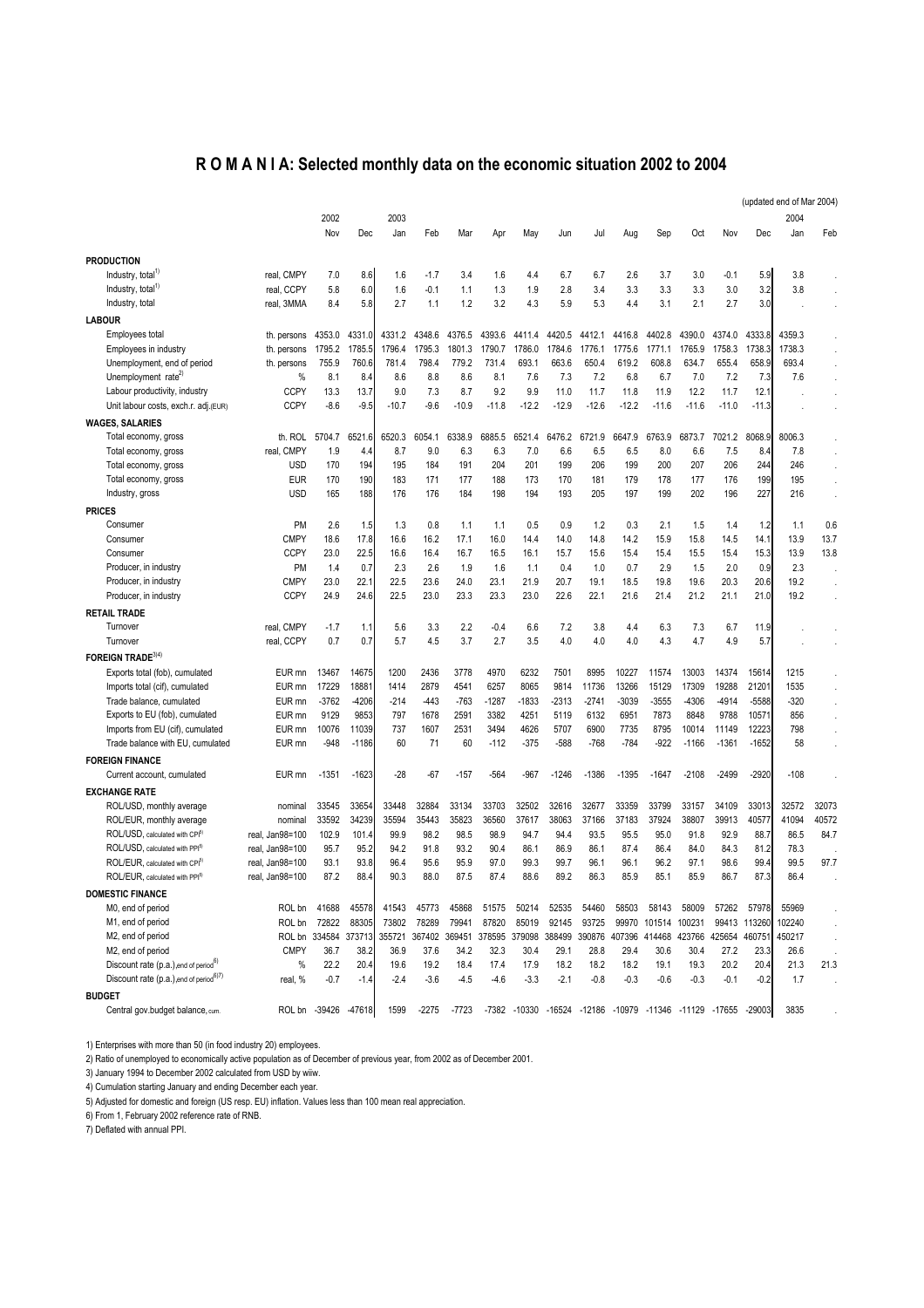# R O M A N I A: Selected monthly data on the economic situation 2002 to 2004

(updated end of Mar 2004)

| | | 2002 | | 2003 | | | | | | | | | | | | 2004 | |
|---|---|---|---|---|---|---|---|---|---|---|---|---|---|---|---|---|---|
| | | Nov | Dec | Jan | Feb | Mar | Apr | May | Jun | Jul | Aug | Sep | Oct | Nov | Dec | Jan | Feb |
| **PRODUCTION** | | | | | | | | | | | | | | | | | |
| Industry, total[1] | real, CMPY | 7.0 | 8.6 | 1.6 | -1.7 | 3.4 | 1.6 | 4.4 | 6.7 | 6.7 | 2.6 | 3.7 | 3.0 | -0.1 | 5.9 | 3.8 | . |
| Industry, total[1] | real, CCPY | 5.8 | 6.0 | 1.6 | -0.1 | 1.1 | 1.3 | 1.9 | 2.8 | 3.4 | 3.3 | 3.3 | 3.3 | 3.0 | 3.2 | 3.8 | . |
| Industry, total | real, 3MMA | 8.4 | 5.8 | 2.7 | 1.1 | 1.2 | 3.2 | 4.3 | 5.9 | 5.3 | 4.4 | 3.1 | 2.1 | 2.7 | 3.0 | . | . |
| **LABOUR** | | | | | | | | | | | | | | | | | |
| Employees total | th. persons | 4353.0 | 4331.0 | 4331.2 | 4348.6 | 4376.5 | 4393.6 | 4411.4 | 4420.5 | 4412.1 | 4416.8 | 4402.8 | 4390.0 | 4374.0 | 4333.8 | 4359.3 | . |
| Employees in industry | th. persons | 1795.2 | 1785.5 | 1796.4 | 1795.3 | 1801.3 | 1790.7 | 1786.0 | 1784.6 | 1776.1 | 1775.6 | 1771.1 | 1765.9 | 1758.3 | 1738.3 | 1738.3 | . |
| Unemployment, end of period | th. persons | 755.9 | 760.6 | 781.4 | 798.4 | 779.2 | 731.4 | 693.1 | 663.6 | 650.4 | 619.2 | 608.8 | 634.7 | 655.4 | 658.9 | 693.4 | . |
| Unemployment rate[2] | % | 8.1 | 8.4 | 8.6 | 8.8 | 8.6 | 8.1 | 7.6 | 7.3 | 7.2 | 6.8 | 6.7 | 7.0 | 7.2 | 7.3 | 7.6 | . |
| Labour productivity, industry | CCPY | 13.3 | 13.7 | 9.0 | 7.3 | 8.7 | 9.2 | 9.9 | 11.0 | 11.7 | 11.8 | 11.9 | 12.2 | 11.7 | 12.1 | . | . |
| Unit labour costs, exch.r. adj.(EUR) | CCPY | -8.6 | -9.5 | -10.7 | -9.6 | -10.9 | -11.8 | -12.2 | -12.9 | -12.6 | -12.2 | -11.6 | -11.6 | -11.0 | -11.3 | . | . |
| **WAGES, SALARIES** | | | | | | | | | | | | | | | | | |
| Total economy, gross | th. ROL | 5704.7 | 6521.6 | 6520.3 | 6054.1 | 6338.9 | 6885.5 | 6521.4 | 6476.2 | 6721.9 | 6647.9 | 6763.9 | 6873.7 | 7021.2 | 8068.9 | 8006.3 | . |
| Total economy, gross | real, CMPY | 1.9 | 4.4 | 8.7 | 9.0 | 6.3 | 6.3 | 7.0 | 6.6 | 6.5 | 6.5 | 8.0 | 6.6 | 7.5 | 8.4 | 7.8 | . |
| Total economy, gross | USD | 170 | 194 | 195 | 184 | 191 | 204 | 201 | 199 | 206 | 199 | 200 | 207 | 206 | 244 | 246 | . |
| Total economy, gross | EUR | 170 | 190 | 183 | 171 | 177 | 188 | 173 | 170 | 181 | 179 | 178 | 177 | 176 | 199 | 195 | . |
| Industry, gross | USD | 165 | 188 | 176 | 176 | 184 | 198 | 194 | 193 | 205 | 197 | 199 | 202 | 196 | 227 | 216 | . |
| **PRICES** | | | | | | | | | | | | | | | | | |
| Consumer | PM | 2.6 | 1.5 | 1.3 | 0.8 | 1.1 | 1.1 | 0.5 | 0.9 | 1.2 | 0.3 | 2.1 | 1.5 | 1.4 | 1.2 | 1.1 | 0.6 |
| Consumer | CMPY | 18.6 | 17.8 | 16.6 | 16.2 | 17.1 | 16.0 | 14.4 | 14.0 | 14.8 | 14.2 | 15.9 | 15.8 | 14.5 | 14.1 | 13.9 | 13.7 |
| Consumer | CCPY | 23.0 | 22.5 | 16.6 | 16.4 | 16.7 | 16.5 | 16.1 | 15.7 | 15.6 | 15.4 | 15.4 | 15.5 | 15.4 | 15.3 | 13.9 | 13.8 |
| Producer, in industry | PM | 1.4 | 0.7 | 2.3 | 2.6 | 1.9 | 1.6 | 1.1 | 0.4 | 1.0 | 0.7 | 2.9 | 1.5 | 2.0 | 0.9 | 2.3 | . |
| Producer, in industry | CMPY | 23.0 | 22.1 | 22.5 | 23.6 | 24.0 | 23.1 | 21.9 | 20.7 | 19.1 | 18.5 | 19.8 | 19.6 | 20.3 | 20.6 | 19.2 | . |
| Producer, in industry | CCPY | 24.9 | 24.6 | 22.5 | 23.0 | 23.3 | 23.3 | 23.0 | 22.6 | 22.1 | 21.6 | 21.4 | 21.2 | 21.1 | 21.0 | 19.2 | . |
| **RETAIL TRADE** | | | | | | | | | | | | | | | | | |
| Turnover | real, CMPY | -1.7 | 1.1 | 5.6 | 3.3 | 2.2 | -0.4 | 6.6 | 7.2 | 3.8 | 4.4 | 6.3 | 7.3 | 6.7 | 11.9 | . | . |
| Turnover | real, CCPY | 0.7 | 0.7 | 5.7 | 4.5 | 3.7 | 2.7 | 3.5 | 4.0 | 4.0 | 4.0 | 4.3 | 4.7 | 4.9 | 5.7 | . | . |
| **FOREIGN TRADE[3][4]** | | | | | | | | | | | | | | | | | |
| Exports total (fob), cumulated | EUR mn | 13467 | 14675 | 1200 | 2436 | 3778 | 4970 | 6232 | 7501 | 8995 | 10227 | 11574 | 13003 | 14374 | 15614 | 1215 | . |
| Imports total (cif), cumulated | EUR mn | 17229 | 18881 | 1414 | 2879 | 4541 | 6257 | 8065 | 9814 | 11736 | 13266 | 15129 | 17309 | 19288 | 21201 | 1535 | . |
| Trade balance, cumulated | EUR mn | -3762 | -4206 | -214 | -443 | -763 | -1287 | -1833 | -2313 | -2741 | -3039 | -3555 | -4306 | -4914 | -5588 | -320 | . |
| Exports to EU (fob), cumulated | EUR mn | 9129 | 9853 | 797 | 1678 | 2591 | 3382 | 4251 | 5119 | 6132 | 6951 | 7873 | 8848 | 9788 | 10571 | 856 | . |
| Imports from EU (cif), cumulated | EUR mn | 10076 | 11039 | 737 | 1607 | 2531 | 3494 | 4626 | 5707 | 6900 | 7735 | 8795 | 10014 | 11149 | 12223 | 798 | . |
| Trade balance with EU, cumulated | EUR mn | -948 | -1186 | 60 | 71 | 60 | -112 | -375 | -588 | -768 | -784 | -922 | -1166 | -1361 | -1652 | 58 | . |
| **FOREIGN FINANCE** | | | | | | | | | | | | | | | | | |
| Current account, cumulated | EUR mn | -1351 | -1623 | -28 | -67 | -157 | -564 | -967 | -1246 | -1386 | -1395 | -1647 | -2108 | -2499 | -2920 | -108 | . |
| **EXCHANGE RATE** | | | | | | | | | | | | | | | | | |
| ROL/USD, monthly average | nominal | 33545 | 33654 | 33448 | 32884 | 33134 | 33703 | 32502 | 32616 | 32677 | 33359 | 33799 | 33157 | 34109 | 33013 | 32572 | 32073 |
| ROL/EUR, monthly average | nominal | 33592 | 34239 | 35594 | 35443 | 35823 | 36560 | 37617 | 38063 | 37166 | 37183 | 37924 | 38807 | 39913 | 40577 | 41094 | 40572 |
| ROL/USD, calculated with CPI[5] | real, Jan98=100 | 102.9 | 101.4 | 99.9 | 98.2 | 98.5 | 98.9 | 94.7 | 94.4 | 93.5 | 95.5 | 95.0 | 91.8 | 92.9 | 88.7 | 86.5 | 84.7 |
| ROL/USD, calculated with PPI[5] | real, Jan98=100 | 95.7 | 95.2 | 94.2 | 91.8 | 93.2 | 90.4 | 86.1 | 86.9 | 86.1 | 87.4 | 86.4 | 84.0 | 84.3 | 81.2 | 78.3 | . |
| ROL/EUR, calculated with CPI[5] | real, Jan98=100 | 93.1 | 93.8 | 96.4 | 95.6 | 95.9 | 97.0 | 99.3 | 99.7 | 96.1 | 96.1 | 96.2 | 97.1 | 98.6 | 99.4 | 99.5 | 97.7 |
| ROL/EUR, calculated with PPI[5] | real, Jan98=100 | 87.2 | 88.4 | 90.3 | 88.0 | 87.5 | 87.4 | 88.6 | 89.2 | 86.3 | 85.9 | 85.1 | 85.9 | 86.7 | 87.3 | 86.4 | . |
| **DOMESTIC FINANCE** | | | | | | | | | | | | | | | | | |
| M0, end of period | ROL bn | 41688 | 45578 | 41543 | 45773 | 45868 | 51575 | 50214 | 52535 | 54460 | 58503 | 58143 | 58009 | 57262 | 57978 | 55969 | . |
| M1, end of period | ROL bn | 72822 | 88305 | 73802 | 78289 | 79941 | 87820 | 85019 | 92145 | 93725 | 99970 | 101514 | 100231 | 99413 | 113260 | 102240 | . |
| M2, end of period | ROL bn | 334584 | 373713 | 355721 | 367402 | 369451 | 378595 | 379098 | 388499 | 390876 | 407396 | 414468 | 423766 | 425654 | 460751 | 450217 | . |
| M2, end of period | CMPY | 36.7 | 38.2 | 36.9 | 37.6 | 34.2 | 32.3 | 30.4 | 29.1 | 28.8 | 29.4 | 30.6 | 30.4 | 27.2 | 23.3 | 26.6 | . |
| Discount rate (p.a.),end of period[6] | % | 22.2 | 20.4 | 19.6 | 19.2 | 18.4 | 17.4 | 17.9 | 18.2 | 18.2 | 18.2 | 19.1 | 19.3 | 20.2 | 20.4 | 21.3 | 21.3 |
| Discount rate (p.a.),end of period[6][7] | real, % | -0.7 | -1.4 | -2.4 | -3.6 | -4.5 | -4.6 | -3.3 | -2.1 | -0.8 | -0.3 | -0.6 | -0.3 | -0.1 | -0.2 | 1.7 | . |
| **BUDGET** | | | | | | | | | | | | | | | | | |
| Central gov.budget balance, cum. | ROL bn | -39426 | -47618 | 1599 | -2275 | -7723 | -7382 | -10330 | -16524 | -12186 | -10979 | -11346 | -11129 | -17655 | -29003 | 3835 | . |

1) Enterprises with more than 50 (in food industry 20) employees.

2) Ratio of unemployed to economically active population as of December of previous year, from 2002 as of December 2001.

3) January 1994 to December 2002 calculated from USD by wiiw.

4) Cumulation starting January and ending December each year.

5) Adjusted for domestic and foreign (US resp. EU) inflation. Values less than 100 mean real appreciation.

6) From 1, February 2002 reference rate of RNB.

7) Deflated with annual PPI.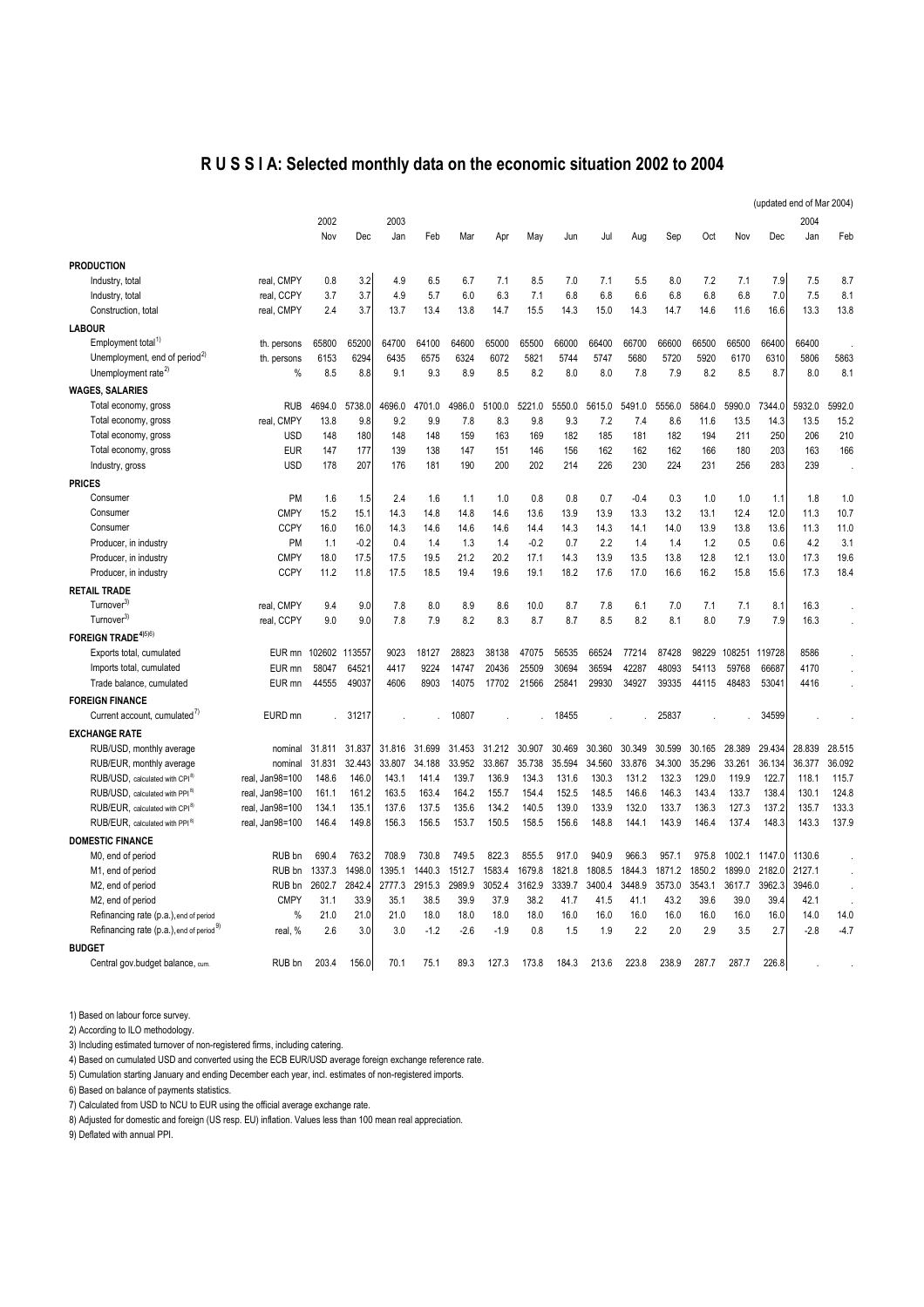# R U S S I A: Selected monthly data on the economic situation 2002 to 2004

(updated end of Mar 2004)

| | | 2002 | | 2003 | | | | | | | | | | | | 2004 | |
|---|---|---|---|---|---|---|---|---|---|---|---|---|---|---|---|---|---|
| | | Nov | Dec | Jan | Feb | Mar | Apr | May | Jun | Jul | Aug | Sep | Oct | Nov | Dec | Jan | Feb |
| **PRODUCTION** | | | | | | | | | | | | | | | | | |
| Industry, total | real, CMPY | 0.8 | 3.2 | 4.9 | 6.5 | 6.7 | 7.1 | 8.5 | 7.0 | 7.1 | 5.5 | 8.0 | 7.2 | 7.1 | 7.9 | 7.5 | 8.7 |
| Industry, total | real, CCPY | 3.7 | 3.7 | 4.9 | 5.7 | 6.0 | 6.3 | 7.1 | 6.8 | 6.8 | 6.6 | 6.8 | 6.8 | 6.8 | 7.0 | 7.5 | 8.1 |
| Construction, total | real, CMPY | 2.4 | 3.7 | 13.7 | 13.4 | 13.8 | 14.7 | 15.5 | 14.3 | 15.0 | 14.3 | 14.7 | 14.6 | 11.6 | 16.6 | 13.3 | 13.8 |
| **LABOUR** | | | | | | | | | | | | | | | | | |
| Employment total[1] | th. persons | 65800 | 65200 | 64700 | 64100 | 64600 | 65000 | 65500 | 66000 | 66400 | 66700 | 66600 | 66500 | 66500 | 66400 | 66400 | . |
| Unemployment, end of period[2] | th. persons | 6153 | 6294 | 6435 | 6575 | 6324 | 6072 | 5821 | 5744 | 5747 | 5680 | 5720 | 5920 | 6170 | 6310 | 5806 | 5863 |
| Unemployment rate[2] | % | 8.5 | 8.8 | 9.1 | 9.3 | 8.9 | 8.5 | 8.2 | 8.0 | 8.0 | 7.8 | 7.9 | 8.2 | 8.5 | 8.7 | 8.0 | 8.1 |
| **WAGES, SALARIES** | | | | | | | | | | | | | | | | | |
| Total economy, gross | RUB | 4694.0 | 5738.0 | 4696.0 | 4701.0 | 4986.0 | 5100.0 | 5221.0 | 5550.0 | 5615.0 | 5491.0 | 5556.0 | 5864.0 | 5990.0 | 7344.0 | 5932.0 | 5992.0 |
| Total economy, gross | real, CMPY | 13.8 | 9.8 | 9.2 | 9.9 | 7.8 | 8.3 | 9.8 | 9.3 | 7.2 | 7.4 | 8.6 | 11.6 | 13.5 | 14.3 | 13.5 | 15.2 |
| Total economy, gross | USD | 148 | 180 | 148 | 148 | 159 | 163 | 169 | 182 | 185 | 181 | 182 | 194 | 211 | 250 | 206 | 210 |
| Total economy, gross | EUR | 147 | 177 | 139 | 138 | 147 | 151 | 146 | 156 | 162 | 162 | 162 | 166 | 180 | 203 | 163 | 166 |
| Industry, gross | USD | 178 | 207 | 176 | 181 | 190 | 200 | 202 | 214 | 226 | 230 | 224 | 231 | 256 | 283 | 239 | . |
| **PRICES** | | | | | | | | | | | | | | | | | |
| Consumer | PM | 1.6 | 1.5 | 2.4 | 1.6 | 1.1 | 1.0 | 0.8 | 0.8 | 0.7 | -0.4 | 0.3 | 1.0 | 1.0 | 1.1 | 1.8 | 1.0 |
| Consumer | CMPY | 15.2 | 15.1 | 14.3 | 14.8 | 14.8 | 14.6 | 13.6 | 13.9 | 13.9 | 13.3 | 13.2 | 13.1 | 12.4 | 12.0 | 11.3 | 10.7 |
| Consumer | CCPY | 16.0 | 16.0 | 14.3 | 14.6 | 14.6 | 14.6 | 14.4 | 14.3 | 14.3 | 14.1 | 14.0 | 13.9 | 13.8 | 13.6 | 11.3 | 11.0 |
| Producer, in industry | PM | 1.1 | -0.2 | 0.4 | 1.4 | 1.3 | 1.4 | -0.2 | 0.7 | 2.2 | 1.4 | 1.4 | 1.2 | 0.5 | 0.6 | 4.2 | 3.1 |
| Producer, in industry | CMPY | 18.0 | 17.5 | 17.5 | 19.5 | 21.2 | 20.2 | 17.1 | 14.3 | 13.9 | 13.5 | 13.8 | 12.8 | 12.1 | 13.0 | 17.3 | 19.6 |
| Producer, in industry | CCPY | 11.2 | 11.8 | 17.5 | 18.5 | 19.4 | 19.6 | 19.1 | 18.2 | 17.6 | 17.0 | 16.6 | 16.2 | 15.8 | 15.6 | 17.3 | 18.4 |
| **RETAIL TRADE** | | | | | | | | | | | | | | | | | |
| Turnover[3] | real, CMPY | 9.4 | 9.0 | 7.8 | 8.0 | 8.9 | 8.6 | 10.0 | 8.7 | 7.8 | 6.1 | 7.0 | 7.1 | 7.1 | 8.1 | 16.3 | . |
| Turnover[3] | real, CCPY | 9.0 | 9.0 | 7.8 | 7.9 | 8.2 | 8.3 | 8.7 | 8.7 | 8.5 | 8.2 | 8.1 | 8.0 | 7.9 | 7.9 | 16.3 | . |
| **FOREIGN TRADE**[4)5)6] | | | | | | | | | | | | | | | | | |
| Exports total, cumulated | EUR mn | 102602 | 113557 | 9023 | 18127 | 28823 | 38138 | 47075 | 56535 | 66524 | 77214 | 87428 | 98229 | 108251 | 119728 | 8586 | . |
| Imports total, cumulated | EUR mn | 58047 | 64521 | 4417 | 9224 | 14747 | 20436 | 25509 | 30694 | 36594 | 42287 | 48093 | 54113 | 59768 | 66687 | 4170 | . |
| Trade balance, cumulated | EUR mn | 44555 | 49037 | 4606 | 8903 | 14075 | 17702 | 21566 | 25841 | 29930 | 34927 | 39335 | 44115 | 48483 | 53041 | 4416 | . |
| **FOREIGN FINANCE** | | | | | | | | | | | | | | | | | |
| Current account, cumulated[7] | EURD mn | . | 31217 | . | . | 10807 | . | . | 18455 | . | . | 25837 | . | . | 34599 | . | . |
| **EXCHANGE RATE** | | | | | | | | | | | | | | | | | |
| RUB/USD, monthly average | nominal | 31.811 | 31.837 | 31.816 | 31.699 | 31.453 | 31.212 | 30.907 | 30.469 | 30.360 | 30.349 | 30.599 | 30.165 | 28.389 | 29.434 | 28.839 | 28.515 |
| RUB/EUR, monthly average | nominal | 31.831 | 32.443 | 33.807 | 34.188 | 33.952 | 33.867 | 35.738 | 35.594 | 34.560 | 33.876 | 34.300 | 35.296 | 33.261 | 36.134 | 36.377 | 36.092 |
| RUB/USD, calculated with CPI[8] | real, Jan98=100 | 148.6 | 146.0 | 143.1 | 141.4 | 139.7 | 136.9 | 134.3 | 131.6 | 130.3 | 131.2 | 132.3 | 129.0 | 119.9 | 122.7 | 118.1 | 115.7 |
| RUB/USD, calculated with PPI[8] | real, Jan98=100 | 161.1 | 161.2 | 163.5 | 163.4 | 164.2 | 155.7 | 154.4 | 152.5 | 148.5 | 146.6 | 146.3 | 143.4 | 133.7 | 138.4 | 130.1 | 124.8 |
| RUB/EUR, calculated with CPI[8] | real, Jan98=100 | 134.1 | 135.1 | 137.6 | 137.5 | 135.6 | 134.2 | 140.5 | 139.0 | 133.9 | 132.0 | 133.7 | 136.3 | 127.3 | 137.2 | 135.7 | 133.3 |
| RUB/EUR, calculated with PPI[8] | real, Jan98=100 | 146.4 | 149.8 | 156.3 | 156.5 | 153.7 | 150.5 | 158.5 | 156.6 | 148.8 | 144.1 | 143.9 | 146.4 | 137.4 | 148.3 | 143.3 | 137.9 |
| **DOMESTIC FINANCE** | | | | | | | | | | | | | | | | | |
| M0, end of period | RUB bn | 690.4 | 763.2 | 708.9 | 730.8 | 749.5 | 822.3 | 855.5 | 917.0 | 940.9 | 966.3 | 957.1 | 975.8 | 1002.1 | 1147.0 | 1130.6 | . |
| M1, end of period | RUB bn | 1337.3 | 1498.0 | 1395.1 | 1440.3 | 1512.7 | 1583.4 | 1679.8 | 1821.8 | 1808.5 | 1844.3 | 1871.2 | 1850.2 | 1899.0 | 2182.0 | 2127.1 | . |
| M2, end of period | RUB bn | 2602.7 | 2842.4 | 2777.3 | 2915.3 | 2989.9 | 3052.4 | 3162.9 | 3339.7 | 3400.4 | 3448.9 | 3573.0 | 3543.1 | 3617.7 | 3962.3 | 3946.0 | . |
| M2, end of period | CMPY | 31.1 | 33.9 | 35.1 | 38.5 | 39.9 | 37.9 | 38.2 | 41.7 | 41.5 | 41.1 | 43.2 | 39.6 | 39.0 | 39.4 | 42.1 | . |
| Refinancing rate (p.a.), end of period | % | 21.0 | 21.0 | 21.0 | 18.0 | 18.0 | 18.0 | 18.0 | 16.0 | 16.0 | 16.0 | 16.0 | 16.0 | 16.0 | 16.0 | 14.0 | 14.0 |
| Refinancing rate (p.a.), end of period[9] | real, % | 2.6 | 3.0 | 3.0 | -1.2 | -2.6 | -1.9 | 0.8 | 1.5 | 1.9 | 2.2 | 2.0 | 2.9 | 3.5 | 2.7 | -2.8 | -4.7 |
| **BUDGET** | | | | | | | | | | | | | | | | | |
| Central gov.budget balance, cum. | RUB bn | 203.4 | 156.0 | 70.1 | 75.1 | 89.3 | 127.3 | 173.8 | 184.3 | 213.6 | 223.8 | 238.9 | 287.7 | 287.7 | 226.8 | . | . |

1) Based on labour force survey.

2) According to ILO methodology.

3) Including estimated turnover of non-registered firms, including catering.

4) Based on cumulated USD and converted using the ECB EUR/USD average foreign exchange reference rate.

5) Cumulation starting January and ending December each year, incl. estimates of non-registered imports.

6) Based on balance of payments statistics.

7) Calculated from USD to NCU to EUR using the official average exchange rate.

8) Adjusted for domestic and foreign (US resp. EU) inflation. Values less than 100 mean real appreciation.

9) Deflated with annual PPI.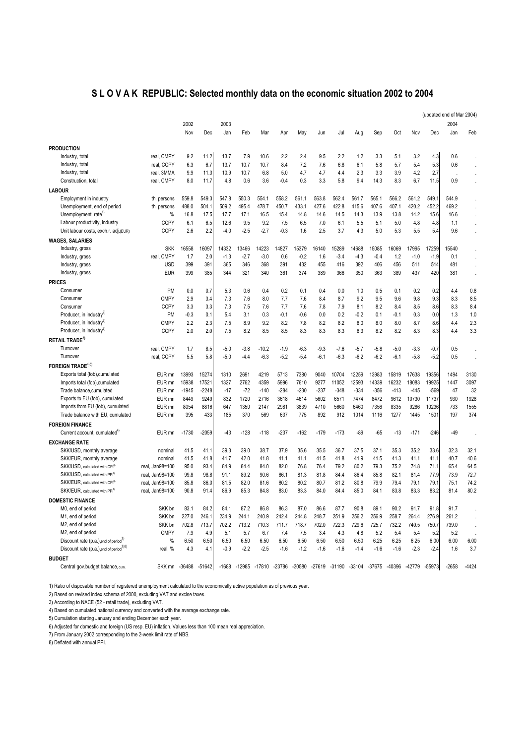# S L O V A K REPUBLIC: Selected monthly data on the economic situation 2002 to 2004

(updated end of Mar 2004)

| | | 2002 | | 2003 | | | | | | | | | | | | 2004 | |
|---|---|---|---|---|---|---|---|---|---|---|---|---|---|---|---|---|---|
| | | Nov | Dec | Jan | Feb | Mar | Apr | May | Jun | Jul | Aug | Sep | Oct | Nov | Dec | Jan | Feb |
| **PRODUCTION** | | | | | | | | | | | | | | | | | |
| Industry, total | real, CMPY | 9.2 | 11.2 | 13.7 | 7.9 | 10.6 | 2.2 | 2.4 | 9.5 | 2.2 | 1.2 | 3.3 | 5.1 | 3.2 | 4.3 | 0.6 | . |
| Industry, total | real, CCPY | 6.3 | 6.7 | 13.7 | 10.7 | 10.7 | 8.4 | 7.2 | 7.6 | 6.8 | 6.1 | 5.8 | 5.7 | 5.4 | 5.3 | 0.6 | . |
| Industry, total | real, 3MMA | 9.9 | 11.3 | 10.9 | 10.7 | 6.8 | 5.0 | 4.7 | 4.7 | 4.4 | 2.3 | 3.3 | 3.9 | 4.2 | 2.7 | . | . |
| Construction, total | real, CMPY | 8.0 | 11.7 | 4.8 | 0.6 | 3.6 | -0.4 | 0.3 | 3.3 | 5.8 | 9.4 | 14.3 | 8.3 | 6.7 | 11.5 | 0.9 | . |
| **LABOUR** | | | | | | | | | | | | | | | | | |
| Employment in industry | th. persons | 559.8 | 549.3 | 547.8 | 550.3 | 554.1 | 558.2 | 561.1 | 563.8 | 562.4 | 561.7 | 565.1 | 566.2 | 561.2 | 549.1 | 544.9 | . |
| Unemployment, end of period | th. persons | 488.0 | 504.1 | 509.2 | 495.4 | 478.7 | 450.7 | 433.1 | 427.6 | 422.8 | 415.6 | 407.6 | 407.1 | 420.2 | 452.2 | 469.2 | . |
| Unemployment rate[1] | % | 16.8 | 17.5 | 17.7 | 17.1 | 16.5 | 15.4 | 14.8 | 14.6 | 14.5 | 14.3 | 13.9 | 13.8 | 14.2 | 15.6 | 16.6 | . |
| Labour productivity, industry | CCPY | 6.1 | 6.5 | 12.6 | 9.5 | 9.2 | 7.5 | 6.5 | 7.0 | 6.1 | 5.5 | 5.1 | 5.0 | 4.8 | 4.8 | 1.1 | . |
| Unit labour costs, exch.r. adj.(EUR) | CCPY | 2.6 | 2.2 | -4.0 | -2.5 | -2.7 | -0.3 | 1.6 | 2.5 | 3.7 | 4.3 | 5.0 | 5.3 | 5.5 | 5.4 | 9.6 | . |
| **WAGES, SALARIES** | | | | | | | | | | | | | | | | | |
| Industry, gross | SKK | 16558 | 16097 | 14332 | 13466 | 14223 | 14827 | 15379 | 16140 | 15289 | 14688 | 15085 | 16069 | 17995 | 17259 | 15540 | . |
| Industry, gross | real, CMPY | 1.7 | 2.0 | -1.3 | -2.7 | -3.0 | 0.6 | -0.2 | 1.6 | -3.4 | -4.3 | -0.4 | 1.2 | -1.0 | -1.9 | 0.1 | . |
| Industry, gross | USD | 399 | 391 | 365 | 346 | 368 | 391 | 432 | 455 | 416 | 392 | 406 | 456 | 511 | 514 | 481 | . |
| Industry, gross | EUR | 399 | 385 | 344 | 321 | 340 | 361 | 374 | 389 | 366 | 350 | 363 | 389 | 437 | 420 | 381 | . |
| **PRICES** | | | | | | | | | | | | | | | | | |
| Consumer | PM | 0.0 | 0.7 | 5.3 | 0.6 | 0.4 | 0.2 | 0.1 | 0.4 | 0.0 | 1.0 | 0.5 | 0.1 | 0.2 | 0.2 | 4.4 | 0.8 |
| Consumer | CMPY | 2.9 | 3.4 | 7.3 | 7.6 | 8.0 | 7.7 | 7.6 | 8.4 | 8.7 | 9.2 | 9.5 | 9.6 | 9.8 | 9.3 | 8.3 | 8.5 |
| Consumer | CCPY | 3.3 | 3.3 | 7.3 | 7.5 | 7.6 | 7.7 | 7.6 | 7.8 | 7.9 | 8.1 | 8.2 | 8.4 | 8.5 | 8.6 | 8.3 | 8.4 |
| Producer, in industry[2] | PM | -0.3 | 0.1 | 5.4 | 3.1 | 0.3 | -0.1 | -0.6 | 0.0 | 0.2 | -0.2 | 0.1 | -0.1 | 0.3 | 0.0 | 1.3 | 1.0 |
| Producer, in industry[2] | CMPY | 2.2 | 2.3 | 7.5 | 8.9 | 9.2 | 8.2 | 7.8 | 8.2 | 8.2 | 8.0 | 8.0 | 8.0 | 8.7 | 8.6 | 4.4 | 2.3 |
| Producer, in industry[2] | CCPY | 2.0 | 2.0 | 7.5 | 8.2 | 8.5 | 8.5 | 8.3 | 8.3 | 8.3 | 8.3 | 8.2 | 8.2 | 8.3 | 8.3 | 4.4 | 3.3 |
| **RETAIL TRADE[3]** | | | | | | | | | | | | | | | | | |
| Turnover | real, CMPY | 1.7 | 8.5 | -5.0 | -3.8 | -10.2 | -1.9 | -6.3 | -9.3 | -7.6 | -5.7 | -5.8 | -5.0 | -3.3 | -0.7 | 0.5 | . |
| Turnover | real, CCPY | 5.5 | 5.8 | -5.0 | -4.4 | -6.3 | -5.2 | -5.4 | -6.1 | -6.3 | -6.2 | -6.2 | -6.1 | -5.8 | -5.2 | 0.5 | . |
| **FOREIGN TRADE[4][5]** | | | | | | | | | | | | | | | | | |
| Exports total (fob),cumulated | EUR mn | 13993 | 15274 | 1310 | 2691 | 4219 | 5713 | 7380 | 9040 | 10704 | 12259 | 13983 | 15819 | 17638 | 19356 | 1494 | 3130 |
| Imports total (fob),cumulated | EUR mn | 15938 | 17521 | 1327 | 2762 | 4359 | 5996 | 7610 | 9277 | 11052 | 12593 | 14339 | 16232 | 18083 | 19925 | 1447 | 3097 |
| Trade balance,cumulated | EUR mn | -1945 | -2248 | -17 | -72 | -140 | -284 | -230 | -237 | -348 | -334 | -356 | -413 | -445 | -569 | 47 | 32 |
| Exports to EU (fob), cumulated | EUR mn | 8449 | 9249 | 832 | 1720 | 2716 | 3618 | 4614 | 5602 | 6571 | 7474 | 8472 | 9612 | 10730 | 11737 | 930 | 1928 |
| Imports from EU (fob), cumulated | EUR mn | 8054 | 8816 | 647 | 1350 | 2147 | 2981 | 3839 | 4710 | 5660 | 6460 | 7356 | 8335 | 9286 | 10236 | 733 | 1555 |
| Trade balance with EU, cumulated | EUR mn | 395 | 433 | 185 | 370 | 569 | 637 | 775 | 892 | 912 | 1014 | 1116 | 1277 | 1445 | 1501 | 197 | 374 |
| **FOREIGN FINANCE** | | | | | | | | | | | | | | | | | |
| Current account, cumulated[4] | EUR mn | -1730 | -2059 | -43 | -128 | -118 | -237 | -162 | -179 | -173 | -89 | -65 | -13 | -171 | -246 | -49 | . |
| **EXCHANGE RATE** | | | | | | | | | | | | | | | | | |
| SKK/USD, monthly average | nominal | 41.5 | 41.1 | 39.3 | 39.0 | 38.7 | 37.9 | 35.6 | 35.5 | 36.7 | 37.5 | 37.1 | 35.3 | 35.2 | 33.6 | 32.3 | 32.1 |
| SKK/EUR, monthly average | nominal | 41.5 | 41.8 | 41.7 | 42.0 | 41.8 | 41.1 | 41.1 | 41.5 | 41.8 | 41.9 | 41.5 | 41.3 | 41.1 | 41.1 | 40.7 | 40.6 |
| SKK/USD, calculated with CPI[6] | real, Jan98=100 | 95.0 | 93.4 | 84.9 | 84.4 | 84.0 | 82.0 | 76.8 | 76.4 | 79.2 | 80.2 | 79.3 | 75.2 | 74.8 | 71.1 | 65.4 | 64.5 |
| SKK/USD, calculated with PPI[6] | real, Jan98=100 | 99.8 | 98.8 | 91.1 | 89.2 | 90.6 | 86.1 | 81.3 | 81.8 | 84.4 | 86.4 | 85.8 | 82.1 | 81.4 | 77.9 | 73.9 | 72.7 |
| SKK/EUR, calculated with CPI[6] | real, Jan98=100 | 85.8 | 86.0 | 81.5 | 82.0 | 81.6 | 80.2 | 80.2 | 80.7 | 81.2 | 80.8 | 79.9 | 79.4 | 79.1 | 79.1 | 75.1 | 74.2 |
| SKK/EUR, calculated with PPI[6] | real, Jan98=100 | 90.8 | 91.4 | 86.9 | 85.3 | 84.8 | 83.0 | 83.3 | 84.0 | 84.4 | 85.0 | 84.1 | 83.8 | 83.3 | 83.2 | 81.4 | 80.2 |
| **DOMESTIC FINANCE** | | | | | | | | | | | | | | | | | |
| M0, end of period | SKK bn | 83.1 | 84.2 | 84.1 | 87.2 | 86.8 | 86.3 | 87.0 | 86.6 | 87.7 | 90.8 | 89.1 | 90.2 | 91.7 | 91.8 | 91.7 | . |
| M1, end of period | SKK bn | 227.0 | 246.1 | 234.9 | 244.1 | 240.9 | 242.4 | 244.8 | 248.7 | 251.9 | 256.2 | 256.9 | 258.7 | 264.4 | 276.9 | 261.2 | . |
| M2, end of period | SKK bn | 702.8 | 713.7 | 702.2 | 713.2 | 710.3 | 711.7 | 718.7 | 702.0 | 722.3 | 729.6 | 725.7 | 732.2 | 740.5 | 750.7 | 739.0 | . |
| M2, end of period | CMPY | 7.9 | 4.9 | 5.1 | 5.7 | 6.7 | 7.4 | 7.5 | 3.4 | 4.3 | 4.8 | 5.2 | 5.4 | 5.4 | 5.2 | 5.2 | . |
| Discount rate (p.a.),end of period[7] | % | 6.50 | 6.50 | 6.50 | 6.50 | 6.50 | 6.50 | 6.50 | 6.50 | 6.50 | 6.50 | 6.25 | 6.25 | 6.25 | 6.00 | 6.00 | 6.00 |
| Discount rate (p.a.),end of period[7][8] | real, % | 4.3 | 4.1 | -0.9 | -2.2 | -2.5 | -1.6 | -1.2 | -1.6 | -1.6 | -1.4 | -1.6 | -1.6 | -2.3 | -2.4 | 1.6 | 3.7 |
| **BUDGET** | | | | | | | | | | | | | | | | | |
| Central gov.budget balance, cum. | SKK mn | -36488 | -51642 | -1688 | -12985 | -17810 | -23786 | -30580 | -27619 | -31190 | -33104 | -37675 | -40396 | -42779 | -55973 | -2658 | -4424 |

1) Ratio of disposable number of registered unemployment calculated to the economically active population as of previous year.

2) Based on revised index schema of 2000, excluding VAT and excise taxes.

3) According to NACE (52 - retail trade), excluding VAT.

4) Based on cumulated national currency and converted with the average exchange rate.

5) Cumulation starting January and ending December each year.

6) Adjusted for domestic and foreign (US resp. EU) inflation. Values less than 100 mean real appreciation.

7) From January 2002 corresponding to the 2-week limit rate of NBS.

8) Deflated with annual PPI.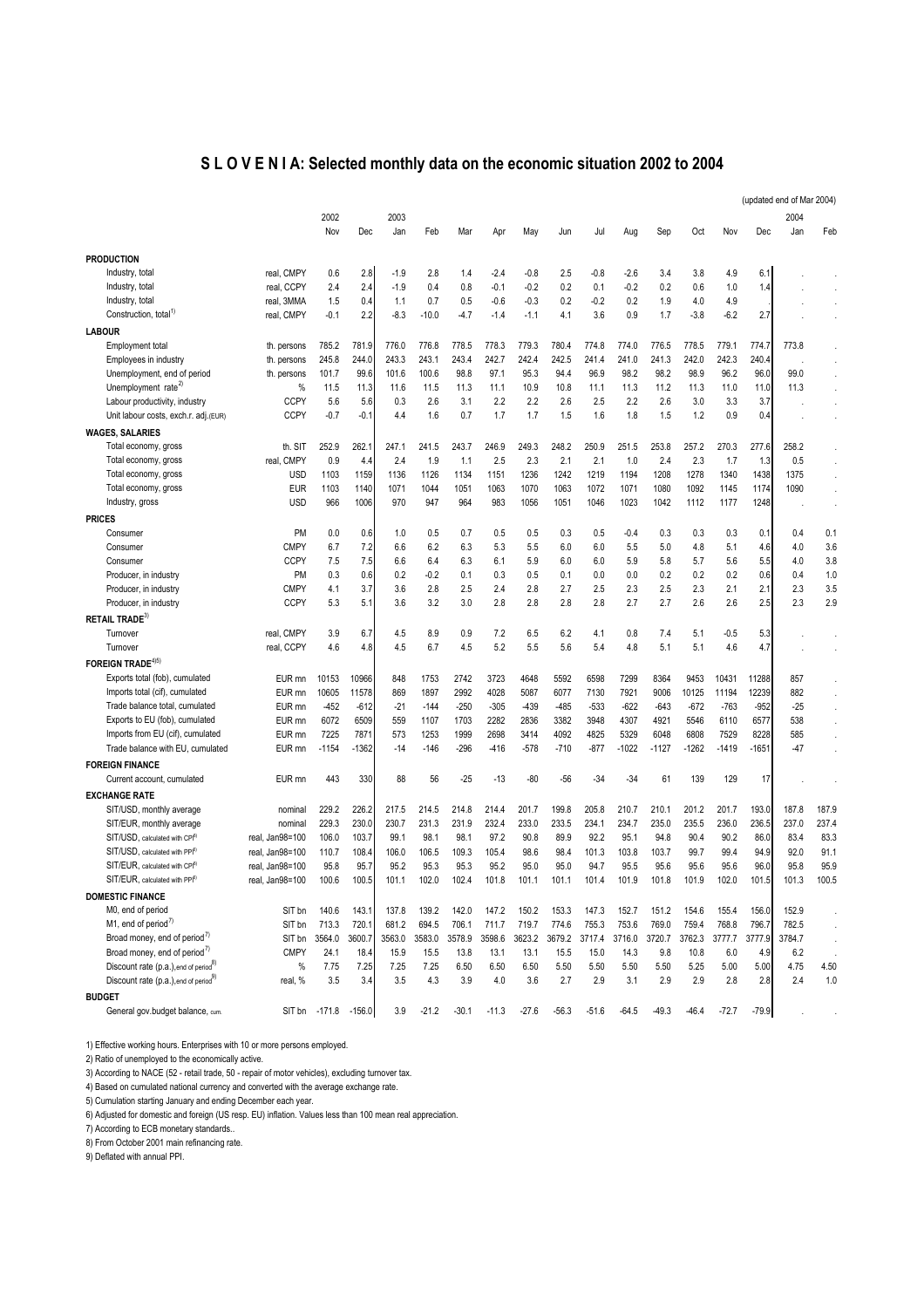# S L O V E N I A: Selected monthly data on the economic situation 2002 to 2004

(updated end of Mar 2004)

| | | 2002 | | 2003 | | | | | | | | | | | | 2004 | |
|---|---|---|---|---|---|---|---|---|---|---|---|---|---|---|---|---|---|
| | | Nov | Dec | Jan | Feb | Mar | Apr | May | Jun | Jul | Aug | Sep | Oct | Nov | Dec | Jan | Feb |
| **PRODUCTION** | | | | | | | | | | | | | | | | | |
| Industry, total | real, CMPY | 0.6 | 2.8 | -1.9 | 2.8 | 1.4 | -2.4 | -0.8 | 2.5 | -0.8 | -2.6 | 3.4 | 3.8 | 4.9 | 6.1 | . | . |
| Industry, total | real, CCPY | 2.4 | 2.4 | -1.9 | 0.4 | 0.8 | -0.1 | -0.2 | 0.2 | 0.1 | -0.2 | 0.2 | 0.6 | 1.0 | 1.4 | . | . |
| Industry, total | real, 3MMA | 1.5 | 0.4 | 1.1 | 0.7 | 0.5 | -0.6 | -0.3 | 0.2 | -0.2 | 0.2 | 1.9 | 4.0 | 4.9 | . | . | . |
| Construction, total[1] | real, CMPY | -0.1 | 2.2 | -8.3 | -10.0 | -4.7 | -1.4 | -1.1 | 4.1 | 3.6 | 0.9 | 1.7 | -3.8 | -6.2 | 2.7 | . | . |
| **LABOUR** | | | | | | | | | | | | | | | | | |
| Employment total | th. persons | 785.2 | 781.9 | 776.0 | 776.8 | 778.5 | 778.3 | 779.3 | 780.4 | 774.8 | 774.0 | 776.5 | 778.5 | 779.1 | 774.7 | 773.8 | . |
| Employees in industry | th. persons | 245.8 | 244.0 | 243.3 | 243.1 | 243.4 | 242.7 | 242.4 | 242.5 | 241.4 | 241.0 | 241.3 | 242.0 | 242.3 | 240.4 | . | . |
| Unemployment, end of period | th. persons | 101.7 | 99.6 | 101.6 | 100.6 | 98.8 | 97.1 | 95.3 | 94.4 | 96.9 | 98.2 | 98.2 | 98.9 | 96.2 | 96.0 | 99.0 | . |
| Unemployment rate[2] | % | 11.5 | 11.3 | 11.6 | 11.5 | 11.3 | 11.1 | 10.9 | 10.8 | 11.1 | 11.3 | 11.2 | 11.3 | 11.0 | 11.0 | 11.3 | . |
| Labour productivity, industry | CCPY | 5.6 | 5.6 | 0.3 | 2.6 | 3.1 | 2.2 | 2.2 | 2.6 | 2.5 | 2.2 | 2.6 | 3.0 | 3.3 | 3.7 | . | . |
| Unit labour costs, exch.r. adj.(EUR) | CCPY | -0.7 | -0.1 | 4.4 | 1.6 | 0.7 | 1.7 | 1.7 | 1.5 | 1.6 | 1.8 | 1.5 | 1.2 | 0.9 | 0.4 | . | . |
| **WAGES, SALARIES** | | | | | | | | | | | | | | | | | |
| Total economy, gross | th. SIT | 252.9 | 262.1 | 247.1 | 241.5 | 243.7 | 246.9 | 249.3 | 248.2 | 250.9 | 251.5 | 253.8 | 257.2 | 270.3 | 277.6 | 258.2 | . |
| Total economy, gross | real, CMPY | 0.9 | 4.4 | 2.4 | 1.9 | 1.1 | 2.5 | 2.3 | 2.1 | 2.1 | 1.0 | 2.4 | 2.3 | 1.7 | 1.3 | 0.5 | . |
| Total economy, gross | USD | 1103 | 1159 | 1136 | 1126 | 1134 | 1151 | 1236 | 1242 | 1219 | 1194 | 1208 | 1278 | 1340 | 1438 | 1375 | . |
| Total economy, gross | EUR | 1103 | 1140 | 1071 | 1044 | 1051 | 1063 | 1070 | 1063 | 1072 | 1071 | 1080 | 1092 | 1145 | 1174 | 1090 | . |
| Industry, gross | USD | 966 | 1006 | 970 | 947 | 964 | 983 | 1056 | 1051 | 1046 | 1023 | 1042 | 1112 | 1177 | 1248 | . | . |
| **PRICES** | | | | | | | | | | | | | | | | | |
| Consumer | PM | 0.0 | 0.6 | 1.0 | 0.5 | 0.7 | 0.5 | 0.5 | 0.3 | 0.5 | -0.4 | 0.3 | 0.3 | 0.3 | 0.1 | 0.4 | 0.1 |
| Consumer | CMPY | 6.7 | 7.2 | 6.6 | 6.2 | 6.3 | 5.3 | 5.5 | 6.0 | 6.0 | 5.5 | 5.0 | 4.8 | 5.1 | 4.6 | 4.0 | 3.6 |
| Consumer | CCPY | 7.5 | 7.5 | 6.6 | 6.4 | 6.3 | 6.1 | 5.9 | 6.0 | 6.0 | 5.9 | 5.8 | 5.7 | 5.6 | 5.5 | 4.0 | 3.8 |
| Producer, in industry | PM | 0.3 | 0.6 | 0.2 | -0.2 | 0.1 | 0.3 | 0.5 | 0.1 | 0.0 | 0.0 | 0.2 | 0.2 | 0.2 | 0.6 | 0.4 | 1.0 |
| Producer, in industry | CMPY | 4.1 | 3.7 | 3.6 | 2.8 | 2.5 | 2.4 | 2.8 | 2.7 | 2.5 | 2.3 | 2.5 | 2.3 | 2.1 | 2.1 | 2.3 | 3.5 |
| Producer, in industry | CCPY | 5.3 | 5.1 | 3.6 | 3.2 | 3.0 | 2.8 | 2.8 | 2.8 | 2.8 | 2.7 | 2.7 | 2.6 | 2.6 | 2.5 | 2.3 | 2.9 |
| **RETAIL TRADE**[3] | | | | | | | | | | | | | | | | | |
| Turnover | real, CMPY | 3.9 | 6.7 | 4.5 | 8.9 | 0.9 | 7.2 | 6.5 | 6.2 | 4.1 | 0.8 | 7.4 | 5.1 | -0.5 | 5.3 | . | . |
| Turnover | real, CCPY | 4.6 | 4.8 | 4.5 | 6.7 | 4.5 | 5.2 | 5.5 | 5.6 | 5.4 | 4.8 | 5.1 | 5.1 | 4.6 | 4.7 | . | . |
| **FOREIGN TRADE**[4][5] | | | | | | | | | | | | | | | | | |
| Exports total (fob), cumulated | EUR mn | 10153 | 10966 | 848 | 1753 | 2742 | 3723 | 4648 | 5592 | 6598 | 7299 | 8364 | 9453 | 10431 | 11288 | 857 | . |
| Imports total (cif), cumulated | EUR mn | 10605 | 11578 | 869 | 1897 | 2992 | 4028 | 5087 | 6077 | 7130 | 7921 | 9006 | 10125 | 11194 | 12239 | 882 | . |
| Trade balance total, cumulated | EUR mn | -452 | -612 | -21 | -144 | -250 | -305 | -439 | -485 | -533 | -622 | -643 | -672 | -763 | -952 | -25 | . |
| Exports to EU (fob), cumulated | EUR mn | 6072 | 6509 | 559 | 1107 | 1703 | 2282 | 2836 | 3382 | 3948 | 4307 | 4921 | 5546 | 6110 | 6577 | 538 | . |
| Imports from EU (cif), cumulated | EUR mn | 7225 | 7871 | 573 | 1253 | 1999 | 2698 | 3414 | 4092 | 4825 | 5329 | 6048 | 6808 | 7529 | 8228 | 585 | . |
| Trade balance with EU, cumulated | EUR mn | -1154 | -1362 | -14 | -146 | -296 | -416 | -578 | -710 | -877 | -1022 | -1127 | -1262 | -1419 | -1651 | -47 | . |
| **FOREIGN FINANCE** | | | | | | | | | | | | | | | | | |
| Current account, cumulated | EUR mn | 443 | 330 | 88 | 56 | -25 | -13 | -80 | -56 | -34 | -34 | 61 | 139 | 129 | 17 | . | . |
| **EXCHANGE RATE** | | | | | | | | | | | | | | | | | |
| SIT/USD, monthly average | nominal | 229.2 | 226.2 | 217.5 | 214.5 | 214.8 | 214.4 | 201.7 | 199.8 | 205.8 | 210.7 | 210.1 | 201.2 | 201.7 | 193.0 | 187.8 | 187.9 |
| SIT/EUR, monthly average | nominal | 229.3 | 230.0 | 230.7 | 231.3 | 231.9 | 232.4 | 233.0 | 233.5 | 234.1 | 234.7 | 235.0 | 235.5 | 236.0 | 236.5 | 237.0 | 237.4 |
| SIT/USD, calculated with CPI[6] | real, Jan98=100 | 106.0 | 103.7 | 99.1 | 98.1 | 98.1 | 97.2 | 90.8 | 89.9 | 92.2 | 95.1 | 94.8 | 90.4 | 90.2 | 86.0 | 83.4 | 83.3 |
| SIT/USD, calculated with PPI[6] | real, Jan98=100 | 110.7 | 108.4 | 106.0 | 106.5 | 109.3 | 105.4 | 98.6 | 98.4 | 101.3 | 103.8 | 103.7 | 99.7 | 99.4 | 94.9 | 92.0 | 91.1 |
| SIT/EUR, calculated with CPI[6] | real, Jan98=100 | 95.8 | 95.7 | 95.2 | 95.3 | 95.3 | 95.2 | 95.0 | 95.0 | 94.7 | 95.5 | 95.6 | 95.6 | 95.6 | 96.0 | 95.8 | 95.9 |
| SIT/EUR, calculated with PPI[6] | real, Jan98=100 | 100.6 | 100.5 | 101.1 | 102.0 | 102.4 | 101.8 | 101.1 | 101.1 | 101.4 | 101.9 | 101.8 | 101.9 | 102.0 | 101.5 | 101.3 | 100.5 |
| **DOMESTIC FINANCE** | | | | | | | | | | | | | | | | | |
| M0, end of period | SIT bn | 140.6 | 143.1 | 137.8 | 139.2 | 142.0 | 147.2 | 150.2 | 153.3 | 147.3 | 152.7 | 151.2 | 154.6 | 155.4 | 156.0 | 152.9 | . |
| M1, end of period[7] | SIT bn | 713.3 | 720.1 | 681.2 | 694.5 | 706.1 | 711.7 | 719.7 | 774.6 | 755.3 | 753.6 | 769.0 | 759.4 | 768.8 | 796.7 | 782.5 | . |
| Broad money, end of period[7] | SIT bn | 3564.0 | 3600.7 | 3563.0 | 3583.0 | 3578.9 | 3598.6 | 3623.2 | 3679.2 | 3717.4 | 3716.0 | 3720.7 | 3762.3 | 3777.7 | 3777.9 | 3784.7 | . |
| Broad money, end of period[7] | CMPY | 24.1 | 18.4 | 15.9 | 15.5 | 13.8 | 13.1 | 13.1 | 15.5 | 15.0 | 14.3 | 9.8 | 10.8 | 6.0 | 4.9 | 6.2 | . |
| Discount rate (p.a.),end of period[8] | % | 7.75 | 7.25 | 7.25 | 7.25 | 6.50 | 6.50 | 6.50 | 5.50 | 5.50 | 5.50 | 5.50 | 5.25 | 5.00 | 5.00 | 4.75 | 4.50 |
| Discount rate (p.a.),end of period[9] | real, % | 3.5 | 3.4 | 3.5 | 4.3 | 3.9 | 4.0 | 3.6 | 2.7 | 2.9 | 3.1 | 2.9 | 2.9 | 2.8 | 2.8 | 2.4 | 1.0 |
| **BUDGET** | | | | | | | | | | | | | | | | | |
| General gov.budget balance, cum. | SIT bn | -171.8 | -156.0 | 3.9 | -21.2 | -30.1 | -11.3 | -27.6 | -56.3 | -51.6 | -64.5 | -49.3 | -46.4 | -72.7 | -79.9 | . | . |

1) Effective working hours. Enterprises with 10 or more persons employed.

2) Ratio of unemployed to the economically active.

3) According to NACE (52 - retail trade, 50 - repair of motor vehicles), excluding turnover tax.

4) Based on cumulated national currency and converted with the average exchange rate.

5) Cumulation starting January and ending December each year.

6) Adjusted for domestic and foreign (US resp. EU) inflation. Values less than 100 mean real appreciation.

7) According to ECB monetary standards..

8) From October 2001 main refinancing rate.

9) Deflated with annual PPI.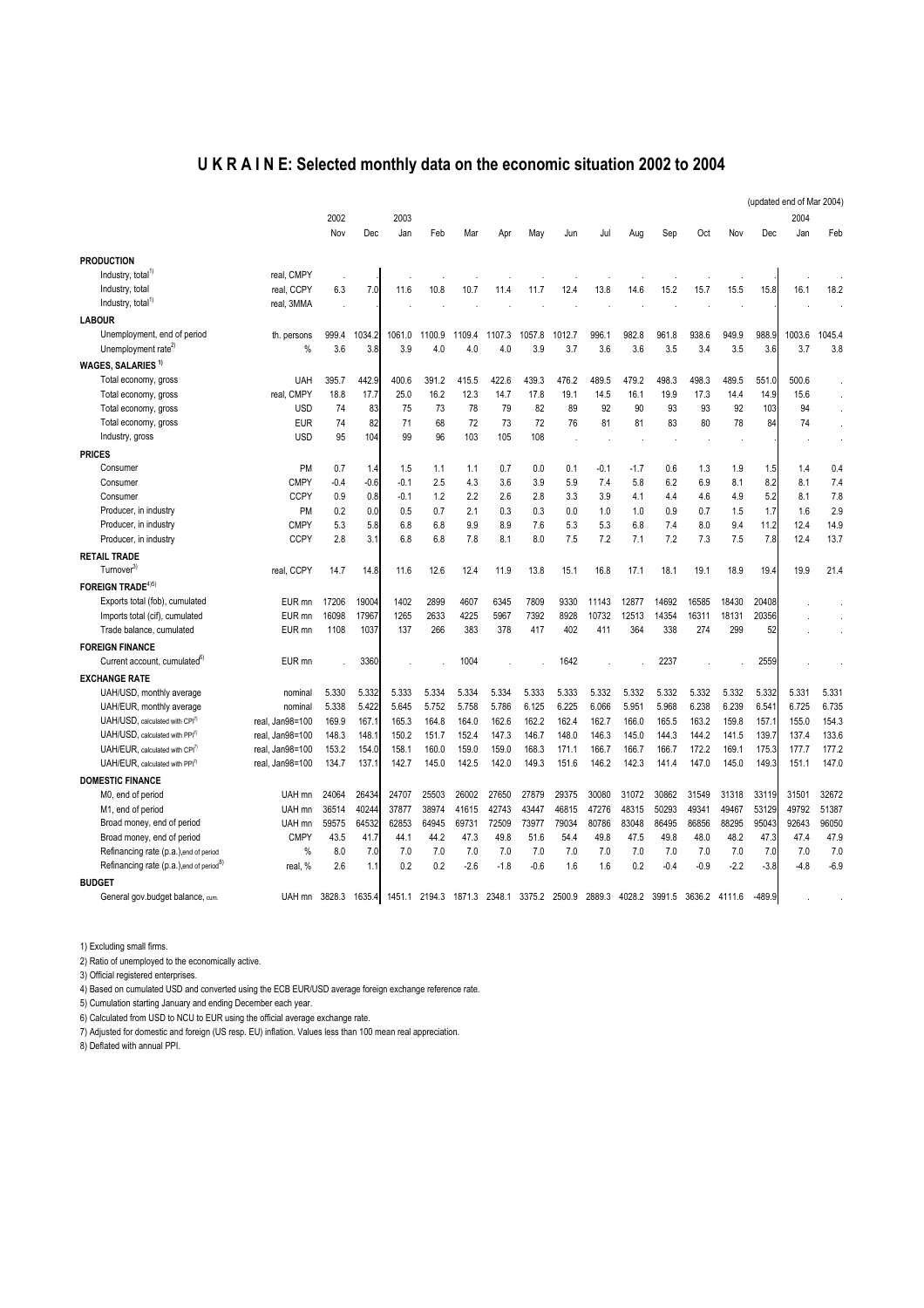# U K R A I N E: Selected monthly data on the economic situation 2002 to 2004

(updated end of Mar 2004)

| | | 2002 | | 2003 | | | | | | | | | | | | 2004 | |
|---|---|---|---|---|---|---|---|---|---|---|---|---|---|---|---|---|---|
| | | Nov | Dec | Jan | Feb | Mar | Apr | May | Jun | Jul | Aug | Sep | Oct | Nov | Dec | Jan | Feb |
| **PRODUCTION** | | | | | | | | | | | | | | | | | |
| Industry, total[1] | real, CMPY | . | . | . | . | . | . | . | . | . | . | . | . | . | . | . | . |
| Industry, total | real, CCPY | 6.3 | 7.0 | 11.6 | 10.8 | 10.7 | 11.4 | 11.7 | 12.4 | 13.8 | 14.6 | 15.2 | 15.7 | 15.5 | 15.8 | 16.1 | 18.2 |
| Industry, total[1] | real, 3MMA | . | . | . | . | . | . | . | . | . | . | . | . | . | . | . | . |
| **LABOUR** | | | | | | | | | | | | | | | | | |
| Unemployment, end of period | th. persons | 999.4 | 1034.2 | 1061.0 | 1100.9 | 1109.4 | 1107.3 | 1057.8 | 1012.7 | 996.1 | 982.8 | 961.8 | 938.6 | 949.9 | 988.9 | 1003.6 | 1045.4 |
| Unemployment rate[2] | % | 3.6 | 3.8 | 3.9 | 4.0 | 4.0 | 4.0 | 3.9 | 3.7 | 3.6 | 3.6 | 3.5 | 3.4 | 3.5 | 3.6 | 3.7 | 3.8 |
| **WAGES, SALARIES [1]** | | | | | | | | | | | | | | | | | |
| Total economy, gross | UAH | 395.7 | 442.9 | 400.6 | 391.2 | 415.5 | 422.6 | 439.3 | 476.2 | 489.5 | 479.2 | 498.3 | 498.3 | 489.5 | 551.0 | 500.6 | . |
| Total economy, gross | real, CMPY | 18.8 | 17.7 | 25.0 | 16.2 | 12.3 | 14.7 | 17.8 | 19.1 | 14.5 | 16.1 | 19.9 | 17.3 | 14.4 | 14.9 | 15.6 | . |
| Total economy, gross | USD | 74 | 83 | 75 | 73 | 78 | 79 | 82 | 89 | 92 | 90 | 93 | 93 | 92 | 103 | 94 | . |
| Total economy, gross | EUR | 74 | 82 | 71 | 68 | 72 | 73 | 72 | 76 | 81 | 81 | 83 | 80 | 78 | 84 | 74 | . |
| Industry, gross | USD | 95 | 104 | 99 | 96 | 103 | 105 | 108 | . | . | . | . | . | . | . | . | . |
| **PRICES** | | | | | | | | | | | | | | | | | |
| Consumer | PM | 0.7 | 1.4 | 1.5 | 1.1 | 1.1 | 0.7 | 0.0 | 0.1 | -0.1 | -1.7 | 0.6 | 1.3 | 1.9 | 1.5 | 1.4 | 0.4 |
| Consumer | CMPY | -0.4 | -0.6 | -0.1 | 2.5 | 4.3 | 3.6 | 3.9 | 5.9 | 7.4 | 5.8 | 6.2 | 6.9 | 8.1 | 8.2 | 8.1 | 7.4 |
| Consumer | CCPY | 0.9 | 0.8 | -0.1 | 1.2 | 2.2 | 2.6 | 2.8 | 3.3 | 3.9 | 4.1 | 4.4 | 4.6 | 4.9 | 5.2 | 8.1 | 7.8 |
| Producer, in industry | PM | 0.2 | 0.0 | 0.5 | 0.7 | 2.1 | 0.3 | 0.3 | 0.0 | 1.0 | 1.0 | 0.9 | 0.7 | 1.5 | 1.7 | 1.6 | 2.9 |
| Producer, in industry | CMPY | 5.3 | 5.8 | 6.8 | 6.8 | 9.9 | 8.9 | 7.6 | 5.3 | 5.3 | 6.8 | 7.4 | 8.0 | 9.4 | 11.2 | 12.4 | 14.9 |
| Producer, in industry | CCPY | 2.8 | 3.1 | 6.8 | 6.8 | 7.8 | 8.1 | 8.0 | 7.5 | 7.2 | 7.1 | 7.2 | 7.3 | 7.5 | 7.8 | 12.4 | 13.7 |
| **RETAIL TRADE** | | | | | | | | | | | | | | | | | |
| Turnover[3] | real, CCPY | 14.7 | 14.8 | 11.6 | 12.6 | 12.4 | 11.9 | 13.8 | 15.1 | 16.8 | 17.1 | 18.1 | 19.1 | 18.9 | 19.4 | 19.9 | 21.4 |
| **FOREIGN TRADE[4][5]** | | | | | | | | | | | | | | | | | |
| Exports total (fob), cumulated | EUR mn | 17206 | 19004 | 1402 | 2899 | 4607 | 6345 | 7809 | 9330 | 11143 | 12877 | 14692 | 16585 | 18430 | 20408 | . | . |
| Imports total (cif), cumulated | EUR mn | 16098 | 17967 | 1265 | 2633 | 4225 | 5967 | 7392 | 8928 | 10732 | 12513 | 14354 | 16311 | 18131 | 20356 | . | . |
| Trade balance, cumulated | EUR mn | 1108 | 1037 | 137 | 266 | 383 | 378 | 417 | 402 | 411 | 364 | 338 | 274 | 299 | 52 | . | . |
| **FOREIGN FINANCE** | | | | | | | | | | | | | | | | | |
| Current account, cumulated[6] | EUR mn | . | 3360 | . | . | 1004 | . | . | 1642 | . | . | 2237 | . | . | 2559 | . | . |
| **EXCHANGE RATE** | | | | | | | | | | | | | | | | | |
| UAH/USD, monthly average | nominal | 5.330 | 5.332 | 5.333 | 5.334 | 5.334 | 5.334 | 5.333 | 5.333 | 5.332 | 5.332 | 5.332 | 5.332 | 5.332 | 5.332 | 5.331 | 5.331 |
| UAH/EUR, monthly average | nominal | 5.338 | 5.422 | 5.645 | 5.752 | 5.758 | 5.786 | 6.125 | 6.225 | 6.066 | 5.951 | 5.968 | 6.238 | 6.239 | 6.541 | 6.725 | 6.735 |
| UAH/USD, calculated with CPI[7] | real, Jan98=100 | 169.9 | 167.1 | 165.3 | 164.8 | 164.0 | 162.6 | 162.2 | 162.4 | 162.7 | 166.0 | 165.5 | 163.2 | 159.8 | 157.1 | 155.0 | 154.3 |
| UAH/USD, calculated with PPI[7] | real, Jan98=100 | 148.3 | 148.1 | 150.2 | 151.7 | 152.4 | 147.3 | 146.7 | 148.0 | 146.3 | 145.0 | 144.3 | 144.2 | 141.5 | 139.7 | 137.4 | 133.6 |
| UAH/EUR, calculated with CPI[7] | real, Jan98=100 | 153.2 | 154.0 | 158.1 | 160.0 | 159.0 | 159.0 | 168.3 | 171.1 | 166.7 | 166.7 | 166.7 | 172.2 | 169.1 | 175.3 | 177.7 | 177.2 |
| UAH/EUR, calculated with PPI[7] | real, Jan98=100 | 134.7 | 137.1 | 142.7 | 145.0 | 142.5 | 142.0 | 149.3 | 151.6 | 146.2 | 142.3 | 141.4 | 147.0 | 145.0 | 149.3 | 151.1 | 147.0 |
| **DOMESTIC FINANCE** | | | | | | | | | | | | | | | | | |
| M0, end of period | UAH mn | 24064 | 26434 | 24707 | 25503 | 26002 | 27650 | 27879 | 29375 | 30080 | 31072 | 30862 | 31549 | 31318 | 33119 | 31501 | 32672 |
| M1, end of period | UAH mn | 36514 | 40244 | 37877 | 38974 | 41615 | 42743 | 43447 | 46815 | 47276 | 48315 | 50293 | 49341 | 49467 | 53129 | 49792 | 51387 |
| Broad money, end of period | UAH mn | 59575 | 64532 | 62853 | 64945 | 69731 | 72509 | 73977 | 79034 | 80786 | 83048 | 86495 | 86856 | 88295 | 95043 | 92643 | 96050 |
| Broad money, end of period | CMPY | 43.5 | 41.7 | 44.1 | 44.2 | 47.3 | 49.8 | 51.6 | 54.4 | 49.8 | 47.5 | 49.8 | 48.0 | 48.2 | 47.3 | 47.4 | 47.9 |
| Refinancing rate (p.a.),end of period | % | 8.0 | 7.0 | 7.0 | 7.0 | 7.0 | 7.0 | 7.0 | 7.0 | 7.0 | 7.0 | 7.0 | 7.0 | 7.0 | 7.0 | 7.0 | 7.0 |
| Refinancing rate (p.a.),end of period[8] | real, % | 2.6 | 1.1 | 0.2 | 0.2 | -2.6 | -1.8 | -0.6 | 1.6 | 1.6 | 0.2 | -0.4 | -0.9 | -2.2 | -3.8 | -4.8 | -6.9 |
| **BUDGET** | | | | | | | | | | | | | | | | | |
| General gov.budget balance, cum. | UAH mn | 3828.3 | 1635.4 | 1451.1 | 2194.3 | 1871.3 | 2348.1 | 3375.2 | 2500.9 | 2889.3 | 4028.2 | 3991.5 | 3636.2 | 4111.6 | -489.9 | . | . |

1) Excluding small firms.

2) Ratio of unemployed to the economically active.

3) Official registered enterprises.

4) Based on cumulated USD and converted using the ECB EUR/USD average foreign exchange reference rate.

5) Cumulation starting January and ending December each year.

6) Calculated from USD to NCU to EUR using the official average exchange rate.

7) Adjusted for domestic and foreign (US resp. EU) inflation. Values less than 100 mean real appreciation.

8) Deflated with annual PPI.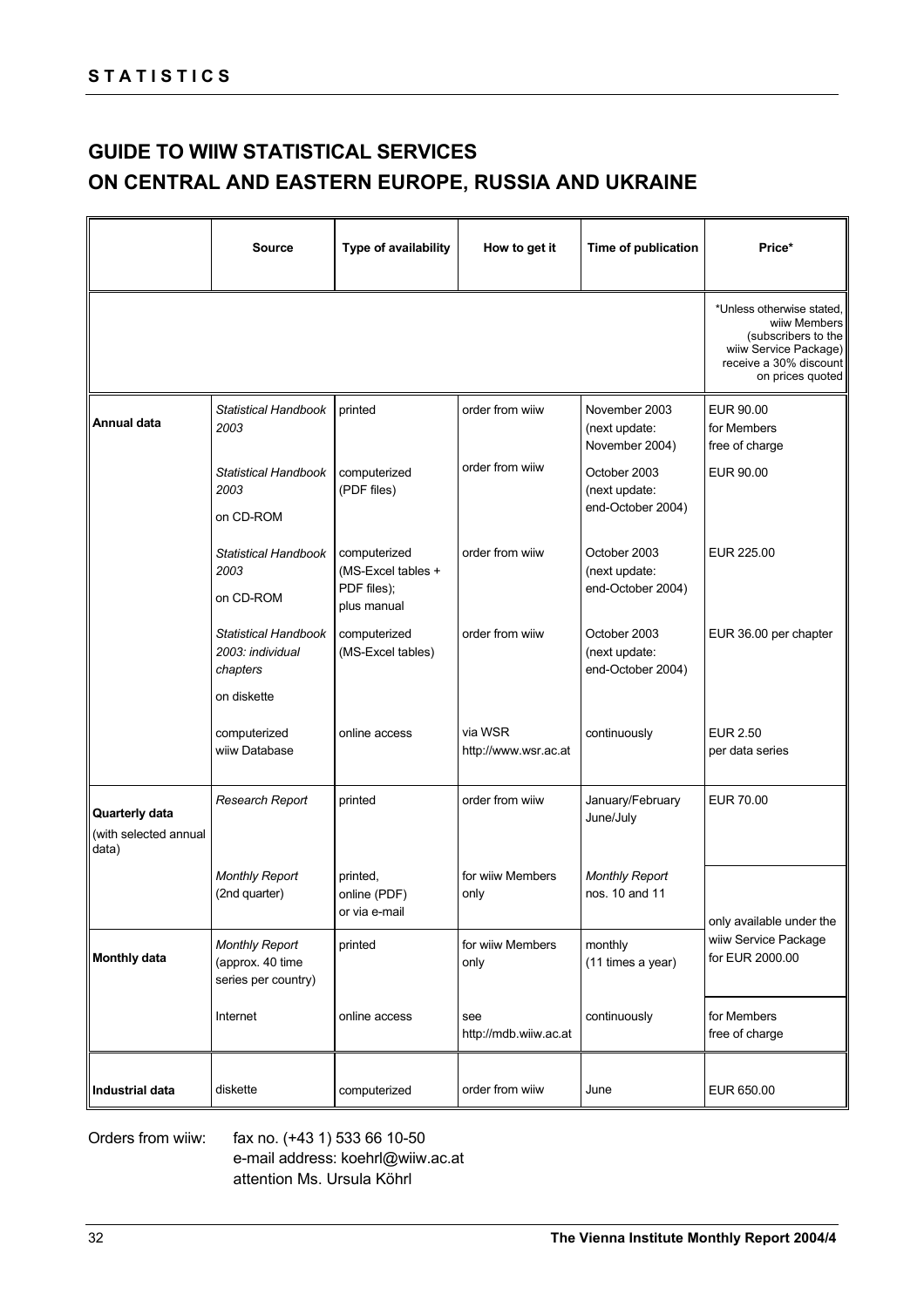## STATISTICS

# GUIDE TO WIIW STATISTICAL SERVICES ON CENTRAL AND EASTERN EUROPE, RUSSIA AND UKRAINE

| | Source | Type of availability | How to get it | Time of publication | Price* |
|---|---|---|---|---|---|
| | | | | | *Unless otherwise stated, wiiw Members (subscribers to the wiiw Service Package) receive a 30% discount on prices quoted |
| **Annual data** | *Statistical Handbook 2003* | printed | order from wiiw | November 2003 (next update: November 2004) | EUR 90.00 for Members free of charge |
| | *Statistical Handbook 2003* on CD-ROM | computerized (PDF files) | order from wiiw | October 2003 (next update: end-October 2004) | EUR 90.00 |
| | *Statistical Handbook 2003* on CD-ROM | computerized (MS-Excel tables + PDF files); plus manual | order from wiiw | October 2003 (next update: end-October 2004) | EUR 225.00 |
| | *Statistical Handbook 2003: individual chapters* on diskette | computerized (MS-Excel tables) | order from wiiw | October 2003 (next update: end-October 2004) | EUR 36.00 per chapter |
| | computerized wiiw Database | online access | via WSR http://www.wsr.ac.at | continuously | EUR 2.50 per data series |
| **Quarterly data** (with selected annual data) | *Research Report* | printed | order from wiiw | January/February June/July | EUR 70.00 |
| | *Monthly Report* (2nd quarter) | printed, online (PDF) or via e-mail | for wiiw Members only | *Monthly Report* nos. 10 and 11 | only available under the wiiw Service Package for EUR 2000.00 |
| **Monthly data** | *Monthly Report* (approx. 40 time series per country) | printed | for wiiw Members only | monthly (11 times a year) | |
| | Internet | online access | see http://mdb.wiiw.ac.at | continuously | for Members free of charge |
| **Industrial data** | diskette | computerized | order from wiiw | June | EUR 650.00 |

Orders from wiiw: fax no. (+43 1) 533 66 10-50
e-mail address: koehrl@wiiw.ac.at
attention Ms. Ursula Köhrl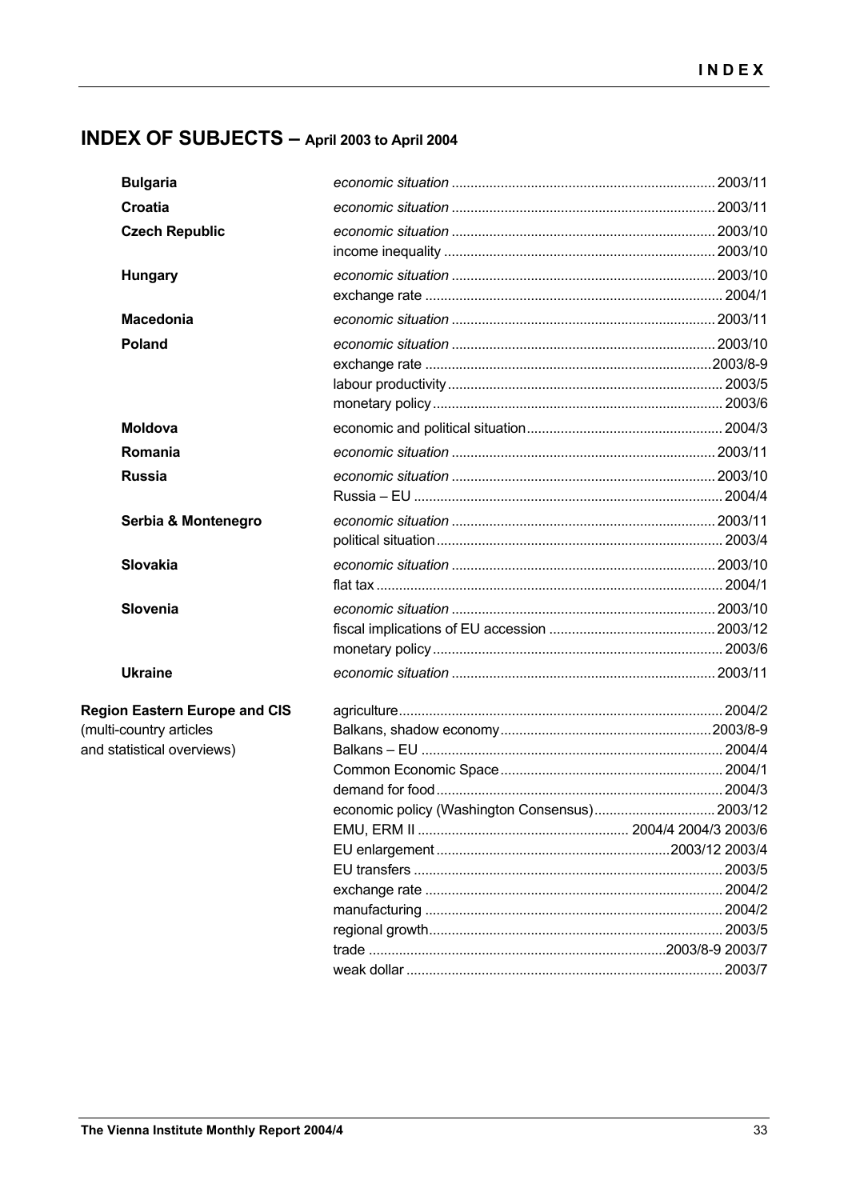## INDEX OF SUBJECTS – April 2003 to April 2004

| | | |
|---|---|---|
| **Bulgaria** | *economic situation* | 2003/11 |
| **Croatia** | *economic situation* | 2003/11 |
| **Czech Republic** | *economic situation* | 2003/10 |
| | income inequality | 2003/10 |
| **Hungary** | *economic situation* | 2003/10 |
| | exchange rate | 2004/1 |
| **Macedonia** | *economic situation* | 2003/11 |
| **Poland** | *economic situation* | 2003/10 |
| | exchange rate | 2003/8-9 |
| | labour productivity | 2003/5 |
| | monetary policy | 2003/6 |
| **Moldova** | economic and political situation | 2004/3 |
| **Romania** | *economic situation* | 2003/11 |
| **Russia** | *economic situation* | 2003/10 |
| | Russia – EU | 2004/4 |
| **Serbia & Montenegro** | *economic situation* | 2003/11 |
| | political situation | 2003/4 |
| **Slovakia** | *economic situation* | 2003/10 |
| | flat tax | 2004/1 |
| **Slovenia** | *economic situation* | 2003/10 |
| | fiscal implications of EU accession | 2003/12 |
| | monetary policy | 2003/6 |
| **Ukraine** | *economic situation* | 2003/11 |
| **Region Eastern Europe and CIS** (multi-country articles and statistical overviews) | agriculture | 2004/2 |
| | Balkans, shadow economy | 2003/8-9 |
| | Balkans – EU | 2004/4 |
| | Common Economic Space | 2004/1 |
| | demand for food | 2004/3 |
| | economic policy (Washington Consensus) | 2003/12 |
| | EMU, ERM II | 2004/4 2004/3 2003/6 |
| | EU enlargement | 2003/12 2003/4 |
| | EU transfers | 2003/5 |
| | exchange rate | 2004/2 |
| | manufacturing | 2004/2 |
| | regional growth | 2003/5 |
| | trade | 2003/8-9 2003/7 |
| | weak dollar | 2003/7 |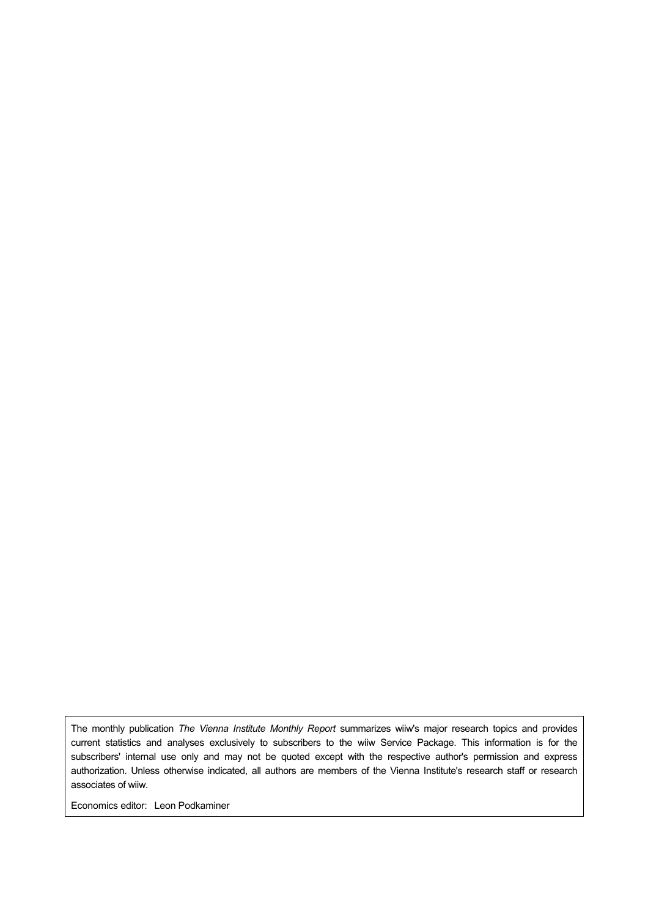The monthly publication *The Vienna Institute Monthly Report* summarizes wiiw's major research topics and provides current statistics and analyses exclusively to subscribers to the wiiw Service Package. This information is for the subscribers' internal use only and may not be quoted except with the respective author's permission and express authorization. Unless otherwise indicated, all authors are members of the Vienna Institute's research staff or research associates of wiiw.

Economics editor: Leon Podkaminer